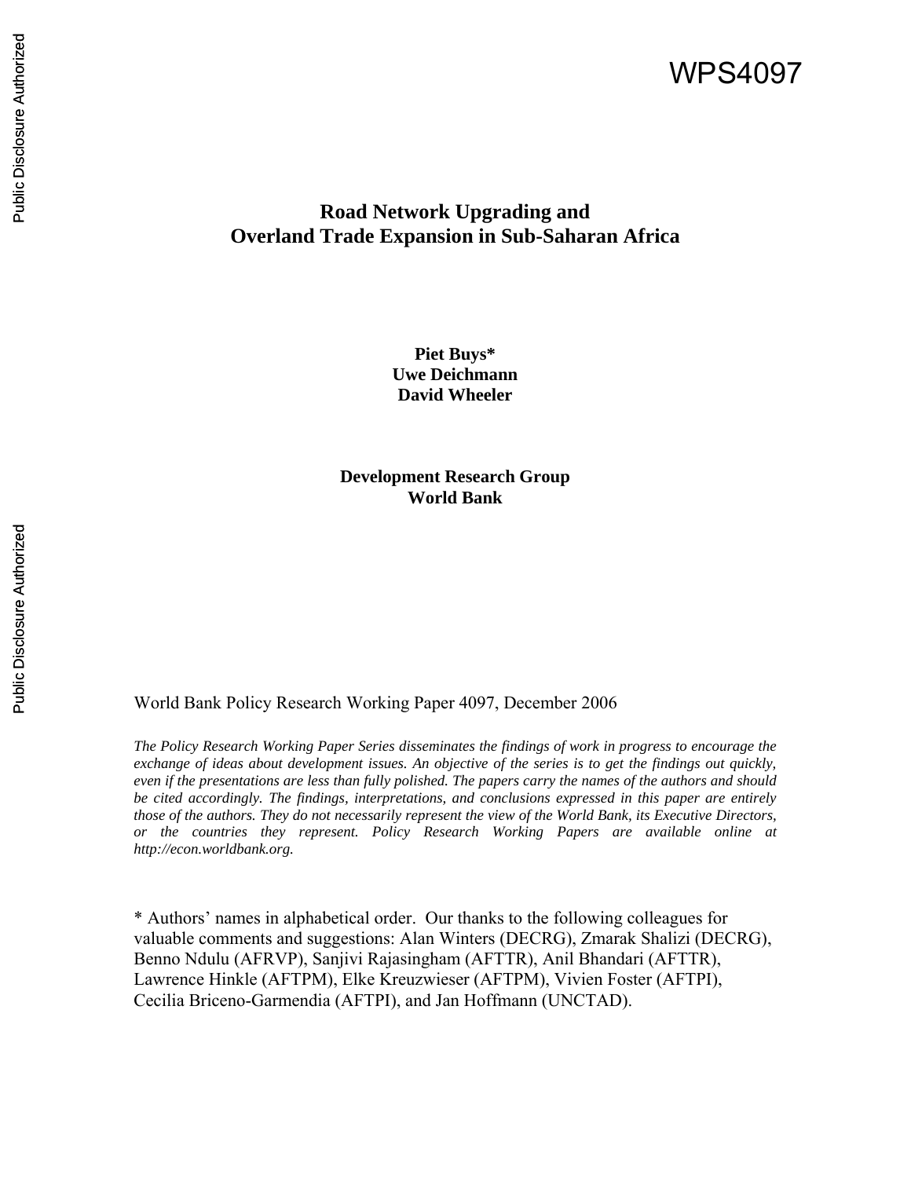WPS4097

# Road Network Upgrading and Overland Trade Expansion in Sub-Saharan Africa

**Piet Buys***
**Uwe Deichmann**
**David Wheeler**

**Development Research Group**
**World Bank**

World Bank Policy Research Working Paper 4097, December 2006

*The Policy Research Working Paper Series disseminates the findings of work in progress to encourage the exchange of ideas about development issues. An objective of the series is to get the findings out quickly, even if the presentations are less than fully polished. The papers carry the names of the authors and should be cited accordingly. The findings, interpretations, and conclusions expressed in this paper are entirely those of the authors. They do not necessarily represent the view of the World Bank, its Executive Directors, or the countries they represent. Policy Research Working Papers are available online at http://econ.worldbank.org.*

* Authors' names in alphabetical order. Our thanks to the following colleagues for valuable comments and suggestions: Alan Winters (DECRG), Zmarak Shalizi (DECRG), Benno Ndulu (AFRVP), Sanjivi Rajasingham (AFTTR), Anil Bhandari (AFTTR), Lawrence Hinkle (AFTPM), Elke Kreuzwieser (AFTPM), Vivien Foster (AFTPI), Cecilia Briceno-Garmendia (AFTPI), and Jan Hoffmann (UNCTAD).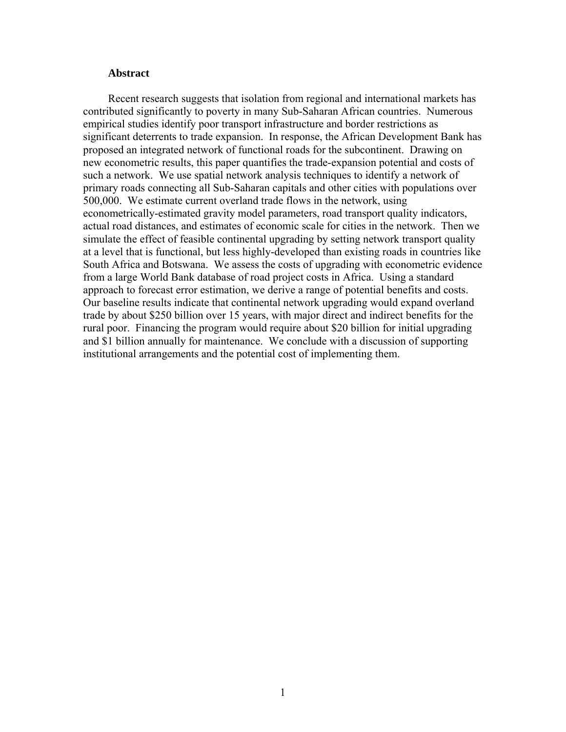## Abstract

Recent research suggests that isolation from regional and international markets has contributed significantly to poverty in many Sub-Saharan African countries. Numerous empirical studies identify poor transport infrastructure and border restrictions as significant deterrents to trade expansion. In response, the African Development Bank has proposed an integrated network of functional roads for the subcontinent. Drawing on new econometric results, this paper quantifies the trade-expansion potential and costs of such a network. We use spatial network analysis techniques to identify a network of primary roads connecting all Sub-Saharan capitals and other cities with populations over 500,000. We estimate current overland trade flows in the network, using econometrically-estimated gravity model parameters, road transport quality indicators, actual road distances, and estimates of economic scale for cities in the network. Then we simulate the effect of feasible continental upgrading by setting network transport quality at a level that is functional, but less highly-developed than existing roads in countries like South Africa and Botswana. We assess the costs of upgrading with econometric evidence from a large World Bank database of road project costs in Africa. Using a standard approach to forecast error estimation, we derive a range of potential benefits and costs. Our baseline results indicate that continental network upgrading would expand overland trade by about $250 billion over 15 years, with major direct and indirect benefits for the rural poor. Financing the program would require about $20 billion for initial upgrading and $1 billion annually for maintenance. We conclude with a discussion of supporting institutional arrangements and the potential cost of implementing them.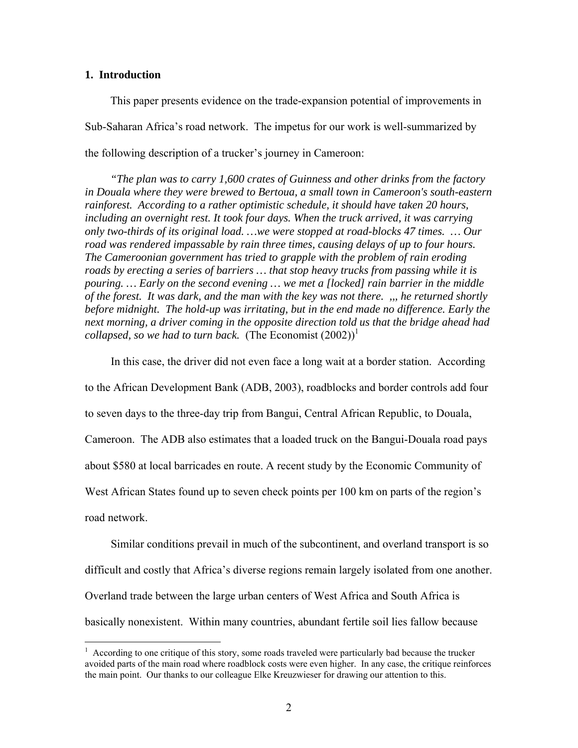## 1. Introduction

This paper presents evidence on the trade-expansion potential of improvements in Sub-Saharan Africa's road network. The impetus for our work is well-summarized by the following description of a trucker's journey in Cameroon:

*"The plan was to carry 1,600 crates of Guinness and other drinks from the factory in Douala where they were brewed to Bertoua, a small town in Cameroon's south-eastern rainforest. According to a rather optimistic schedule, it should have taken 20 hours, including an overnight rest. It took four days. When the truck arrived, it was carrying only two-thirds of its original load. …we were stopped at road-blocks 47 times. … Our road was rendered impassable by rain three times, causing delays of up to four hours. The Cameroonian government has tried to grapple with the problem of rain eroding roads by erecting a series of barriers … that stop heavy trucks from passing while it is pouring. … Early on the second evening … we met a [locked] rain barrier in the middle of the forest. It was dark, and the man with the key was not there. ,,, he returned shortly before midnight. The hold-up was irritating, but in the end made no difference. Early the next morning, a driver coming in the opposite direction told us that the bridge ahead had collapsed, so we had to turn back.* (The Economist (2002))[1]

In this case, the driver did not even face a long wait at a border station. According to the African Development Bank (ADB, 2003), roadblocks and border controls add four to seven days to the three-day trip from Bangui, Central African Republic, to Douala, Cameroon. The ADB also estimates that a loaded truck on the Bangui-Douala road pays about $580 at local barricades en route. A recent study by the Economic Community of West African States found up to seven check points per 100 km on parts of the region's road network.

Similar conditions prevail in much of the subcontinent, and overland transport is so difficult and costly that Africa's diverse regions remain largely isolated from one another. Overland trade between the large urban centers of West Africa and South Africa is basically nonexistent. Within many countries, abundant fertile soil lies fallow because

[1] According to one critique of this story, some roads traveled were particularly bad because the trucker avoided parts of the main road where roadblock costs were even higher. In any case, the critique reinforces the main point. Our thanks to our colleague Elke Kreuzwieser for drawing our attention to this.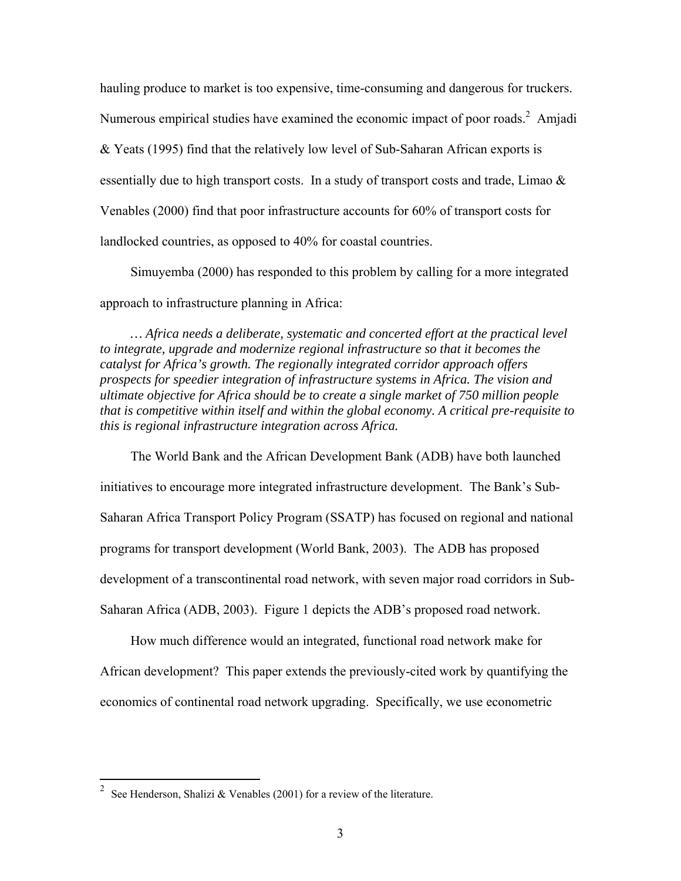hauling produce to market is too expensive, time-consuming and dangerous for truckers. Numerous empirical studies have examined the economic impact of poor roads.[2] Amjadi & Yeats (1995) find that the relatively low level of Sub-Saharan African exports is essentially due to high transport costs. In a study of transport costs and trade, Limao & Venables (2000) find that poor infrastructure accounts for 60% of transport costs for landlocked countries, as opposed to 40% for coastal countries.

Simuyemba (2000) has responded to this problem by calling for a more integrated approach to infrastructure planning in Africa:

> *… Africa needs a deliberate, systematic and concerted effort at the practical level to integrate, upgrade and modernize regional infrastructure so that it becomes the catalyst for Africa's growth. The regionally integrated corridor approach offers prospects for speedier integration of infrastructure systems in Africa. The vision and ultimate objective for Africa should be to create a single market of 750 million people that is competitive within itself and within the global economy. A critical pre-requisite to this is regional infrastructure integration across Africa.*

The World Bank and the African Development Bank (ADB) have both launched initiatives to encourage more integrated infrastructure development. The Bank's Sub-Saharan Africa Transport Policy Program (SSATP) has focused on regional and national programs for transport development (World Bank, 2003). The ADB has proposed development of a transcontinental road network, with seven major road corridors in Sub-Saharan Africa (ADB, 2003). Figure 1 depicts the ADB's proposed road network.

How much difference would an integrated, functional road network make for African development? This paper extends the previously-cited work by quantifying the economics of continental road network upgrading. Specifically, we use econometric

[2] See Henderson, Shalizi & Venables (2001) for a review of the literature.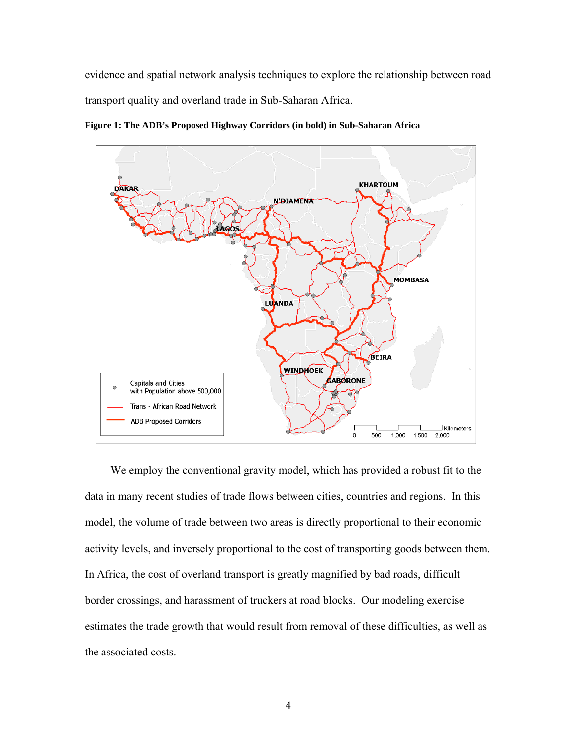evidence and spatial network analysis techniques to explore the relationship between road transport quality and overland trade in Sub-Saharan Africa.

**Figure 1: The ADB's Proposed Highway Corridors (in bold) in Sub-Saharan Africa**

We employ the conventional gravity model, which has provided a robust fit to the data in many recent studies of trade flows between cities, countries and regions. In this model, the volume of trade between two areas is directly proportional to their economic activity levels, and inversely proportional to the cost of transporting goods between them. In Africa, the cost of overland transport is greatly magnified by bad roads, difficult border crossings, and harassment of truckers at road blocks. Our modeling exercise estimates the trade growth that would result from removal of these difficulties, as well as the associated costs.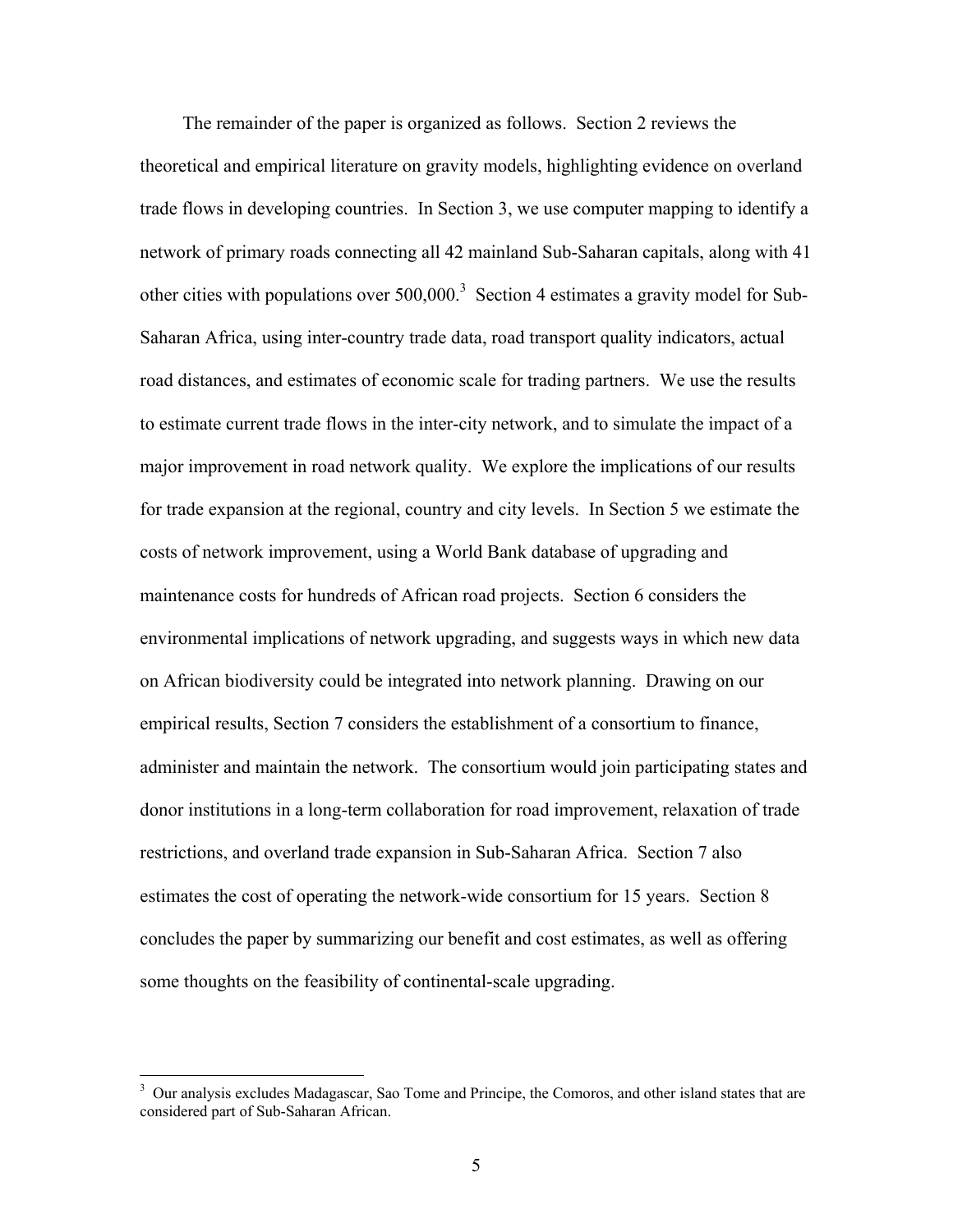The remainder of the paper is organized as follows. Section 2 reviews the theoretical and empirical literature on gravity models, highlighting evidence on overland trade flows in developing countries. In Section 3, we use computer mapping to identify a network of primary roads connecting all 42 mainland Sub-Saharan capitals, along with 41 other cities with populations over 500,000.[3] Section 4 estimates a gravity model for Sub-Saharan Africa, using inter-country trade data, road transport quality indicators, actual road distances, and estimates of economic scale for trading partners. We use the results to estimate current trade flows in the inter-city network, and to simulate the impact of a major improvement in road network quality. We explore the implications of our results for trade expansion at the regional, country and city levels. In Section 5 we estimate the costs of network improvement, using a World Bank database of upgrading and maintenance costs for hundreds of African road projects. Section 6 considers the environmental implications of network upgrading, and suggests ways in which new data on African biodiversity could be integrated into network planning. Drawing on our empirical results, Section 7 considers the establishment of a consortium to finance, administer and maintain the network. The consortium would join participating states and donor institutions in a long-term collaboration for road improvement, relaxation of trade restrictions, and overland trade expansion in Sub-Saharan Africa. Section 7 also estimates the cost of operating the network-wide consortium for 15 years. Section 8 concludes the paper by summarizing our benefit and cost estimates, as well as offering some thoughts on the feasibility of continental-scale upgrading.

[3] Our analysis excludes Madagascar, Sao Tome and Principe, the Comoros, and other island states that are considered part of Sub-Saharan African.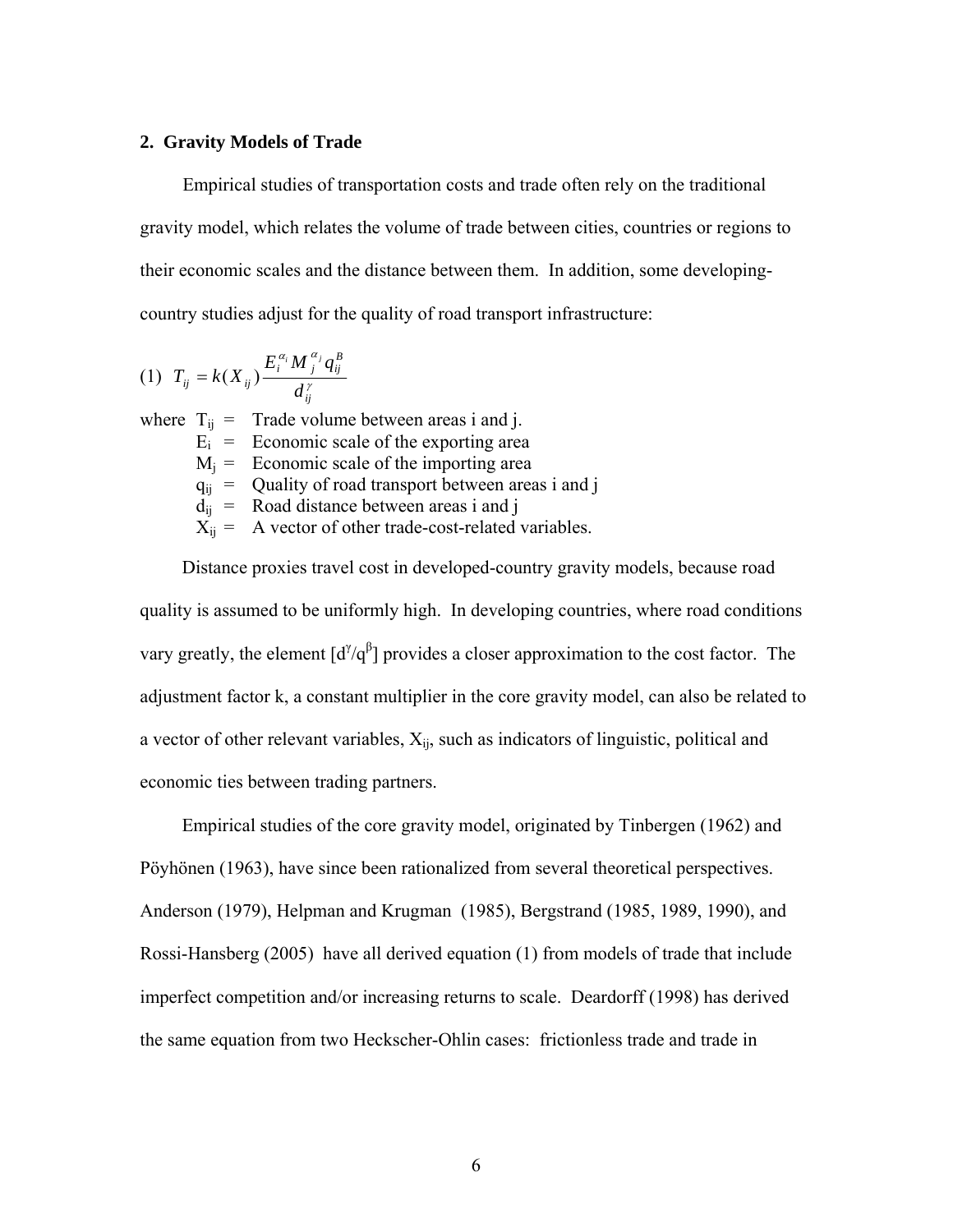## 2. Gravity Models of Trade

Empirical studies of transportation costs and trade often rely on the traditional gravity model, which relates the volume of trade between cities, countries or regions to their economic scales and the distance between them. In addition, some developing-country studies adjust for the quality of road transport infrastructure:

$$(1) \quad T_{ij} = k(X_{ij}) \frac{E_i^{\alpha_i} M_j^{\alpha_j} q_{ij}^{B}}{d_{ij}^{\gamma}}$$

where $T_{ij}$ = Trade volume between areas i and j.
$E_i$ = Economic scale of the exporting area
$M_j$ = Economic scale of the importing area
$q_{ij}$ = Quality of road transport between areas i and j
$d_{ij}$ = Road distance between areas i and j
$X_{ij}$ = A vector of other trade-cost-related variables.

Distance proxies travel cost in developed-country gravity models, because road quality is assumed to be uniformly high. In developing countries, where road conditions vary greatly, the element $[d^{\gamma}/q^{\beta}]$ provides a closer approximation to the cost factor. The adjustment factor k, a constant multiplier in the core gravity model, can also be related to a vector of other relevant variables, $X_{ij}$, such as indicators of linguistic, political and economic ties between trading partners.

Empirical studies of the core gravity model, originated by Tinbergen (1962) and Pöyhönen (1963), have since been rationalized from several theoretical perspectives. Anderson (1979), Helpman and Krugman (1985), Bergstrand (1985, 1989, 1990), and Rossi-Hansberg (2005) have all derived equation (1) from models of trade that include imperfect competition and/or increasing returns to scale. Deardorff (1998) has derived the same equation from two Heckscher-Ohlin cases: frictionless trade and trade in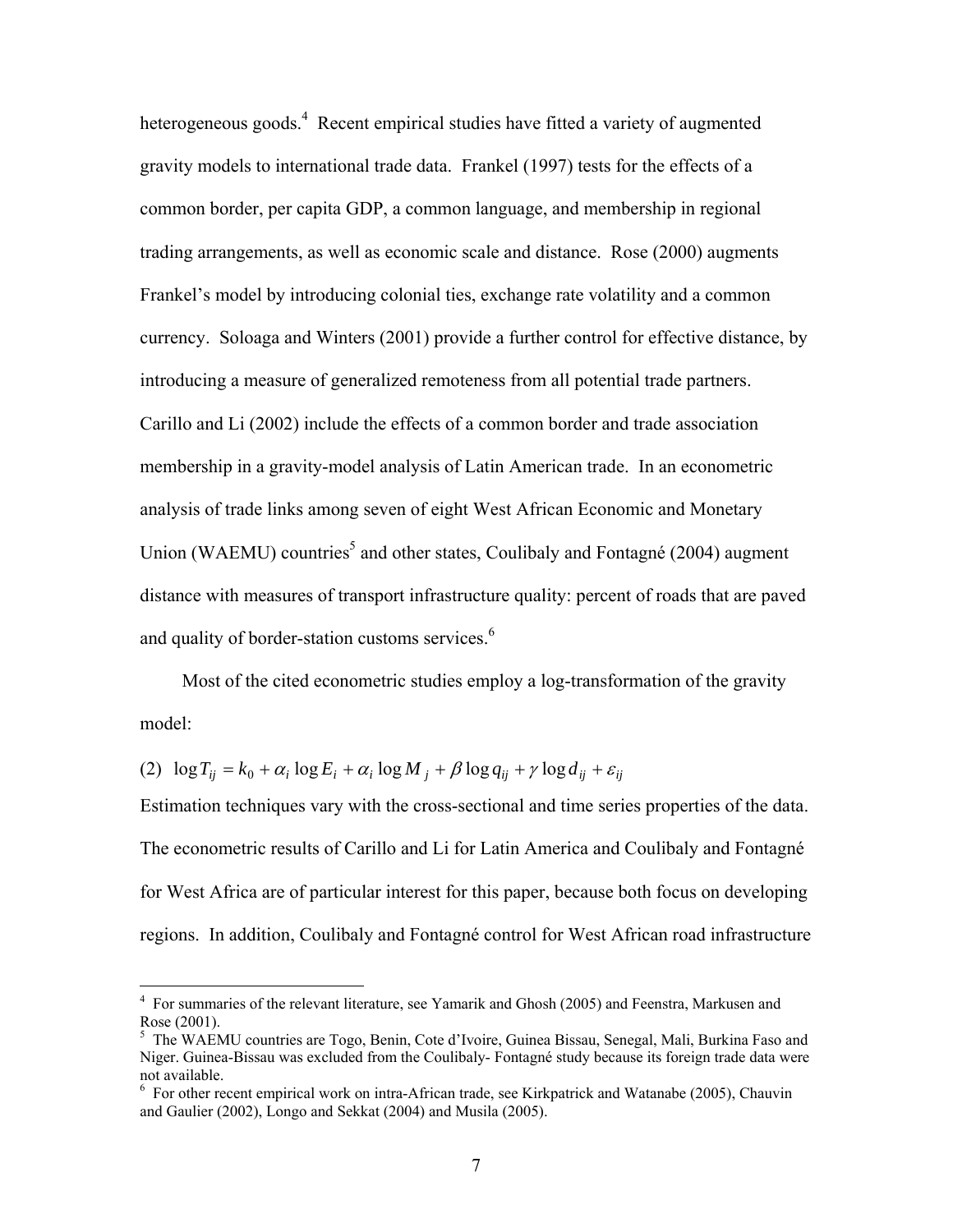heterogeneous goods.[4] Recent empirical studies have fitted a variety of augmented gravity models to international trade data. Frankel (1997) tests for the effects of a common border, per capita GDP, a common language, and membership in regional trading arrangements, as well as economic scale and distance. Rose (2000) augments Frankel's model by introducing colonial ties, exchange rate volatility and a common currency. Soloaga and Winters (2001) provide a further control for effective distance, by introducing a measure of generalized remoteness from all potential trade partners. Carillo and Li (2002) include the effects of a common border and trade association membership in a gravity-model analysis of Latin American trade. In an econometric analysis of trade links among seven of eight West African Economic and Monetary Union (WAEMU) countries[5] and other states, Coulibaly and Fontagné (2004) augment distance with measures of transport infrastructure quality: percent of roads that are paved and quality of border-station customs services.[6]

Most of the cited econometric studies employ a log-transformation of the gravity model:

(2) $\log T_{ij} = k_0 + \alpha_i \log E_i + \alpha_i \log M_j + \beta \log q_{ij} + \gamma \log d_{ij} + \varepsilon_{ij}$

Estimation techniques vary with the cross-sectional and time series properties of the data. The econometric results of Carillo and Li for Latin America and Coulibaly and Fontagné for West Africa are of particular interest for this paper, because both focus on developing regions. In addition, Coulibaly and Fontagné control for West African road infrastructure

---

[4] For summaries of the relevant literature, see Yamarik and Ghosh (2005) and Feenstra, Markusen and Rose (2001).

[5] The WAEMU countries are Togo, Benin, Cote d'Ivoire, Guinea Bissau, Senegal, Mali, Burkina Faso and Niger. Guinea-Bissau was excluded from the Coulibaly- Fontagné study because its foreign trade data were not available.

[6] For other recent empirical work on intra-African trade, see Kirkpatrick and Watanabe (2005), Chauvin and Gaulier (2002), Longo and Sekkat (2004) and Musila (2005).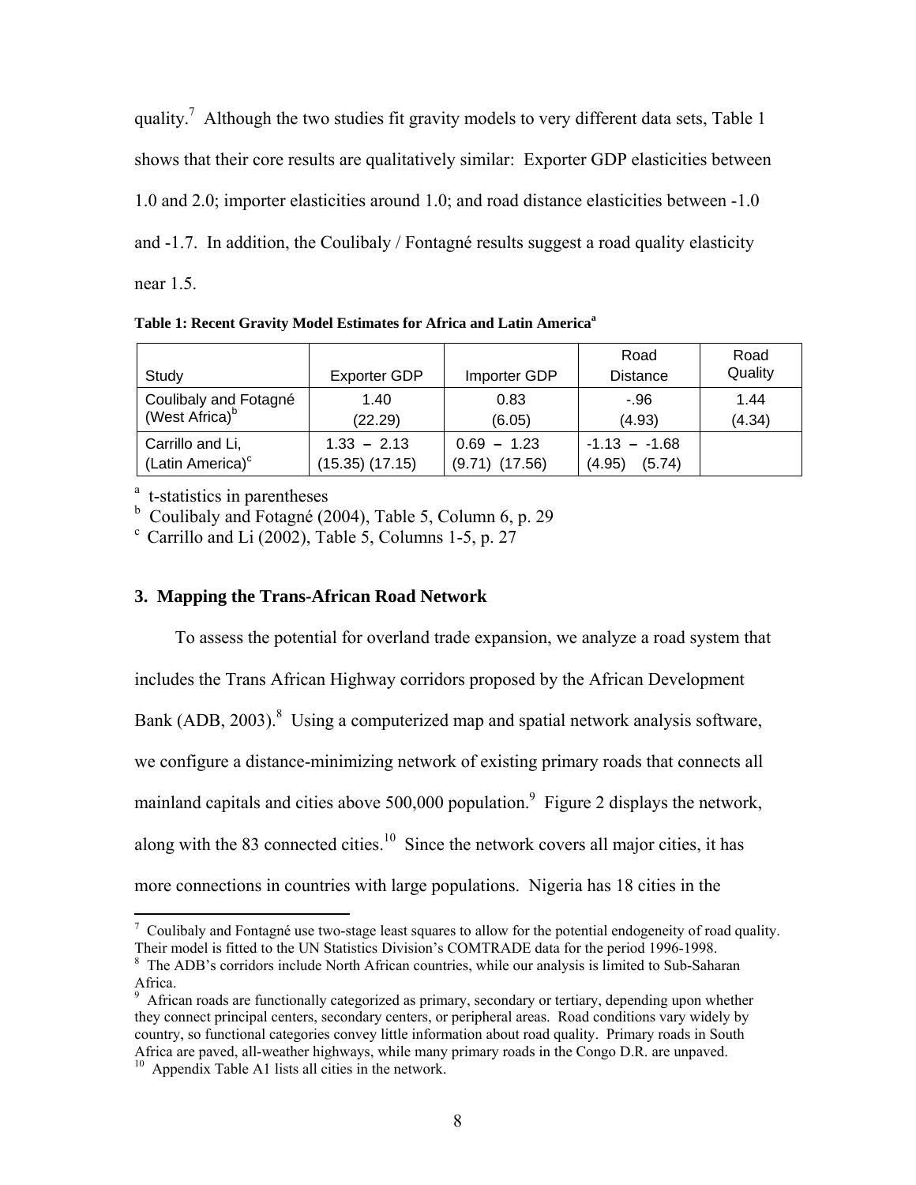quality.[7] Although the two studies fit gravity models to very different data sets, Table 1 shows that their core results are qualitatively similar: Exporter GDP elasticities between 1.0 and 2.0; importer elasticities around 1.0; and road distance elasticities between -1.0 and -1.7. In addition, the Coulibaly / Fontagné results suggest a road quality elasticity near 1.5.

**Table 1: Recent Gravity Model Estimates for Africa and Latin America[a]**

| Study | Exporter GDP | Importer GDP | Road Distance | Road Quality |
|---|---|---|---|---|
| Coulibaly and Fotagné (West Africa)[b] | 1.40<br>(22.29) | 0.83<br>(6.05) | -.96<br>(4.93) | 1.44<br>(4.34) |
| Carrillo and Li, (Latin America)[c] | 1.33 – 2.13<br>(15.35) (17.15) | 0.69 – 1.23<br>(9.71) (17.56) | -1.13 – -1.68<br>(4.95) (5.74) | |

[a] t-statistics in parentheses
[b] Coulibaly and Fotagné (2004), Table 5, Column 6, p. 29
[c] Carrillo and Li (2002), Table 5, Columns 1-5, p. 27

### 3. Mapping the Trans-African Road Network

To assess the potential for overland trade expansion, we analyze a road system that includes the Trans African Highway corridors proposed by the African Development Bank (ADB, 2003).[8] Using a computerized map and spatial network analysis software, we configure a distance-minimizing network of existing primary roads that connects all mainland capitals and cities above 500,000 population.[9] Figure 2 displays the network, along with the 83 connected cities.[10] Since the network covers all major cities, it has more connections in countries with large populations. Nigeria has 18 cities in the

[7] Coulibaly and Fontagné use two-stage least squares to allow for the potential endogeneity of road quality. Their model is fitted to the UN Statistics Division's COMTRADE data for the period 1996-1998.

[8] The ADB's corridors include North African countries, while our analysis is limited to Sub-Saharan Africa.

[9] African roads are functionally categorized as primary, secondary or tertiary, depending upon whether they connect principal centers, secondary centers, or peripheral areas. Road conditions vary widely by country, so functional categories convey little information about road quality. Primary roads in South Africa are paved, all-weather highways, while many primary roads in the Congo D.R. are unpaved.

[10] Appendix Table A1 lists all cities in the network.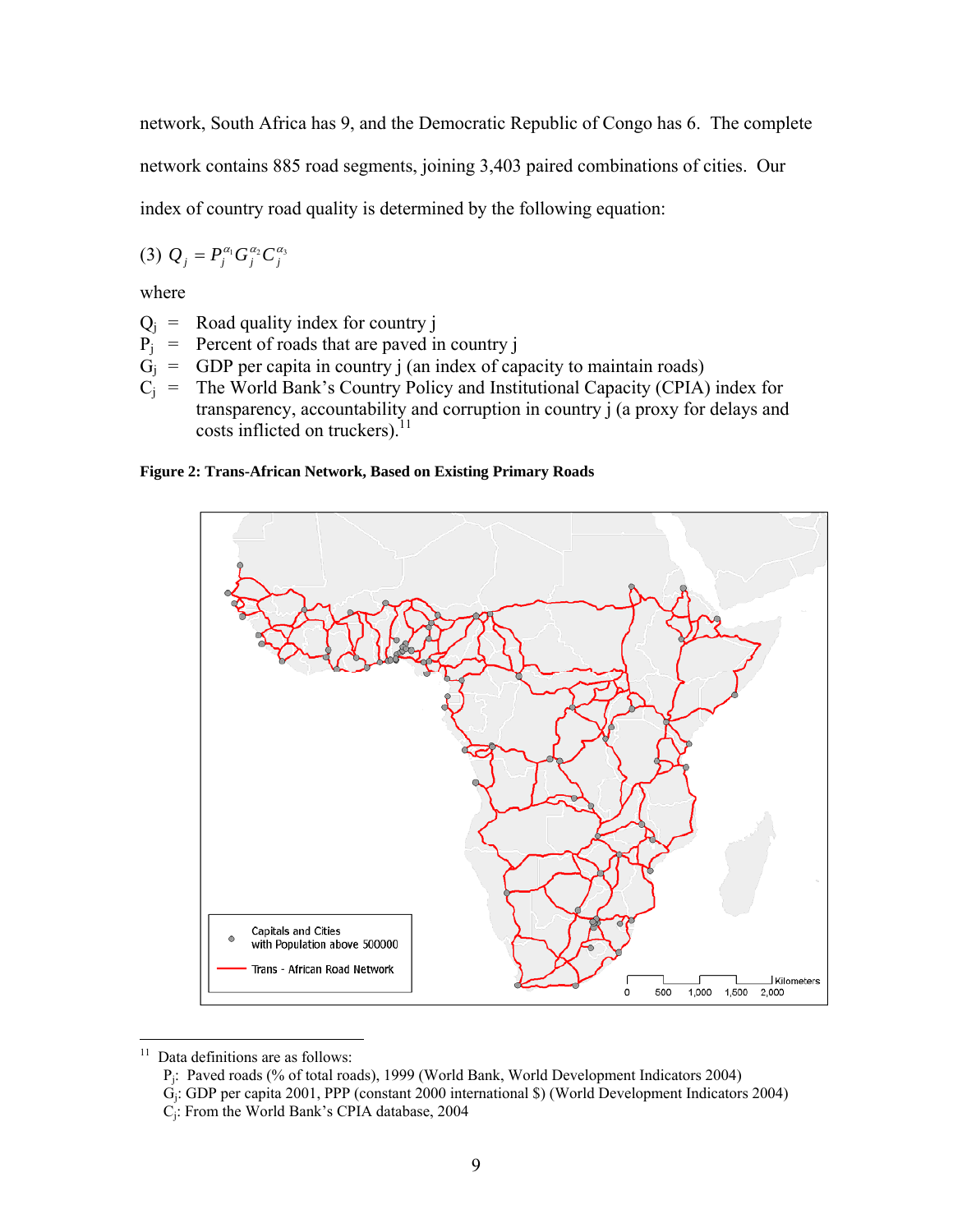network, South Africa has 9, and the Democratic Republic of Congo has 6. The complete network contains 885 road segments, joining 3,403 paired combinations of cities. Our index of country road quality is determined by the following equation:

$$(3)\ Q_j = P_j^{\alpha_1} G_j^{\alpha_2} C_j^{\alpha_3}$$

where

- $Q_j$ = Road quality index for country j
- $P_j$ = Percent of roads that are paved in country j
- $G_j$ = GDP per capita in country j (an index of capacity to maintain roads)
- $C_j$ = The World Bank's Country Policy and Institutional Capacity (CPIA) index for transparency, accountability and corruption in country j (a proxy for delays and costs inflicted on truckers).[11]

**Figure 2: Trans-African Network, Based on Existing Primary Roads**

Capitals and Cities with Population above 500000

Trans - African Road Network

Kilometers: 0, 500, 1,000, 1,500, 2,000

---

[11] Data definitions are as follows:

$P_j$: Paved roads (% of total roads), 1999 (World Bank, World Development Indicators 2004)

$G_j$: GDP per capita 2001, PPP (constant 2000 international $) (World Development Indicators 2004)

$C_j$: From the World Bank's CPIA database, 2004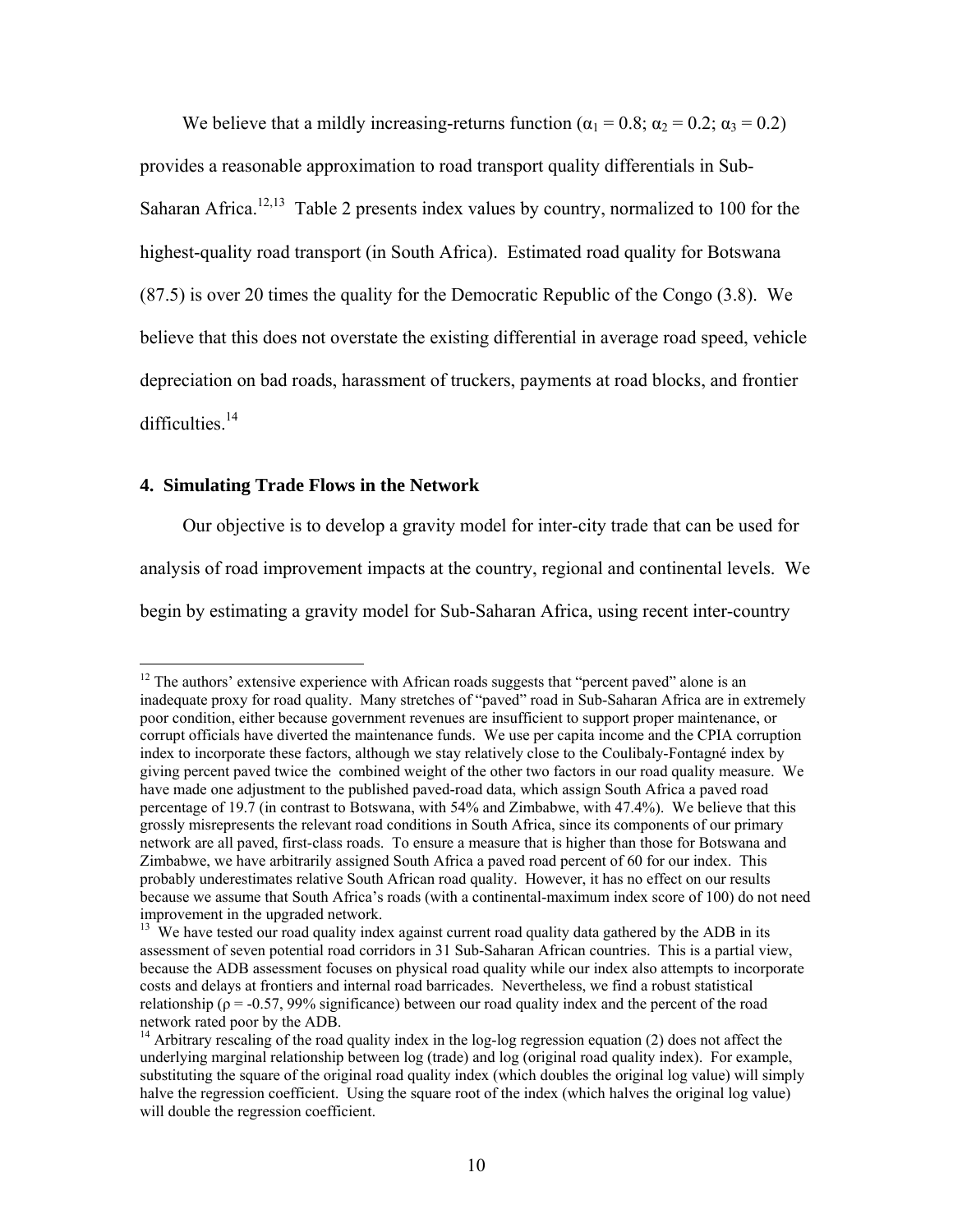We believe that a mildly increasing-returns function ($\alpha_1 = 0.8$; $\alpha_2 = 0.2$; $\alpha_3 = 0.2$) provides a reasonable approximation to road transport quality differentials in Sub-Saharan Africa.[12,13] Table 2 presents index values by country, normalized to 100 for the highest-quality road transport (in South Africa). Estimated road quality for Botswana (87.5) is over 20 times the quality for the Democratic Republic of the Congo (3.8). We believe that this does not overstate the existing differential in average road speed, vehicle depreciation on bad roads, harassment of truckers, payments at road blocks, and frontier difficulties.[14]

## 4. Simulating Trade Flows in the Network

Our objective is to develop a gravity model for inter-city trade that can be used for analysis of road improvement impacts at the country, regional and continental levels. We begin by estimating a gravity model for Sub-Saharan Africa, using recent inter-country

---

[12] The authors' extensive experience with African roads suggests that "percent paved" alone is an inadequate proxy for road quality. Many stretches of "paved" road in Sub-Saharan Africa are in extremely poor condition, either because government revenues are insufficient to support proper maintenance, or corrupt officials have diverted the maintenance funds. We use per capita income and the CPIA corruption index to incorporate these factors, although we stay relatively close to the Coulibaly-Fontagné index by giving percent paved twice the combined weight of the other two factors in our road quality measure. We have made one adjustment to the published paved-road data, which assign South Africa a paved road percentage of 19.7 (in contrast to Botswana, with 54% and Zimbabwe, with 47.4%). We believe that this grossly misrepresents the relevant road conditions in South Africa, since its components of our primary network are all paved, first-class roads. To ensure a measure that is higher than those for Botswana and Zimbabwe, we have arbitrarily assigned South Africa a paved road percent of 60 for our index. This probably underestimates relative South African road quality. However, it has no effect on our results because we assume that South Africa's roads (with a continental-maximum index score of 100) do not need improvement in the upgraded network.

[13] We have tested our road quality index against current road quality data gathered by the ADB in its assessment of seven potential road corridors in 31 Sub-Saharan African countries. This is a partial view, because the ADB assessment focuses on physical road quality while our index also attempts to incorporate costs and delays at frontiers and internal road barricades. Nevertheless, we find a robust statistical relationship ($\rho = -0.57$, 99% significance) between our road quality index and the percent of the road network rated poor by the ADB.

[14] Arbitrary rescaling of the road quality index in the log-log regression equation (2) does not affect the underlying marginal relationship between log (trade) and log (original road quality index). For example, substituting the square of the original road quality index (which doubles the original log value) will simply halve the regression coefficient. Using the square root of the index (which halves the original log value) will double the regression coefficient.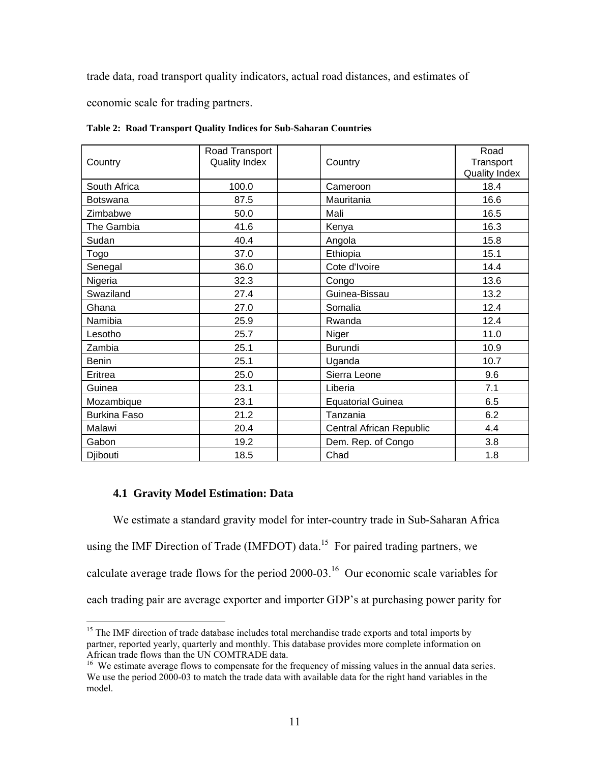trade data, road transport quality indicators, actual road distances, and estimates of economic scale for trading partners.

**Table 2: Road Transport Quality Indices for Sub-Saharan Countries**

| Country | Road Transport Quality Index | | Country | Road Transport Quality Index |
|---|---|---|---|---|
| South Africa | 100.0 | | Cameroon | 18.4 |
| Botswana | 87.5 | | Mauritania | 16.6 |
| Zimbabwe | 50.0 | | Mali | 16.5 |
| The Gambia | 41.6 | | Kenya | 16.3 |
| Sudan | 40.4 | | Angola | 15.8 |
| Togo | 37.0 | | Ethiopia | 15.1 |
| Senegal | 36.0 | | Cote d'Ivoire | 14.4 |
| Nigeria | 32.3 | | Congo | 13.6 |
| Swaziland | 27.4 | | Guinea-Bissau | 13.2 |
| Ghana | 27.0 | | Somalia | 12.4 |
| Namibia | 25.9 | | Rwanda | 12.4 |
| Lesotho | 25.7 | | Niger | 11.0 |
| Zambia | 25.1 | | Burundi | 10.9 |
| Benin | 25.1 | | Uganda | 10.7 |
| Eritrea | 25.0 | | Sierra Leone | 9.6 |
| Guinea | 23.1 | | Liberia | 7.1 |
| Mozambique | 23.1 | | Equatorial Guinea | 6.5 |
| Burkina Faso | 21.2 | | Tanzania | 6.2 |
| Malawi | 20.4 | | Central African Republic | 4.4 |
| Gabon | 19.2 | | Dem. Rep. of Congo | 3.8 |
| Djibouti | 18.5 | | Chad | 1.8 |

### 4.1 Gravity Model Estimation: Data

We estimate a standard gravity model for inter-country trade in Sub-Saharan Africa using the IMF Direction of Trade (IMFDOT) data.[15] For paired trading partners, we calculate average trade flows for the period 2000-03.[16] Our economic scale variables for each trading pair are average exporter and importer GDP's at purchasing power parity for

[15] The IMF direction of trade database includes total merchandise trade exports and total imports by partner, reported yearly, quarterly and monthly. This database provides more complete information on African trade flows than the UN COMTRADE data.

[16] We estimate average flows to compensate for the frequency of missing values in the annual data series. We use the period 2000-03 to match the trade data with available data for the right hand variables in the model.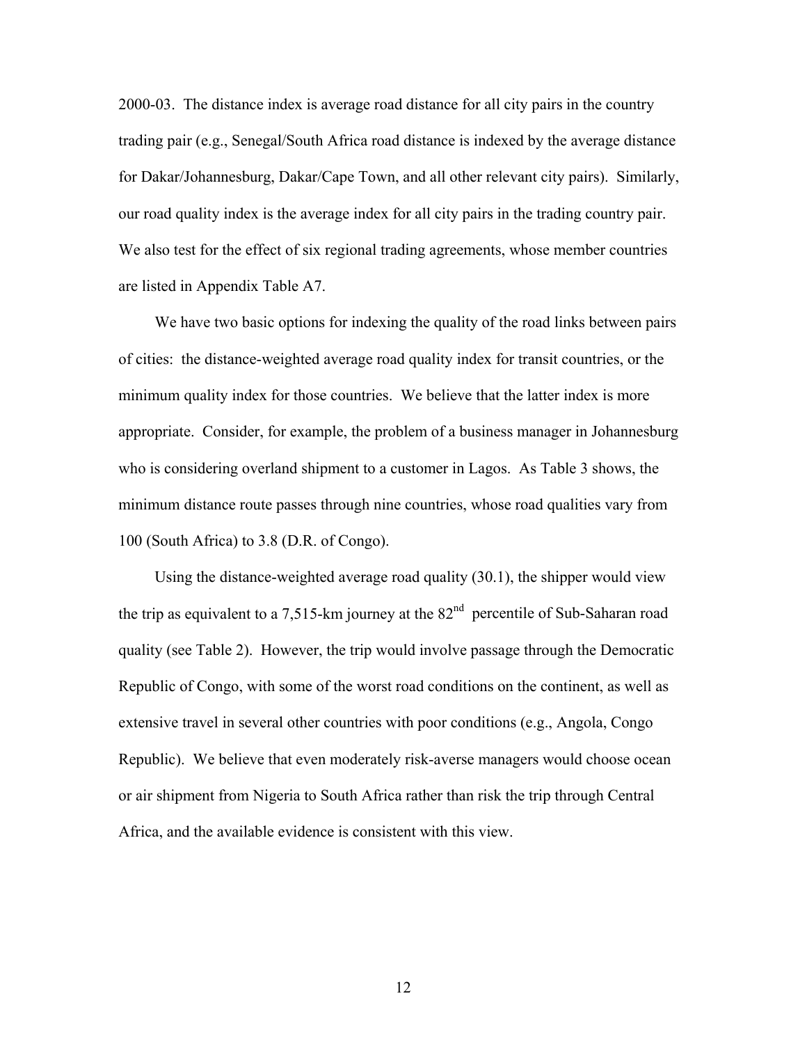2000-03. The distance index is average road distance for all city pairs in the country trading pair (e.g., Senegal/South Africa road distance is indexed by the average distance for Dakar/Johannesburg, Dakar/Cape Town, and all other relevant city pairs). Similarly, our road quality index is the average index for all city pairs in the trading country pair. We also test for the effect of six regional trading agreements, whose member countries are listed in Appendix Table A7.

We have two basic options for indexing the quality of the road links between pairs of cities: the distance-weighted average road quality index for transit countries, or the minimum quality index for those countries. We believe that the latter index is more appropriate. Consider, for example, the problem of a business manager in Johannesburg who is considering overland shipment to a customer in Lagos. As Table 3 shows, the minimum distance route passes through nine countries, whose road qualities vary from 100 (South Africa) to 3.8 (D.R. of Congo).

Using the distance-weighted average road quality (30.1), the shipper would view the trip as equivalent to a 7,515-km journey at the 82nd percentile of Sub-Saharan road quality (see Table 2). However, the trip would involve passage through the Democratic Republic of Congo, with some of the worst road conditions on the continent, as well as extensive travel in several other countries with poor conditions (e.g., Angola, Congo Republic). We believe that even moderately risk-averse managers would choose ocean or air shipment from Nigeria to South Africa rather than risk the trip through Central Africa, and the available evidence is consistent with this view.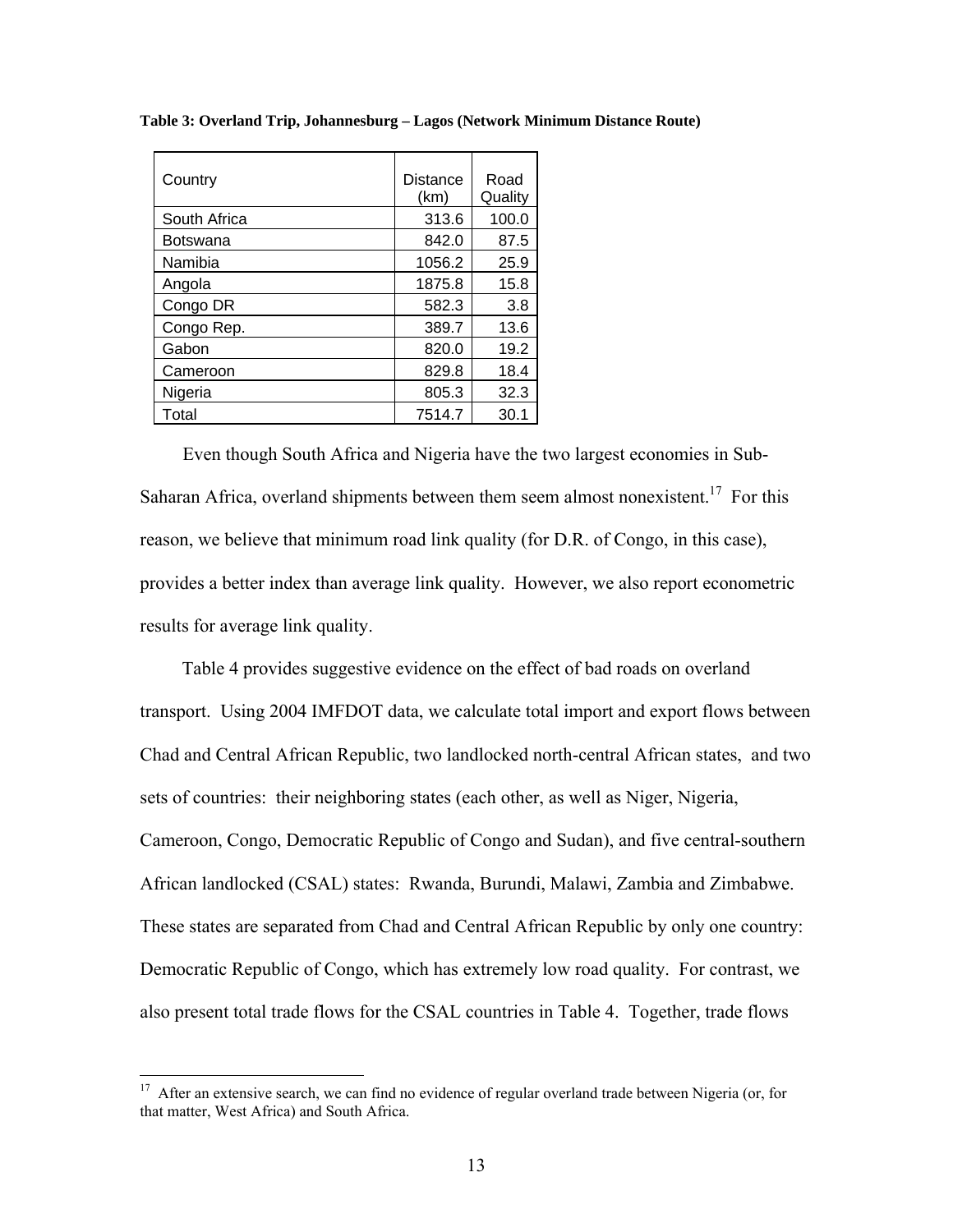**Table 3: Overland Trip, Johannesburg – Lagos (Network Minimum Distance Route)**

| Country | Distance (km) | Road Quality |
|---|---|---|
| South Africa | 313.6 | 100.0 |
| Botswana | 842.0 | 87.5 |
| Namibia | 1056.2 | 25.9 |
| Angola | 1875.8 | 15.8 |
| Congo DR | 582.3 | 3.8 |
| Congo Rep. | 389.7 | 13.6 |
| Gabon | 820.0 | 19.2 |
| Cameroon | 829.8 | 18.4 |
| Nigeria | 805.3 | 32.3 |
| Total | 7514.7 | 30.1 |

Even though South Africa and Nigeria have the two largest economies in Sub-Saharan Africa, overland shipments between them seem almost nonexistent.[17] For this reason, we believe that minimum road link quality (for D.R. of Congo, in this case), provides a better index than average link quality. However, we also report econometric results for average link quality.

Table 4 provides suggestive evidence on the effect of bad roads on overland transport. Using 2004 IMFDOT data, we calculate total import and export flows between Chad and Central African Republic, two landlocked north-central African states, and two sets of countries: their neighboring states (each other, as well as Niger, Nigeria, Cameroon, Congo, Democratic Republic of Congo and Sudan), and five central-southern African landlocked (CSAL) states: Rwanda, Burundi, Malawi, Zambia and Zimbabwe. These states are separated from Chad and Central African Republic by only one country: Democratic Republic of Congo, which has extremely low road quality. For contrast, we also present total trade flows for the CSAL countries in Table 4. Together, trade flows

[17] After an extensive search, we can find no evidence of regular overland trade between Nigeria (or, for that matter, West Africa) and South Africa.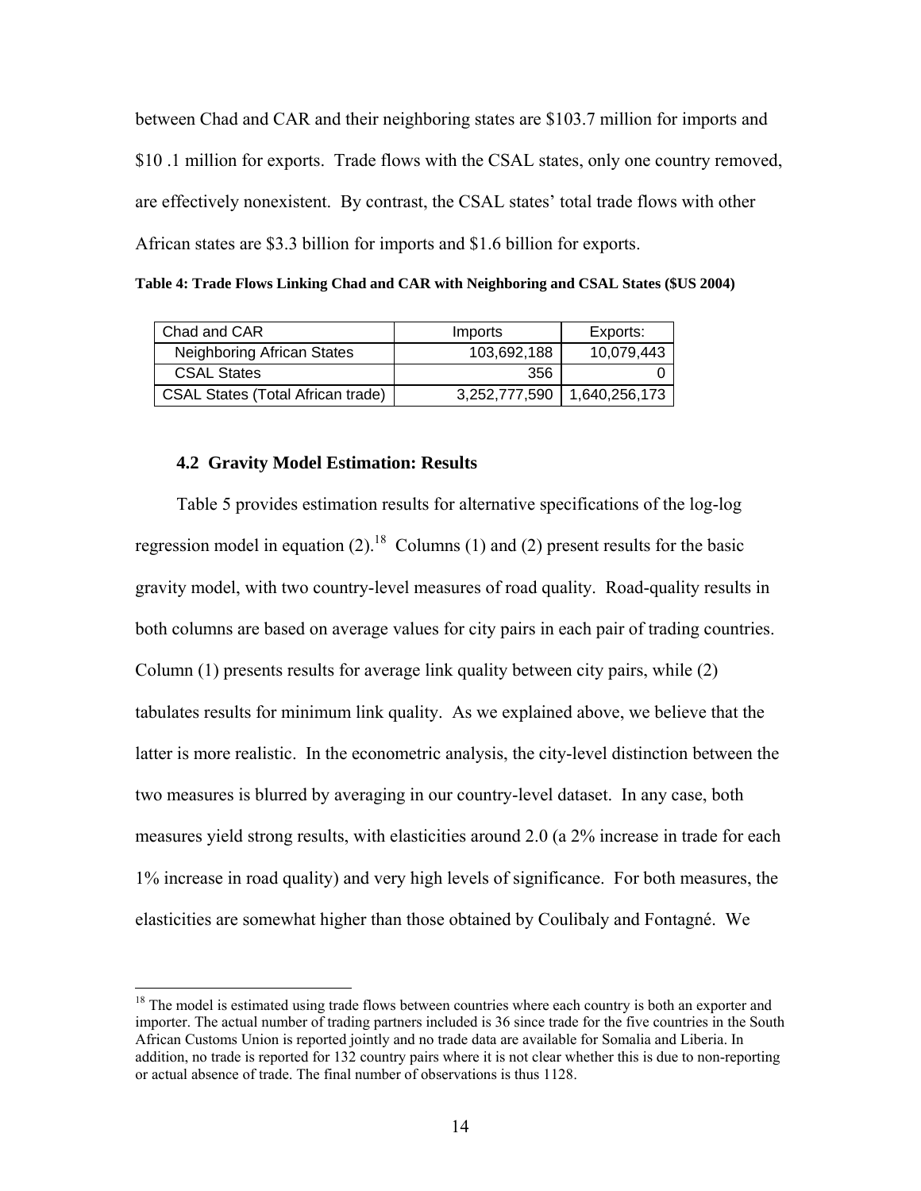between Chad and CAR and their neighboring states are \$103.7 million for imports and \$10 .1 million for exports. Trade flows with the CSAL states, only one country removed, are effectively nonexistent. By contrast, the CSAL states' total trade flows with other African states are \$3.3 billion for imports and \$1.6 billion for exports.

**Table 4: Trade Flows Linking Chad and CAR with Neighboring and CSAL States (\$US 2004)**

| Chad and CAR | Imports | Exports: |
|---|---|---|
| Neighboring African States | 103,692,188 | 10,079,443 |
| CSAL States | 356 | 0 |
| CSAL States (Total African trade) | 3,252,777,590 | 1,640,256,173 |

### 4.2 Gravity Model Estimation: Results

Table 5 provides estimation results for alternative specifications of the log-log regression model in equation (2).[18] Columns (1) and (2) present results for the basic gravity model, with two country-level measures of road quality. Road-quality results in both columns are based on average values for city pairs in each pair of trading countries. Column (1) presents results for average link quality between city pairs, while (2) tabulates results for minimum link quality. As we explained above, we believe that the latter is more realistic. In the econometric analysis, the city-level distinction between the two measures is blurred by averaging in our country-level dataset. In any case, both measures yield strong results, with elasticities around 2.0 (a 2% increase in trade for each 1% increase in road quality) and very high levels of significance. For both measures, the elasticities are somewhat higher than those obtained by Coulibaly and Fontagné. We

[18] The model is estimated using trade flows between countries where each country is both an exporter and importer. The actual number of trading partners included is 36 since trade for the five countries in the South African Customs Union is reported jointly and no trade data are available for Somalia and Liberia. In addition, no trade is reported for 132 country pairs where it is not clear whether this is due to non-reporting or actual absence of trade. The final number of observations is thus 1128.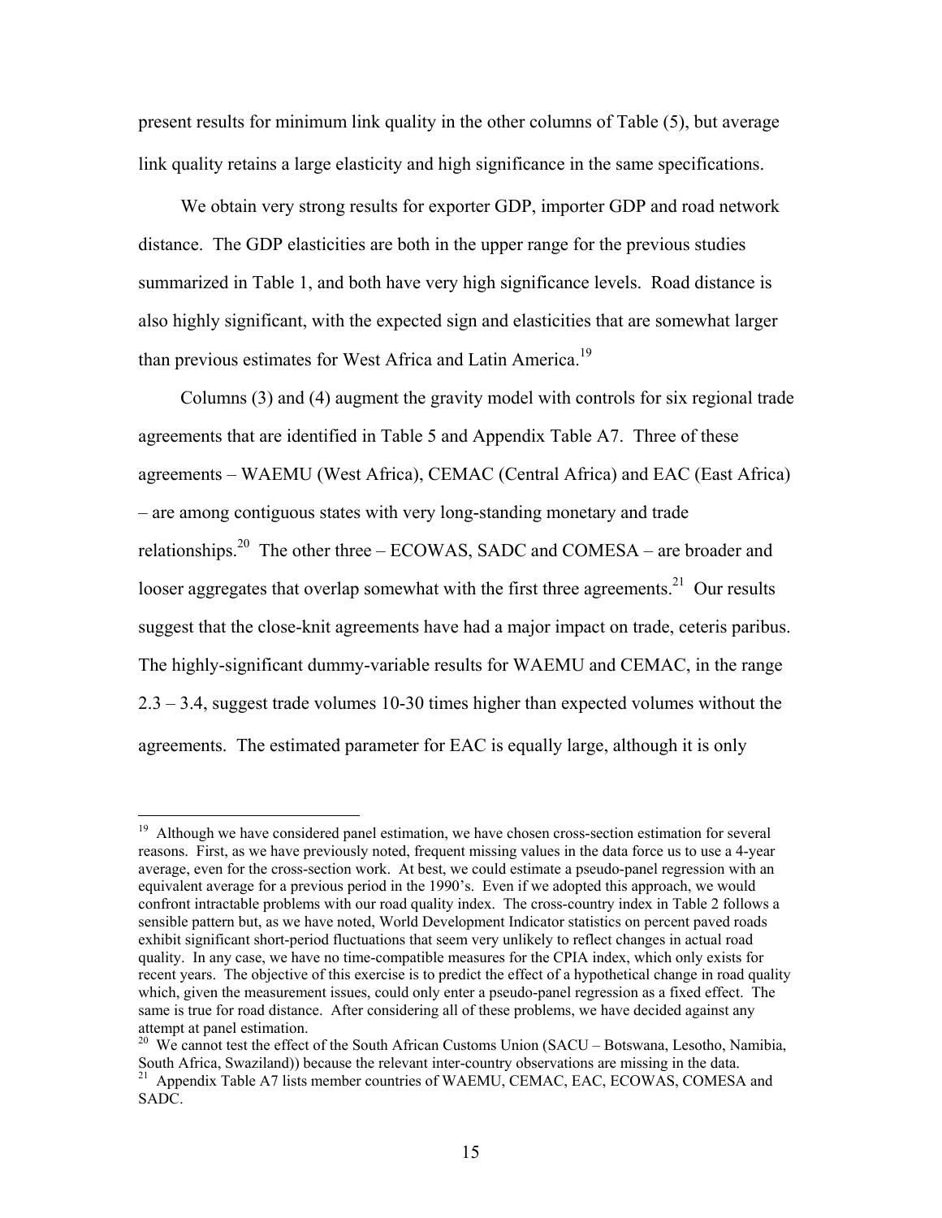present results for minimum link quality in the other columns of Table (5), but average link quality retains a large elasticity and high significance in the same specifications.

We obtain very strong results for exporter GDP, importer GDP and road network distance. The GDP elasticities are both in the upper range for the previous studies summarized in Table 1, and both have very high significance levels. Road distance is also highly significant, with the expected sign and elasticities that are somewhat larger than previous estimates for West Africa and Latin America.[19]

Columns (3) and (4) augment the gravity model with controls for six regional trade agreements that are identified in Table 5 and Appendix Table A7. Three of these agreements – WAEMU (West Africa), CEMAC (Central Africa) and EAC (East Africa) – are among contiguous states with very long-standing monetary and trade relationships.[20] The other three – ECOWAS, SADC and COMESA – are broader and looser aggregates that overlap somewhat with the first three agreements.[21] Our results suggest that the close-knit agreements have had a major impact on trade, ceteris paribus. The highly-significant dummy-variable results for WAEMU and CEMAC, in the range 2.3 – 3.4, suggest trade volumes 10-30 times higher than expected volumes without the agreements. The estimated parameter for EAC is equally large, although it is only

---

[19] Although we have considered panel estimation, we have chosen cross-section estimation for several reasons. First, as we have previously noted, frequent missing values in the data force us to use a 4-year average, even for the cross-section work. At best, we could estimate a pseudo-panel regression with an equivalent average for a previous period in the 1990's. Even if we adopted this approach, we would confront intractable problems with our road quality index. The cross-country index in Table 2 follows a sensible pattern but, as we have noted, World Development Indicator statistics on percent paved roads exhibit significant short-period fluctuations that seem very unlikely to reflect changes in actual road quality. In any case, we have no time-compatible measures for the CPIA index, which only exists for recent years. The objective of this exercise is to predict the effect of a hypothetical change in road quality which, given the measurement issues, could only enter a pseudo-panel regression as a fixed effect. The same is true for road distance. After considering all of these problems, we have decided against any attempt at panel estimation.

[20] We cannot test the effect of the South African Customs Union (SACU – Botswana, Lesotho, Namibia, South Africa, Swaziland)) because the relevant inter-country observations are missing in the data.

[21] Appendix Table A7 lists member countries of WAEMU, CEMAC, EAC, ECOWAS, COMESA and SADC.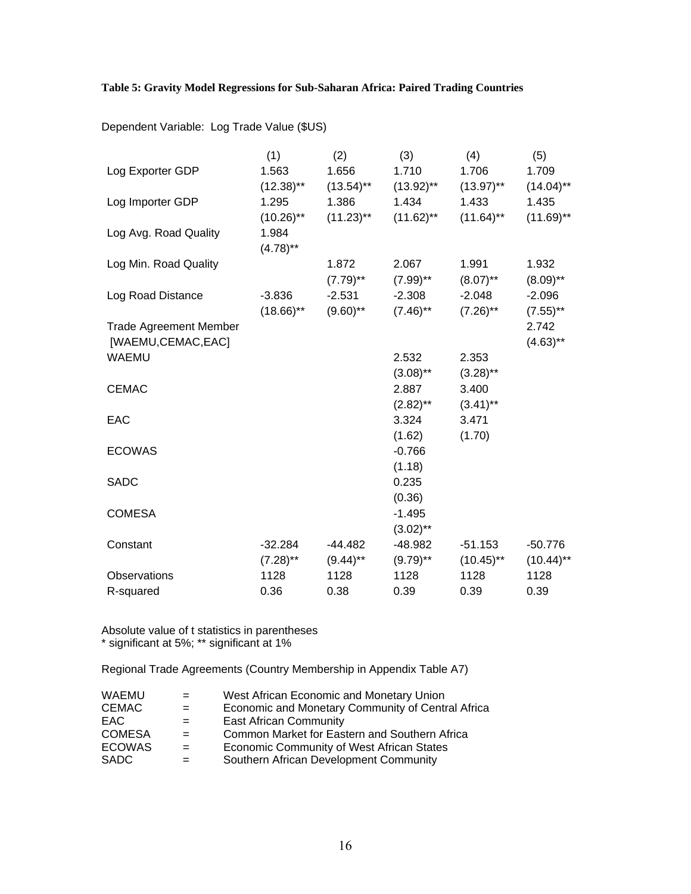**Table 5: Gravity Model Regressions for Sub-Saharan Africa: Paired Trading Countries**

Dependent Variable: Log Trade Value ($US)

| | (1) | (2) | (3) | (4) | (5) |
|---|---|---|---|---|---|
| Log Exporter GDP | 1.563 | 1.656 | 1.710 | 1.706 | 1.709 |
| | (12.38)** | (13.54)** | (13.92)** | (13.97)** | (14.04)** |
| Log Importer GDP | 1.295 | 1.386 | 1.434 | 1.433 | 1.435 |
| | (10.26)** | (11.23)** | (11.62)** | (11.64)** | (11.69)** |
| Log Avg. Road Quality | 1.984 | | | | |
| | (4.78)** | | | | |
| Log Min. Road Quality | | 1.872 | 2.067 | 1.991 | 1.932 |
| | | (7.79)** | (7.99)** | (8.07)** | (8.09)** |
| Log Road Distance | -3.836 | -2.531 | -2.308 | -2.048 | -2.096 |
| | (18.66)** | (9.60)** | (7.46)** | (7.26)** | (7.55)** |
| Trade Agreement Member | | | | | 2.742 |
| [WAEMU,CEMAC,EAC] | | | | | (4.63)** |
| WAEMU | | | 2.532 | 2.353 | |
| | | | (3.08)** | (3.28)** | |
| CEMAC | | | 2.887 | 3.400 | |
| | | | (2.82)** | (3.41)** | |
| EAC | | | 3.324 | 3.471 | |
| | | | (1.62) | (1.70) | |
| ECOWAS | | | -0.766 | | |
| | | | (1.18) | | |
| SADC | | | 0.235 | | |
| | | | (0.36) | | |
| COMESA | | | -1.495 | | |
| | | | (3.02)** | | |
| Constant | -32.284 | -44.482 | -48.982 | -51.153 | -50.776 |
| | (7.28)** | (9.44)** | (9.79)** | (10.45)** | (10.44)** |
| Observations | 1128 | 1128 | 1128 | 1128 | 1128 |
| R-squared | 0.36 | 0.38 | 0.39 | 0.39 | 0.39 |

Absolute value of t statistics in parentheses
* significant at 5%; ** significant at 1%

Regional Trade Agreements (Country Membership in Appendix Table A7)

| | | |
|---|---|---|
| WAEMU | = | West African Economic and Monetary Union |
| CEMAC | = | Economic and Monetary Community of Central Africa |
| EAC | = | East African Community |
| COMESA | = | Common Market for Eastern and Southern Africa |
| ECOWAS | = | Economic Community of West African States |
| SADC | = | Southern African Development Community |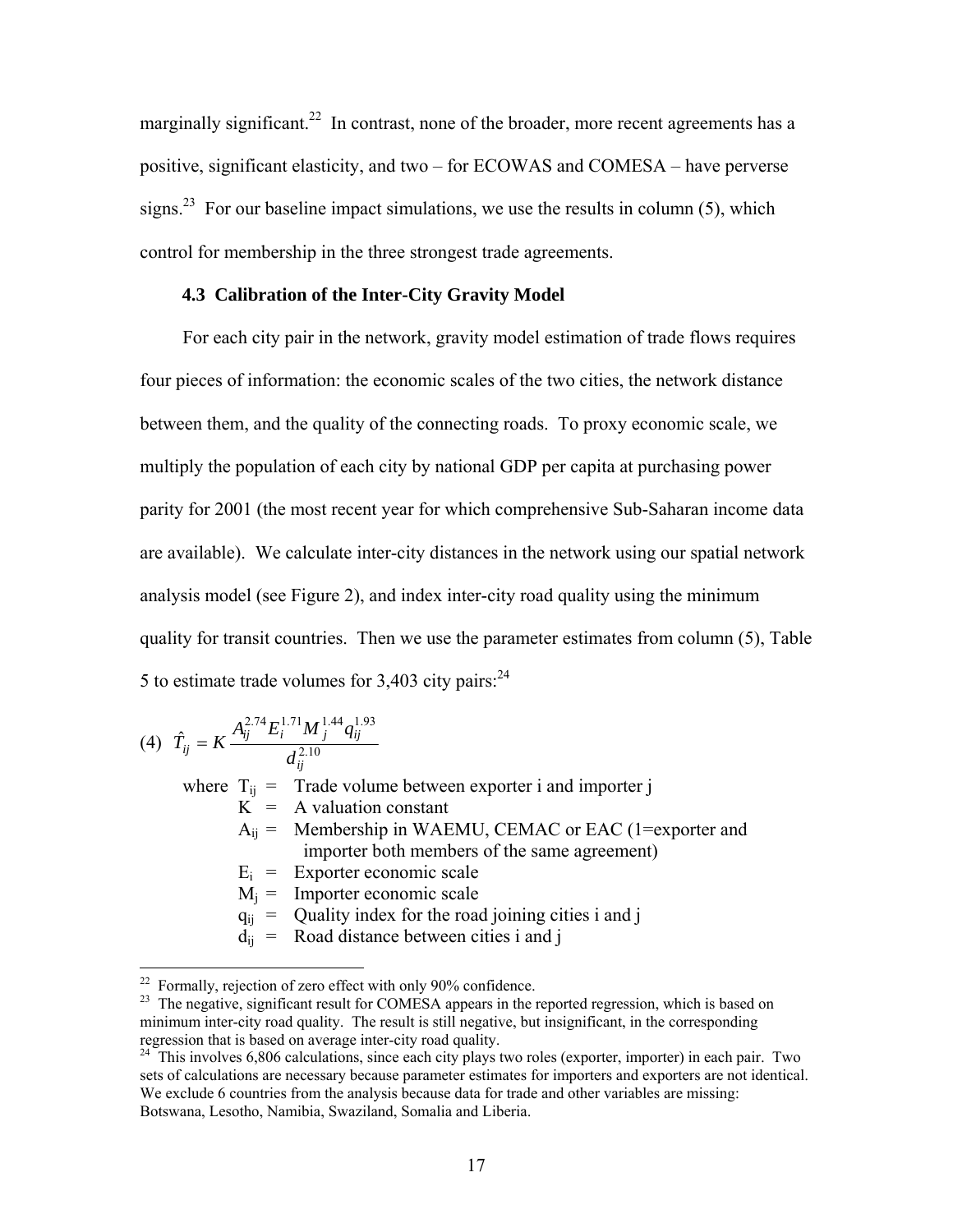marginally significant.[22] In contrast, none of the broader, more recent agreements has a positive, significant elasticity, and two – for ECOWAS and COMESA – have perverse signs.[23] For our baseline impact simulations, we use the results in column (5), which control for membership in the three strongest trade agreements.

### 4.3 Calibration of the Inter-City Gravity Model

For each city pair in the network, gravity model estimation of trade flows requires four pieces of information: the economic scales of the two cities, the network distance between them, and the quality of the connecting roads. To proxy economic scale, we multiply the population of each city by national GDP per capita at purchasing power parity for 2001 (the most recent year for which comprehensive Sub-Saharan income data are available). We calculate inter-city distances in the network using our spatial network analysis model (see Figure 2), and index inter-city road quality using the minimum quality for transit countries. Then we use the parameter estimates from column (5), Table 5 to estimate trade volumes for 3,403 city pairs:[24]

$$(4) \quad \hat{T}_{ij} = K \frac{A_{ij}^{2.74} E_i^{1.71} M_j^{1.44} q_{ij}^{1.93}}{d_{ij}^{2.10}}$$

where
- $T_{ij}$ = Trade volume between exporter i and importer j
- $K$ = A valuation constant
- $A_{ij}$ = Membership in WAEMU, CEMAC or EAC (1=exporter and importer both members of the same agreement)
- $E_i$ = Exporter economic scale
- $M_j$ = Importer economic scale
- $q_{ij}$ = Quality index for the road joining cities i and j
- $d_{ij}$ = Road distance between cities i and j

---

[22] Formally, rejection of zero effect with only 90% confidence.

[23] The negative, significant result for COMESA appears in the reported regression, which is based on minimum inter-city road quality. The result is still negative, but insignificant, in the corresponding regression that is based on average inter-city road quality.

[24] This involves 6,806 calculations, since each city plays two roles (exporter, importer) in each pair. Two sets of calculations are necessary because parameter estimates for importers and exporters are not identical. We exclude 6 countries from the analysis because data for trade and other variables are missing: Botswana, Lesotho, Namibia, Swaziland, Somalia and Liberia.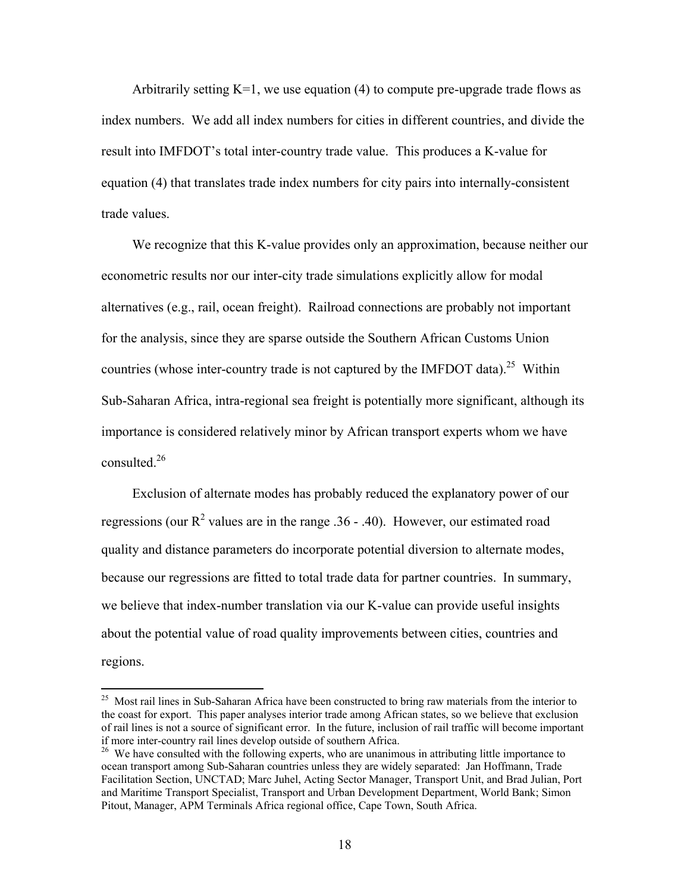Arbitrarily setting K=1, we use equation (4) to compute pre-upgrade trade flows as index numbers. We add all index numbers for cities in different countries, and divide the result into IMFDOT's total inter-country trade value. This produces a K-value for equation (4) that translates trade index numbers for city pairs into internally-consistent trade values.

We recognize that this K-value provides only an approximation, because neither our econometric results nor our inter-city trade simulations explicitly allow for modal alternatives (e.g., rail, ocean freight). Railroad connections are probably not important for the analysis, since they are sparse outside the Southern African Customs Union countries (whose inter-country trade is not captured by the IMFDOT data).[25] Within Sub-Saharan Africa, intra-regional sea freight is potentially more significant, although its importance is considered relatively minor by African transport experts whom we have consulted.[26]

Exclusion of alternate modes has probably reduced the explanatory power of our regressions (our $R^2$ values are in the range .36 - .40). However, our estimated road quality and distance parameters do incorporate potential diversion to alternate modes, because our regressions are fitted to total trade data for partner countries. In summary, we believe that index-number translation via our K-value can provide useful insights about the potential value of road quality improvements between cities, countries and regions.

---

[25] Most rail lines in Sub-Saharan Africa have been constructed to bring raw materials from the interior to the coast for export. This paper analyses interior trade among African states, so we believe that exclusion of rail lines is not a source of significant error. In the future, inclusion of rail traffic will become important if more inter-country rail lines develop outside of southern Africa.

[26] We have consulted with the following experts, who are unanimous in attributing little importance to ocean transport among Sub-Saharan countries unless they are widely separated: Jan Hoffmann, Trade Facilitation Section, UNCTAD; Marc Juhel, Acting Sector Manager, Transport Unit, and Brad Julian, Port and Maritime Transport Specialist, Transport and Urban Development Department, World Bank; Simon Pitout, Manager, APM Terminals Africa regional office, Cape Town, South Africa.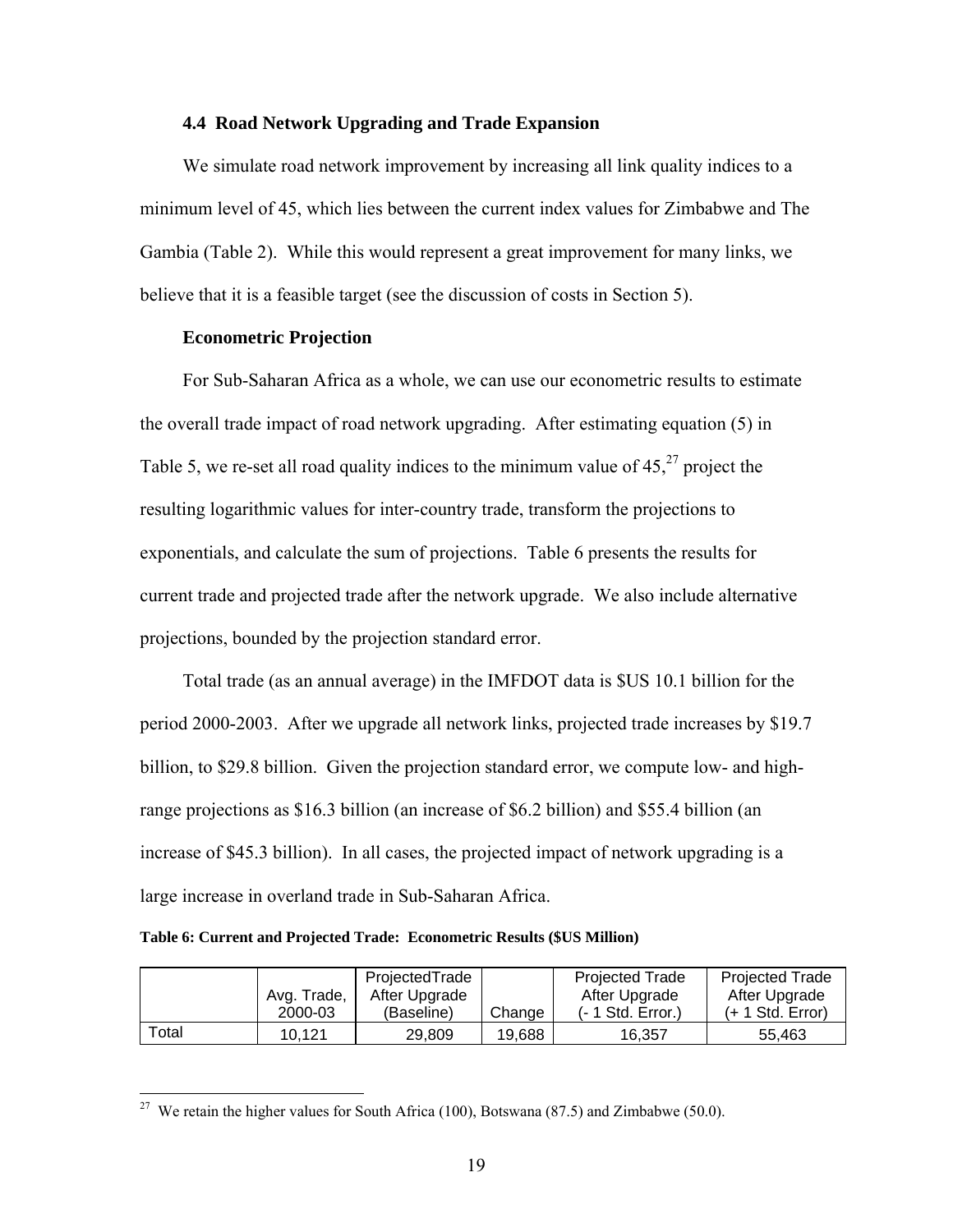### 4.4 Road Network Upgrading and Trade Expansion

We simulate road network improvement by increasing all link quality indices to a minimum level of 45, which lies between the current index values for Zimbabwe and The Gambia (Table 2). While this would represent a great improvement for many links, we believe that it is a feasible target (see the discussion of costs in Section 5).

**Econometric Projection**

For Sub-Saharan Africa as a whole, we can use our econometric results to estimate the overall trade impact of road network upgrading. After estimating equation (5) in Table 5, we re-set all road quality indices to the minimum value of 45,[27] project the resulting logarithmic values for inter-country trade, transform the projections to exponentials, and calculate the sum of projections. Table 6 presents the results for current trade and projected trade after the network upgrade. We also include alternative projections, bounded by the projection standard error.

Total trade (as an annual average) in the IMFDOT data is $US 10.1 billion for the period 2000-2003. After we upgrade all network links, projected trade increases by $19.7 billion, to $29.8 billion. Given the projection standard error, we compute low- and high-range projections as $16.3 billion (an increase of $6.2 billion) and $55.4 billion (an increase of $45.3 billion). In all cases, the projected impact of network upgrading is a large increase in overland trade in Sub-Saharan Africa.

**Table 6: Current and Projected Trade: Econometric Results ($US Million)**

| | Avg. Trade, 2000-03 | ProjectedTrade After Upgrade (Baseline) | Change | Projected Trade After Upgrade (- 1 Std. Error.) | Projected Trade After Upgrade (+ 1 Std. Error) |
|---|---|---|---|---|---|
| Total | 10,121 | 29,809 | 19,688 | 16,357 | 55,463 |

---

[27] We retain the higher values for South Africa (100), Botswana (87.5) and Zimbabwe (50.0).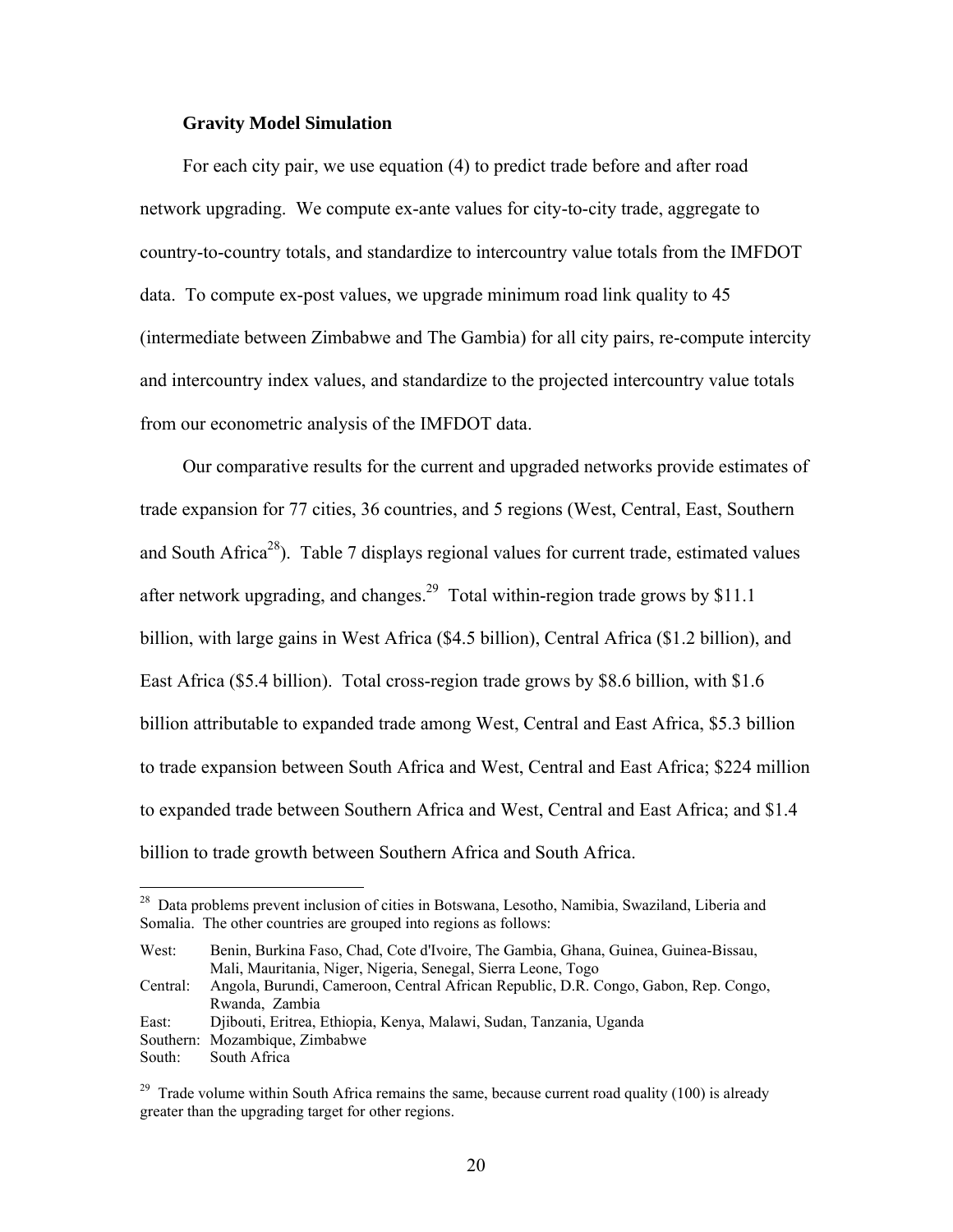**Gravity Model Simulation**

For each city pair, we use equation (4) to predict trade before and after road network upgrading. We compute ex-ante values for city-to-city trade, aggregate to country-to-country totals, and standardize to intercountry value totals from the IMFDOT data. To compute ex-post values, we upgrade minimum road link quality to 45 (intermediate between Zimbabwe and The Gambia) for all city pairs, re-compute intercity and intercountry index values, and standardize to the projected intercountry value totals from our econometric analysis of the IMFDOT data.

Our comparative results for the current and upgraded networks provide estimates of trade expansion for 77 cities, 36 countries, and 5 regions (West, Central, East, Southern and South Africa[28]). Table 7 displays regional values for current trade, estimated values after network upgrading, and changes.[29] Total within-region trade grows by $11.1 billion, with large gains in West Africa ($4.5 billion), Central Africa ($1.2 billion), and East Africa ($5.4 billion). Total cross-region trade grows by $8.6 billion, with $1.6 billion attributable to expanded trade among West, Central and East Africa, $5.3 billion to trade expansion between South Africa and West, Central and East Africa; $224 million to expanded trade between Southern Africa and West, Central and East Africa; and $1.4 billion to trade growth between Southern Africa and South Africa.

---

[28] Data problems prevent inclusion of cities in Botswana, Lesotho, Namibia, Swaziland, Liberia and Somalia. The other countries are grouped into regions as follows:

| | |
|---|---|
| West: | Benin, Burkina Faso, Chad, Cote d'Ivoire, The Gambia, Ghana, Guinea, Guinea-Bissau, Mali, Mauritania, Niger, Nigeria, Senegal, Sierra Leone, Togo |
| Central: | Angola, Burundi, Cameroon, Central African Republic, D.R. Congo, Gabon, Rep. Congo, Rwanda, Zambia |
| East: | Djibouti, Eritrea, Ethiopia, Kenya, Malawi, Sudan, Tanzania, Uganda |
| Southern: | Mozambique, Zimbabwe |
| South: | South Africa |

[29] Trade volume within South Africa remains the same, because current road quality (100) is already greater than the upgrading target for other regions.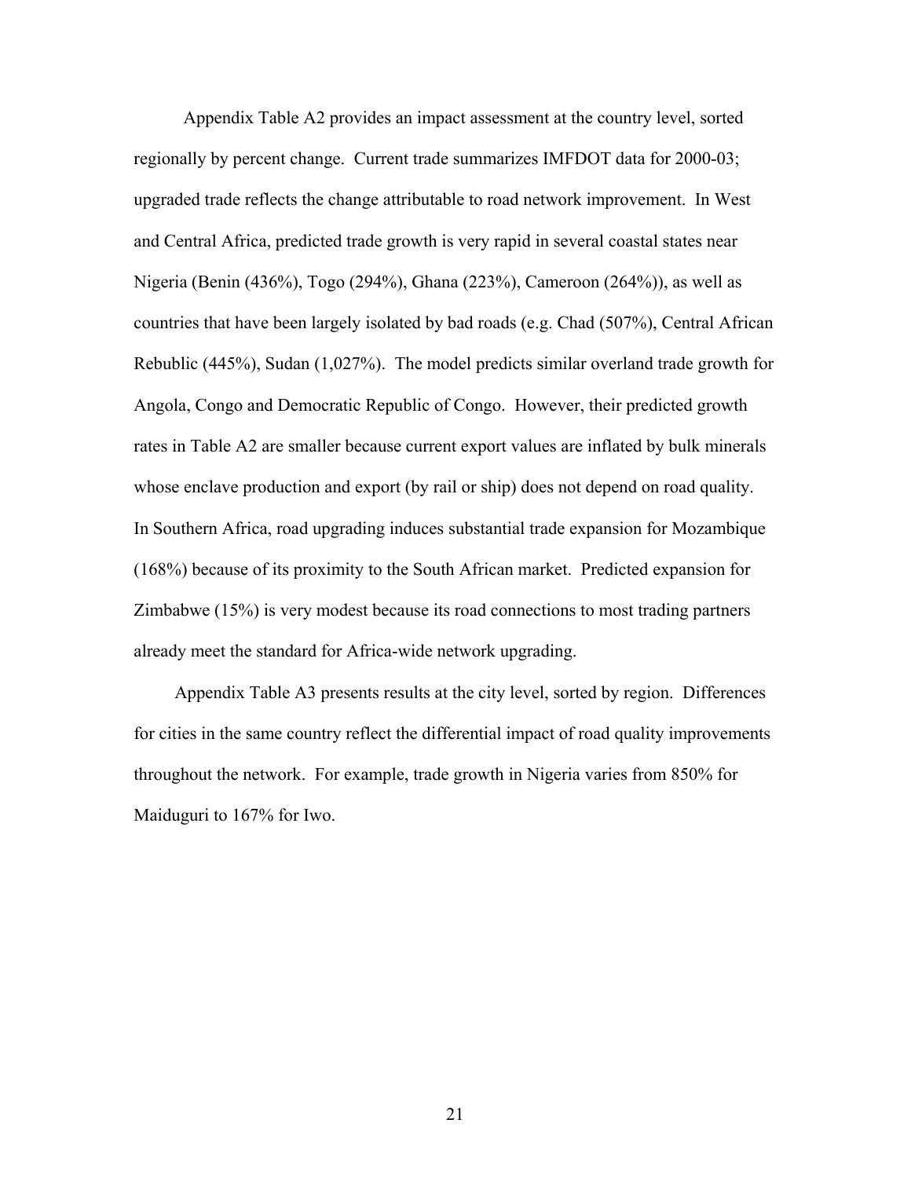Appendix Table A2 provides an impact assessment at the country level, sorted regionally by percent change. Current trade summarizes IMFDOT data for 2000-03; upgraded trade reflects the change attributable to road network improvement. In West and Central Africa, predicted trade growth is very rapid in several coastal states near Nigeria (Benin (436%), Togo (294%), Ghana (223%), Cameroon (264%)), as well as countries that have been largely isolated by bad roads (e.g. Chad (507%), Central African Rebublic (445%), Sudan (1,027%). The model predicts similar overland trade growth for Angola, Congo and Democratic Republic of Congo. However, their predicted growth rates in Table A2 are smaller because current export values are inflated by bulk minerals whose enclave production and export (by rail or ship) does not depend on road quality. In Southern Africa, road upgrading induces substantial trade expansion for Mozambique (168%) because of its proximity to the South African market. Predicted expansion for Zimbabwe (15%) is very modest because its road connections to most trading partners already meet the standard for Africa-wide network upgrading.

Appendix Table A3 presents results at the city level, sorted by region. Differences for cities in the same country reflect the differential impact of road quality improvements throughout the network. For example, trade growth in Nigeria varies from 850% for Maiduguri to 167% for Iwo.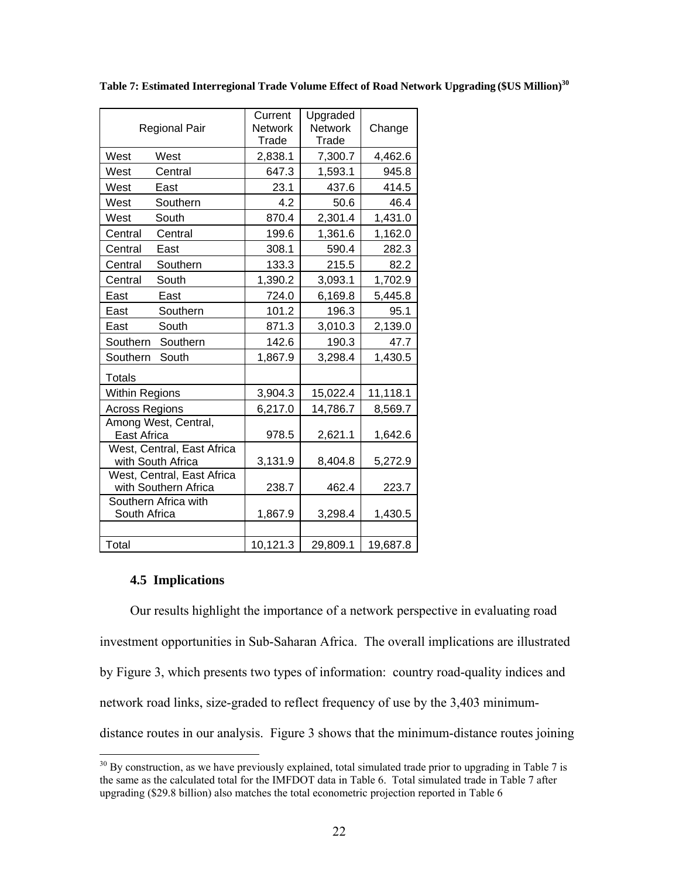**Table 7: Estimated Interregional Trade Volume Effect of Road Network Upgrading ($US Million)**[30]

| Regional Pair | Current Network Trade | Upgraded Network Trade | Change |
|---|---|---|---|
| West West | 2,838.1 | 7,300.7 | 4,462.6 |
| West Central | 647.3 | 1,593.1 | 945.8 |
| West East | 23.1 | 437.6 | 414.5 |
| West Southern | 4.2 | 50.6 | 46.4 |
| West South | 870.4 | 2,301.4 | 1,431.0 |
| Central Central | 199.6 | 1,361.6 | 1,162.0 |
| Central East | 308.1 | 590.4 | 282.3 |
| Central Southern | 133.3 | 215.5 | 82.2 |
| Central South | 1,390.2 | 3,093.1 | 1,702.9 |
| East East | 724.0 | 6,169.8 | 5,445.8 |
| East Southern | 101.2 | 196.3 | 95.1 |
| East South | 871.3 | 3,010.3 | 2,139.0 |
| Southern Southern | 142.6 | 190.3 | 47.7 |
| Southern South | 1,867.9 | 3,298.4 | 1,430.5 |
| Totals | | | |
| Within Regions | 3,904.3 | 15,022.4 | 11,118.1 |
| Across Regions | 6,217.0 | 14,786.7 | 8,569.7 |
| Among West, Central, East Africa | 978.5 | 2,621.1 | 1,642.6 |
| West, Central, East Africa with South Africa | 3,131.9 | 8,404.8 | 5,272.9 |
| West, Central, East Africa with Southern Africa | 238.7 | 462.4 | 223.7 |
| Southern Africa with South Africa | 1,867.9 | 3,298.4 | 1,430.5 |
| | | | |
| Total | 10,121.3 | 29,809.1 | 19,687.8 |

### 4.5 Implications

Our results highlight the importance of a network perspective in evaluating road investment opportunities in Sub-Saharan Africa. The overall implications are illustrated by Figure 3, which presents two types of information: country road-quality indices and network road links, size-graded to reflect frequency of use by the 3,403 minimum-distance routes in our analysis. Figure 3 shows that the minimum-distance routes joining

[30] By construction, as we have previously explained, total simulated trade prior to upgrading in Table 7 is the same as the calculated total for the IMFDOT data in Table 6. Total simulated trade in Table 7 after upgrading ($29.8 billion) also matches the total econometric projection reported in Table 6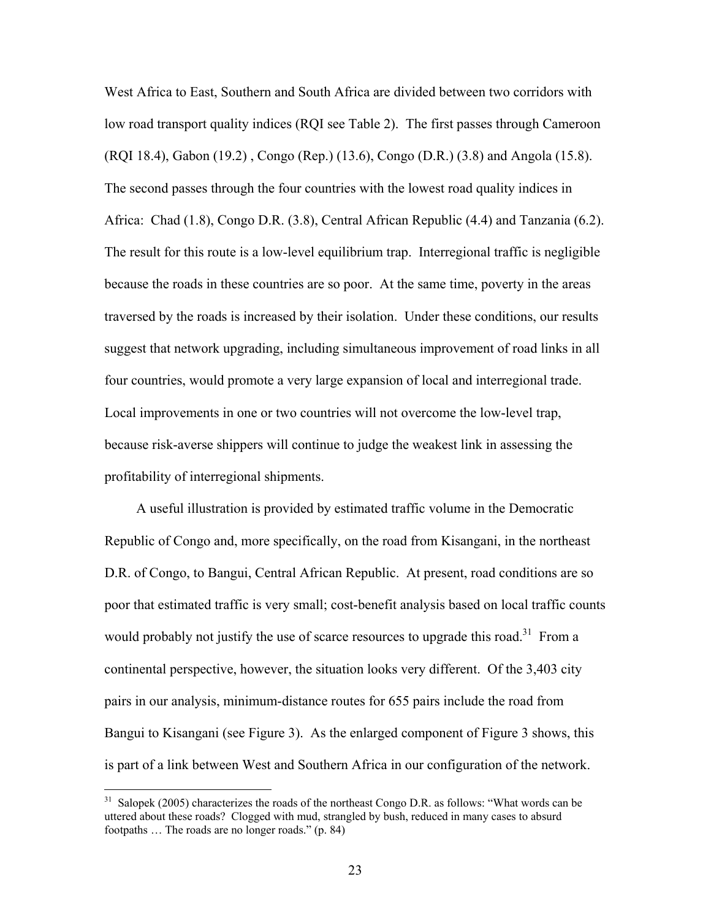West Africa to East, Southern and South Africa are divided between two corridors with low road transport quality indices (RQI see Table 2). The first passes through Cameroon (RQI 18.4), Gabon (19.2) , Congo (Rep.) (13.6), Congo (D.R.) (3.8) and Angola (15.8). The second passes through the four countries with the lowest road quality indices in Africa: Chad (1.8), Congo D.R. (3.8), Central African Republic (4.4) and Tanzania (6.2). The result for this route is a low-level equilibrium trap. Interregional traffic is negligible because the roads in these countries are so poor. At the same time, poverty in the areas traversed by the roads is increased by their isolation. Under these conditions, our results suggest that network upgrading, including simultaneous improvement of road links in all four countries, would promote a very large expansion of local and interregional trade. Local improvements in one or two countries will not overcome the low-level trap, because risk-averse shippers will continue to judge the weakest link in assessing the profitability of interregional shipments.

A useful illustration is provided by estimated traffic volume in the Democratic Republic of Congo and, more specifically, on the road from Kisangani, in the northeast D.R. of Congo, to Bangui, Central African Republic. At present, road conditions are so poor that estimated traffic is very small; cost-benefit analysis based on local traffic counts would probably not justify the use of scarce resources to upgrade this road.[31] From a continental perspective, however, the situation looks very different. Of the 3,403 city pairs in our analysis, minimum-distance routes for 655 pairs include the road from Bangui to Kisangani (see Figure 3). As the enlarged component of Figure 3 shows, this is part of a link between West and Southern Africa in our configuration of the network.

[31] Salopek (2005) characterizes the roads of the northeast Congo D.R. as follows: "What words can be uttered about these roads? Clogged with mud, strangled by bush, reduced in many cases to absurd footpaths … The roads are no longer roads." (p. 84)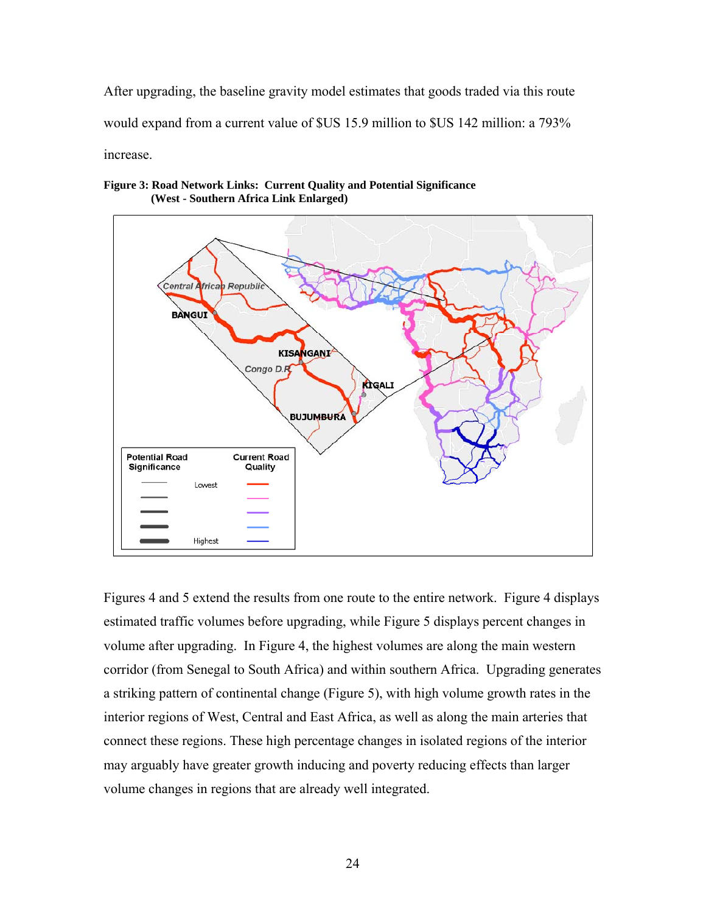After upgrading, the baseline gravity model estimates that goods traded via this route would expand from a current value of $US 15.9 million to $US 142 million: a 793% increase.

**Figure 3: Road Network Links: Current Quality and Potential Significance (West - Southern Africa Link Enlarged)**

Figures 4 and 5 extend the results from one route to the entire network. Figure 4 displays estimated traffic volumes before upgrading, while Figure 5 displays percent changes in volume after upgrading. In Figure 4, the highest volumes are along the main western corridor (from Senegal to South Africa) and within southern Africa. Upgrading generates a striking pattern of continental change (Figure 5), with high volume growth rates in the interior regions of West, Central and East Africa, as well as along the main arteries that connect these regions. These high percentage changes in isolated regions of the interior may arguably have greater growth inducing and poverty reducing effects than larger volume changes in regions that are already well integrated.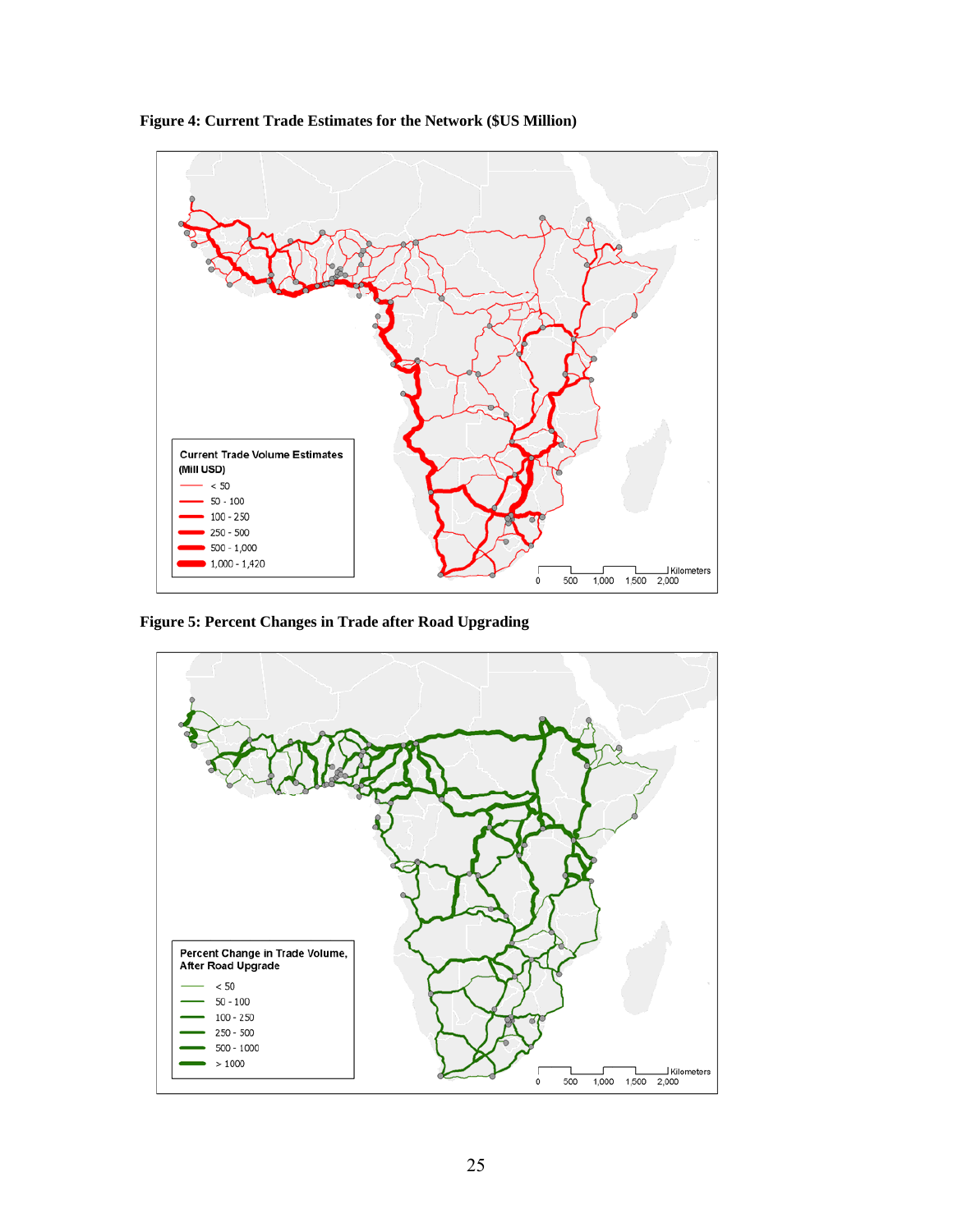**Figure 4: Current Trade Estimates for the Network ($US Million)**

**Figure 5: Percent Changes in Trade after Road Upgrading**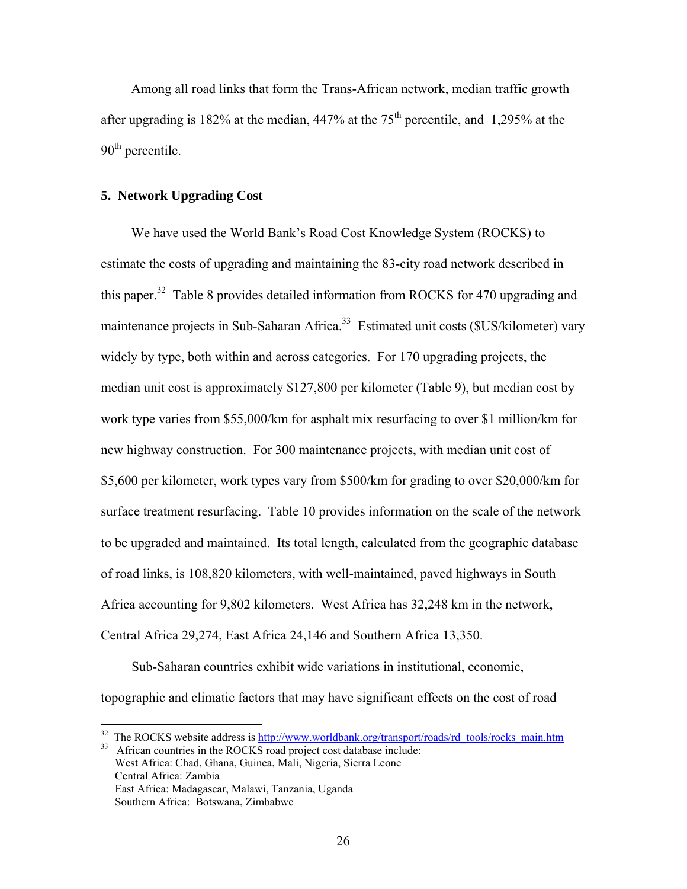Among all road links that form the Trans-African network, median traffic growth after upgrading is 182% at the median, 447% at the 75th percentile, and 1,295% at the 90th percentile.

## 5. Network Upgrading Cost

We have used the World Bank's Road Cost Knowledge System (ROCKS) to estimate the costs of upgrading and maintaining the 83-city road network described in this paper.[32] Table 8 provides detailed information from ROCKS for 470 upgrading and maintenance projects in Sub-Saharan Africa.[33] Estimated unit costs ($US/kilometer) vary widely by type, both within and across categories. For 170 upgrading projects, the median unit cost is approximately $127,800 per kilometer (Table 9), but median cost by work type varies from $55,000/km for asphalt mix resurfacing to over $1 million/km for new highway construction. For 300 maintenance projects, with median unit cost of $5,600 per kilometer, work types vary from $500/km for grading to over $20,000/km for surface treatment resurfacing. Table 10 provides information on the scale of the network to be upgraded and maintained. Its total length, calculated from the geographic database of road links, is 108,820 kilometers, with well-maintained, paved highways in South Africa accounting for 9,802 kilometers. West Africa has 32,248 km in the network, Central Africa 29,274, East Africa 24,146 and Southern Africa 13,350.

Sub-Saharan countries exhibit wide variations in institutional, economic, topographic and climatic factors that may have significant effects on the cost of road

---

[32] The ROCKS website address is http://www.worldbank.org/transport/roads/rd_tools/rocks_main.htm

[33] African countries in the ROCKS road project cost database include:
West Africa: Chad, Ghana, Guinea, Mali, Nigeria, Sierra Leone
Central Africa: Zambia
East Africa: Madagascar, Malawi, Tanzania, Uganda
Southern Africa: Botswana, Zimbabwe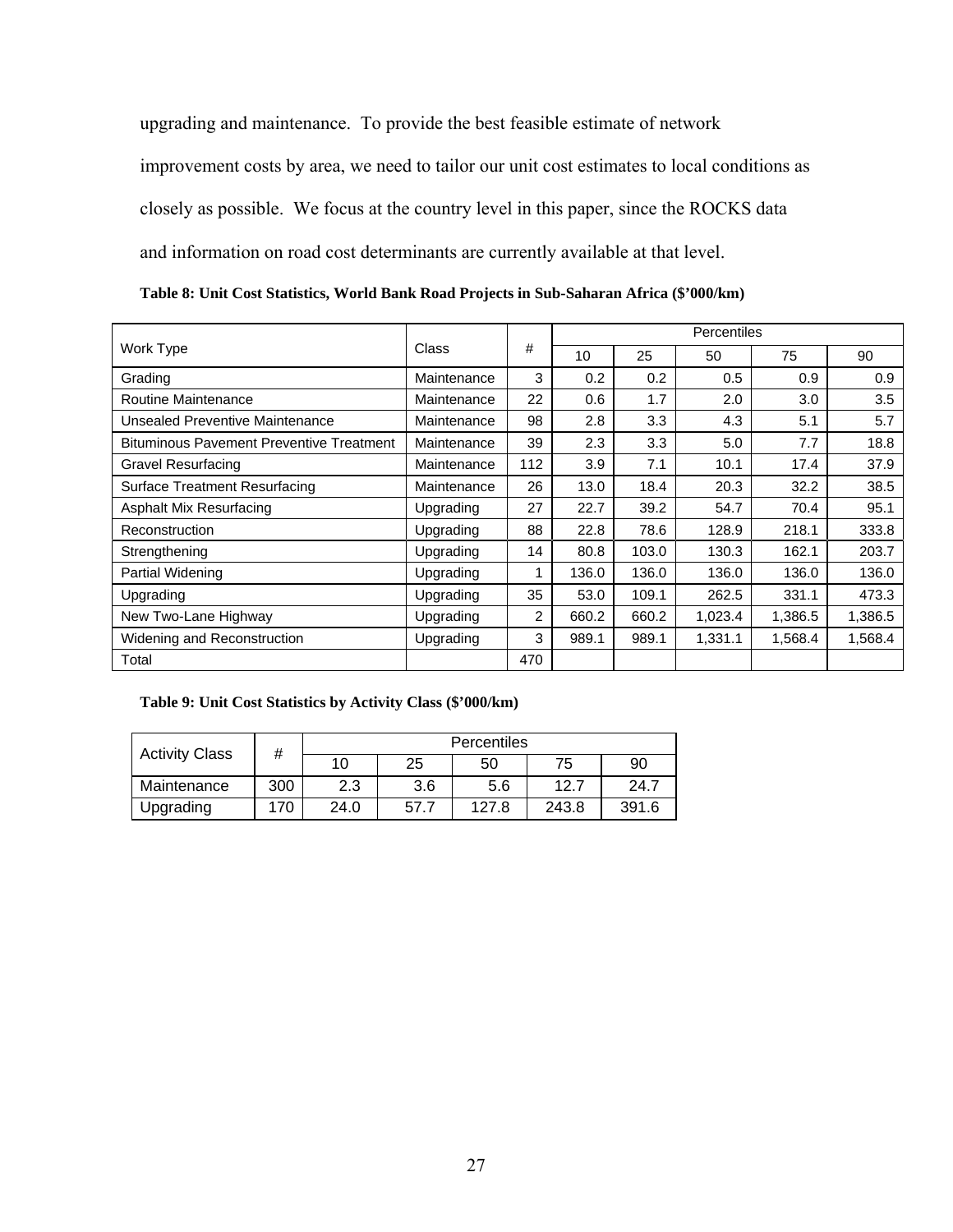upgrading and maintenance. To provide the best feasible estimate of network improvement costs by area, we need to tailor our unit cost estimates to local conditions as closely as possible. We focus at the country level in this paper, since the ROCKS data and information on road cost determinants are currently available at that level.

**Table 8: Unit Cost Statistics, World Bank Road Projects in Sub-Saharan Africa ($'000/km)**

| Work Type | Class | # | Percentiles | | | | |
|---|---|---|---|---|---|---|---|
| | | | 10 | 25 | 50 | 75 | 90 |
| Grading | Maintenance | 3 | 0.2 | 0.2 | 0.5 | 0.9 | 0.9 |
| Routine Maintenance | Maintenance | 22 | 0.6 | 1.7 | 2.0 | 3.0 | 3.5 |
| Unsealed Preventive Maintenance | Maintenance | 98 | 2.8 | 3.3 | 4.3 | 5.1 | 5.7 |
| Bituminous Pavement Preventive Treatment | Maintenance | 39 | 2.3 | 3.3 | 5.0 | 7.7 | 18.8 |
| Gravel Resurfacing | Maintenance | 112 | 3.9 | 7.1 | 10.1 | 17.4 | 37.9 |
| Surface Treatment Resurfacing | Maintenance | 26 | 13.0 | 18.4 | 20.3 | 32.2 | 38.5 |
| Asphalt Mix Resurfacing | Upgrading | 27 | 22.7 | 39.2 | 54.7 | 70.4 | 95.1 |
| Reconstruction | Upgrading | 88 | 22.8 | 78.6 | 128.9 | 218.1 | 333.8 |
| Strengthening | Upgrading | 14 | 80.8 | 103.0 | 130.3 | 162.1 | 203.7 |
| Partial Widening | Upgrading | 1 | 136.0 | 136.0 | 136.0 | 136.0 | 136.0 |
| Upgrading | Upgrading | 35 | 53.0 | 109.1 | 262.5 | 331.1 | 473.3 |
| New Two-Lane Highway | Upgrading | 2 | 660.2 | 660.2 | 1,023.4 | 1,386.5 | 1,386.5 |
| Widening and Reconstruction | Upgrading | 3 | 989.1 | 989.1 | 1,331.1 | 1,568.4 | 1,568.4 |
| Total | | 470 | | | | | |

**Table 9: Unit Cost Statistics by Activity Class ($'000/km)**

| Activity Class | # | Percentiles | | | | |
|---|---|---|---|---|---|---|
| | | 10 | 25 | 50 | 75 | 90 |
| Maintenance | 300 | 2.3 | 3.6 | 5.6 | 12.7 | 24.7 |
| Upgrading | 170 | 24.0 | 57.7 | 127.8 | 243.8 | 391.6 |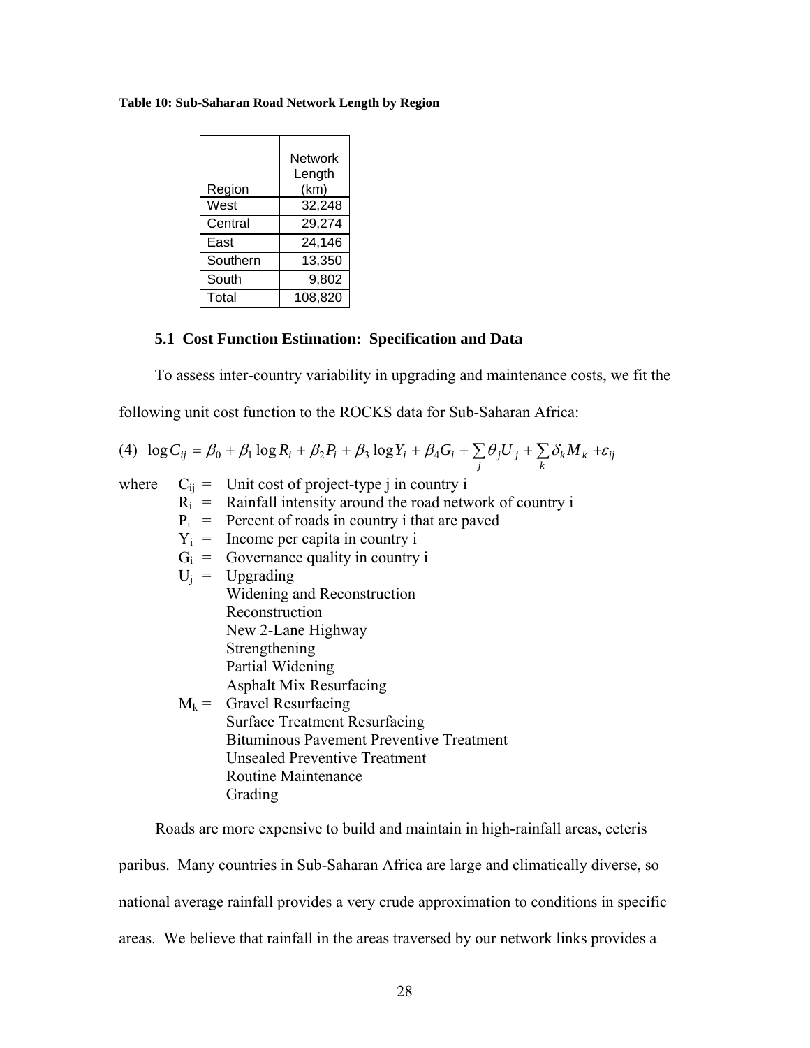**Table 10: Sub-Saharan Road Network Length by Region**

| Region | Network Length (km) |
|---|---|
| West | 32,248 |
| Central | 29,274 |
| East | 24,146 |
| Southern | 13,350 |
| South | 9,802 |
| Total | 108,820 |

### 5.1 Cost Function Estimation: Specification and Data

To assess inter-country variability in upgrading and maintenance costs, we fit the following unit cost function to the ROCKS data for Sub-Saharan Africa:

$$(4)\quad \log C_{ij} = \beta_0 + \beta_1 \log R_i + \beta_2 P_i + \beta_3 \log Y_i + \beta_4 G_i + \sum_j \theta_j U_j + \sum_k \delta_k M_k + \varepsilon_{ij}$$

where
- $C_{ij}$ = Unit cost of project-type j in country i
- $R_i$ = Rainfall intensity around the road network of country i
- $P_i$ = Percent of roads in country i that are paved
- $Y_i$ = Income per capita in country i
- $G_i$ = Governance quality in country i
- $U_j$ = Upgrading
  - Widening and Reconstruction
  - Reconstruction
  - New 2-Lane Highway
  - Strengthening
  - Partial Widening
  - Asphalt Mix Resurfacing
- $M_k$ = Gravel Resurfacing
  - Surface Treatment Resurfacing
  - Bituminous Pavement Preventive Treatment
  - Unsealed Preventive Treatment
  - Routine Maintenance
  - Grading

Roads are more expensive to build and maintain in high-rainfall areas, ceteris paribus. Many countries in Sub-Saharan Africa are large and climatically diverse, so national average rainfall provides a very crude approximation to conditions in specific areas. We believe that rainfall in the areas traversed by our network links provides a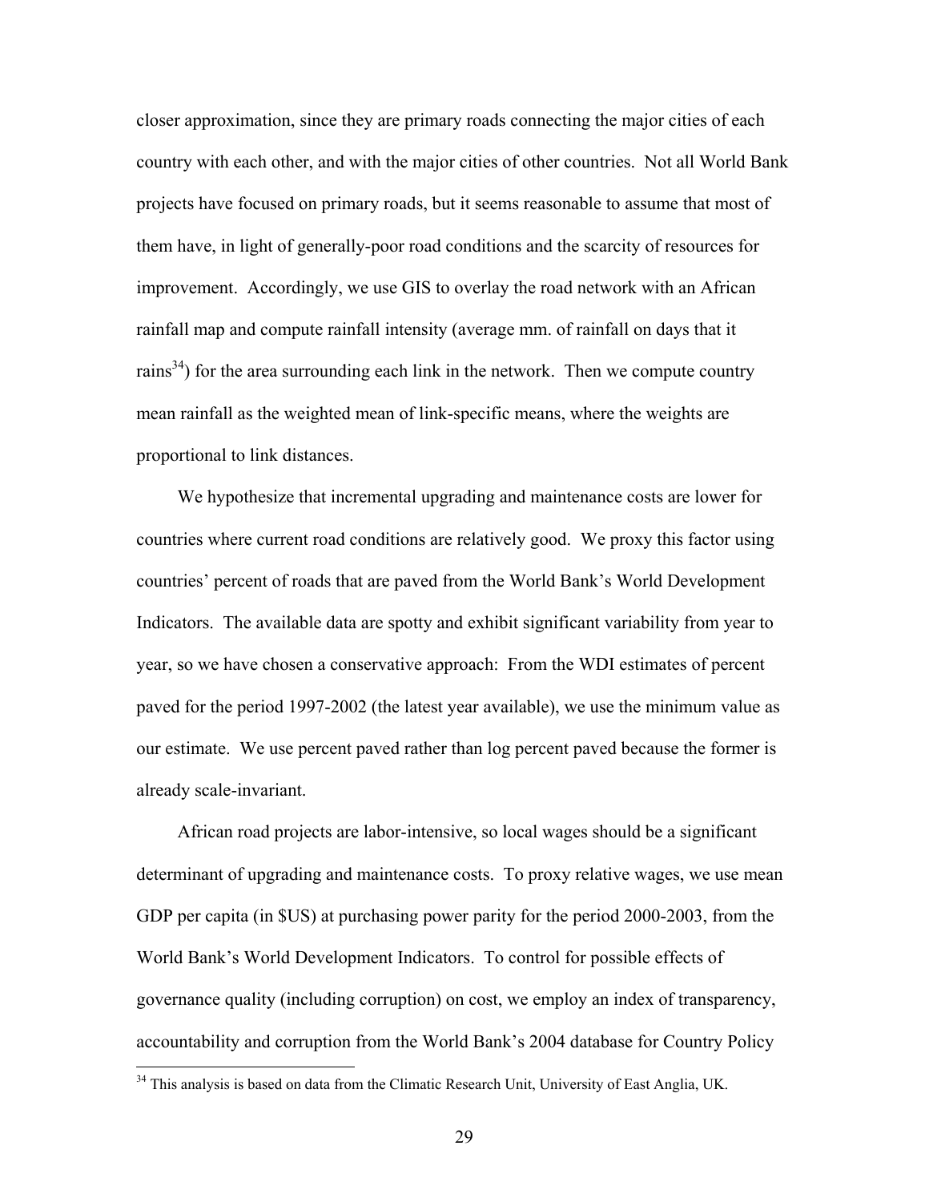closer approximation, since they are primary roads connecting the major cities of each country with each other, and with the major cities of other countries. Not all World Bank projects have focused on primary roads, but it seems reasonable to assume that most of them have, in light of generally-poor road conditions and the scarcity of resources for improvement. Accordingly, we use GIS to overlay the road network with an African rainfall map and compute rainfall intensity (average mm. of rainfall on days that it rains[34]) for the area surrounding each link in the network. Then we compute country mean rainfall as the weighted mean of link-specific means, where the weights are proportional to link distances.

We hypothesize that incremental upgrading and maintenance costs are lower for countries where current road conditions are relatively good. We proxy this factor using countries' percent of roads that are paved from the World Bank's World Development Indicators. The available data are spotty and exhibit significant variability from year to year, so we have chosen a conservative approach: From the WDI estimates of percent paved for the period 1997-2002 (the latest year available), we use the minimum value as our estimate. We use percent paved rather than log percent paved because the former is already scale-invariant.

African road projects are labor-intensive, so local wages should be a significant determinant of upgrading and maintenance costs. To proxy relative wages, we use mean GDP per capita (in $US) at purchasing power parity for the period 2000-2003, from the World Bank's World Development Indicators. To control for possible effects of governance quality (including corruption) on cost, we employ an index of transparency, accountability and corruption from the World Bank's 2004 database for Country Policy

[34] This analysis is based on data from the Climatic Research Unit, University of East Anglia, UK.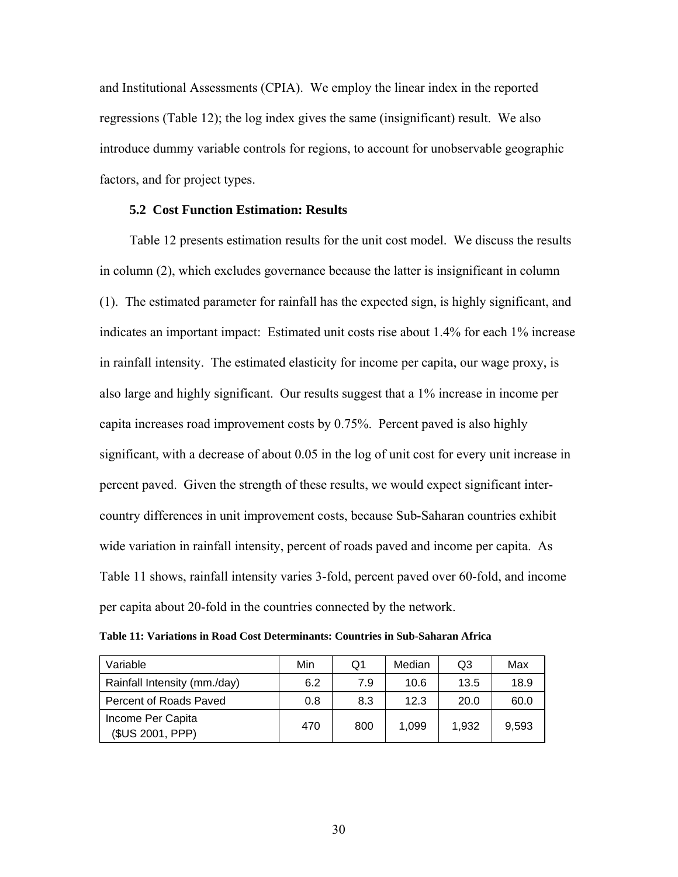and Institutional Assessments (CPIA). We employ the linear index in the reported regressions (Table 12); the log index gives the same (insignificant) result. We also introduce dummy variable controls for regions, to account for unobservable geographic factors, and for project types.

### 5.2 Cost Function Estimation: Results

Table 12 presents estimation results for the unit cost model. We discuss the results in column (2), which excludes governance because the latter is insignificant in column (1). The estimated parameter for rainfall has the expected sign, is highly significant, and indicates an important impact: Estimated unit costs rise about 1.4% for each 1% increase in rainfall intensity. The estimated elasticity for income per capita, our wage proxy, is also large and highly significant. Our results suggest that a 1% increase in income per capita increases road improvement costs by 0.75%. Percent paved is also highly significant, with a decrease of about 0.05 in the log of unit cost for every unit increase in percent paved. Given the strength of these results, we would expect significant inter-country differences in unit improvement costs, because Sub-Saharan countries exhibit wide variation in rainfall intensity, percent of roads paved and income per capita. As Table 11 shows, rainfall intensity varies 3-fold, percent paved over 60-fold, and income per capita about 20-fold in the countries connected by the network.

**Table 11: Variations in Road Cost Determinants: Countries in Sub-Saharan Africa**

| Variable | Min | Q1 | Median | Q3 | Max |
|---|---|---|---|---|---|
| Rainfall Intensity (mm./day) | 6.2 | 7.9 | 10.6 | 13.5 | 18.9 |
| Percent of Roads Paved | 0.8 | 8.3 | 12.3 | 20.0 | 60.0 |
| Income Per Capita ($US 2001, PPP) | 470 | 800 | 1,099 | 1,932 | 9,593 |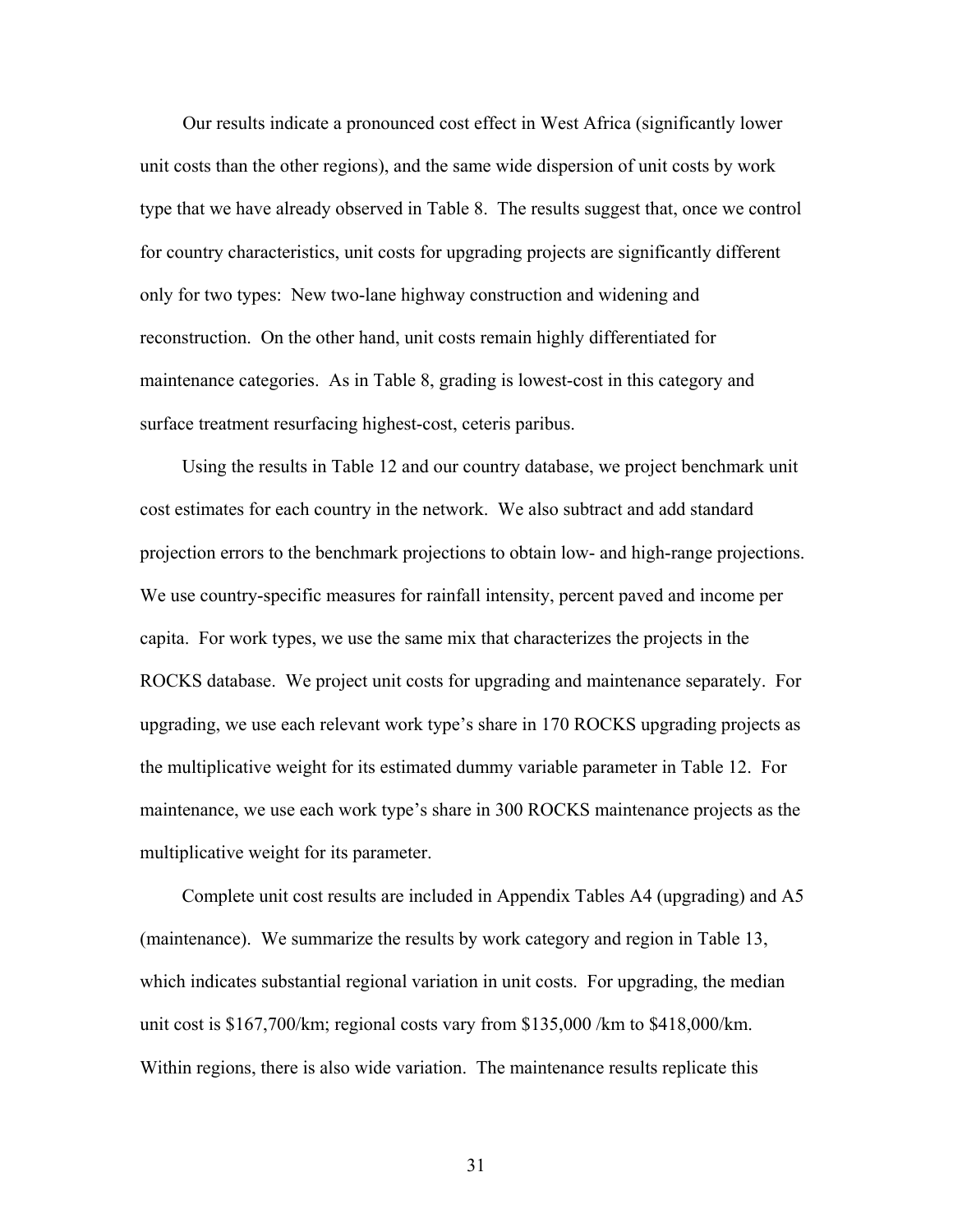Our results indicate a pronounced cost effect in West Africa (significantly lower unit costs than the other regions), and the same wide dispersion of unit costs by work type that we have already observed in Table 8. The results suggest that, once we control for country characteristics, unit costs for upgrading projects are significantly different only for two types: New two-lane highway construction and widening and reconstruction. On the other hand, unit costs remain highly differentiated for maintenance categories. As in Table 8, grading is lowest-cost in this category and surface treatment resurfacing highest-cost, ceteris paribus.

Using the results in Table 12 and our country database, we project benchmark unit cost estimates for each country in the network. We also subtract and add standard projection errors to the benchmark projections to obtain low- and high-range projections. We use country-specific measures for rainfall intensity, percent paved and income per capita. For work types, we use the same mix that characterizes the projects in the ROCKS database. We project unit costs for upgrading and maintenance separately. For upgrading, we use each relevant work type's share in 170 ROCKS upgrading projects as the multiplicative weight for its estimated dummy variable parameter in Table 12. For maintenance, we use each work type's share in 300 ROCKS maintenance projects as the multiplicative weight for its parameter.

Complete unit cost results are included in Appendix Tables A4 (upgrading) and A5 (maintenance). We summarize the results by work category and region in Table 13, which indicates substantial regional variation in unit costs. For upgrading, the median unit cost is $167,700/km; regional costs vary from $135,000 /km to $418,000/km. Within regions, there is also wide variation. The maintenance results replicate this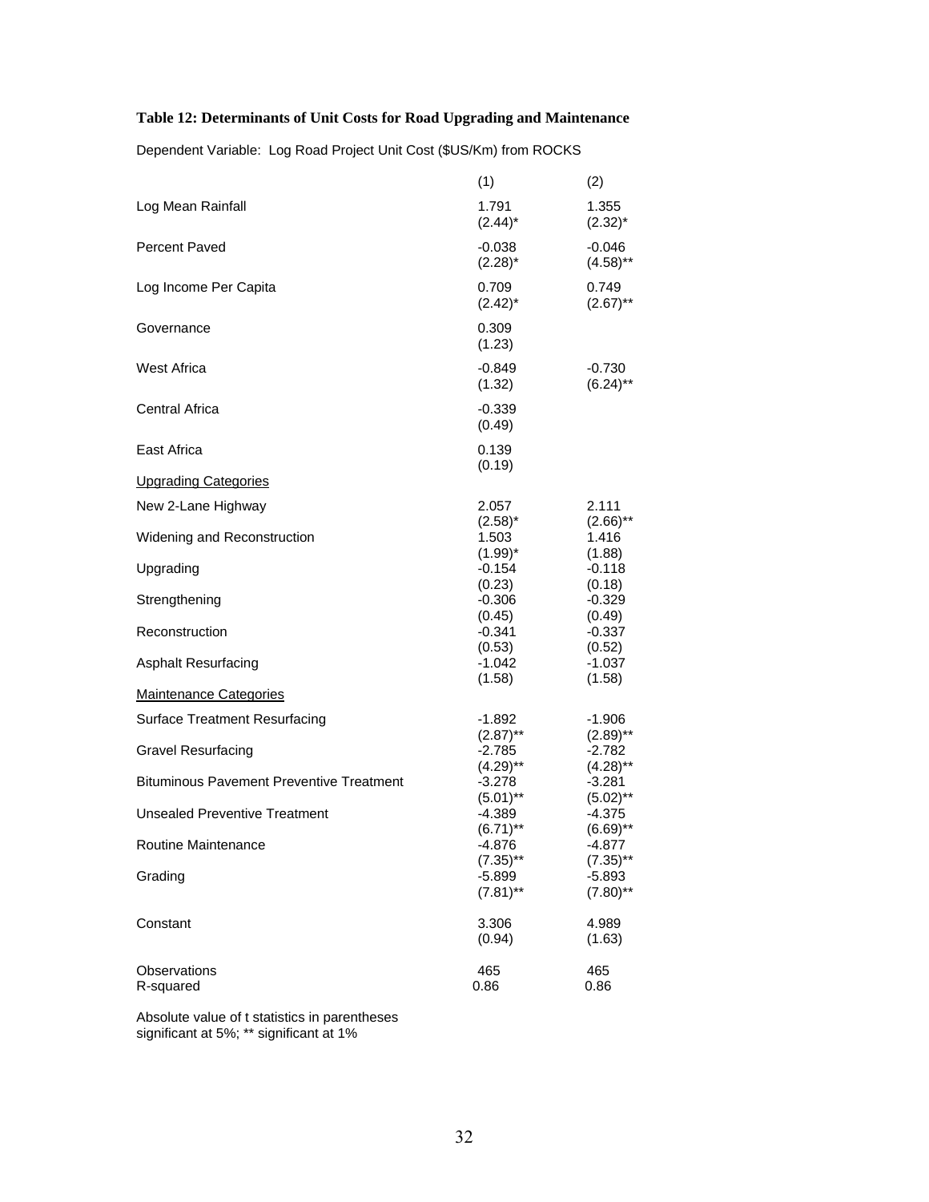**Table 12: Determinants of Unit Costs for Road Upgrading and Maintenance**

Dependent Variable: Log Road Project Unit Cost ($US/Km) from ROCKS

| | (1) | (2) |
|---|---|---|
| Log Mean Rainfall | 1.791 | 1.355 |
| | (2.44)* | (2.32)* |
| Percent Paved | -0.038 | -0.046 |
| | (2.28)* | (4.58)** |
| Log Income Per Capita | 0.709 | 0.749 |
| | (2.42)* | (2.67)** |
| Governance | 0.309 | |
| | (1.23) | |
| West Africa | -0.849 | -0.730 |
| | (1.32) | (6.24)** |
| Central Africa | -0.339 | |
| | (0.49) | |
| East Africa | 0.139 | |
| | (0.19) | |
| Upgrading Categories | | |
| New 2-Lane Highway | 2.057 | 2.111 |
| | (2.58)* | (2.66)** |
| Widening and Reconstruction | 1.503 | 1.416 |
| | (1.99)* | (1.88) |
| Upgrading | -0.154 | -0.118 |
| | (0.23) | (0.18) |
| Strengthening | -0.306 | -0.329 |
| | (0.45) | (0.49) |
| Reconstruction | -0.341 | -0.337 |
| | (0.53) | (0.52) |
| Asphalt Resurfacing | -1.042 | -1.037 |
| | (1.58) | (1.58) |
| Maintenance Categories | | |
| Surface Treatment Resurfacing | -1.892 | -1.906 |
| | (2.87)** | (2.89)** |
| Gravel Resurfacing | -2.785 | -2.782 |
| | (4.29)** | (4.28)** |
| Bituminous Pavement Preventive Treatment | -3.278 | -3.281 |
| | (5.01)** | (5.02)** |
| Unsealed Preventive Treatment | -4.389 | -4.375 |
| | (6.71)** | (6.69)** |
| Routine Maintenance | -4.876 | -4.877 |
| | (7.35)** | (7.35)** |
| Grading | -5.899 | -5.893 |
| | (7.81)** | (7.80)** |
| Constant | 3.306 | 4.989 |
| | (0.94) | (1.63) |
| Observations | 465 | 465 |
| R-squared | 0.86 | 0.86 |

Absolute value of t statistics in parentheses
significant at 5%; ** significant at 1%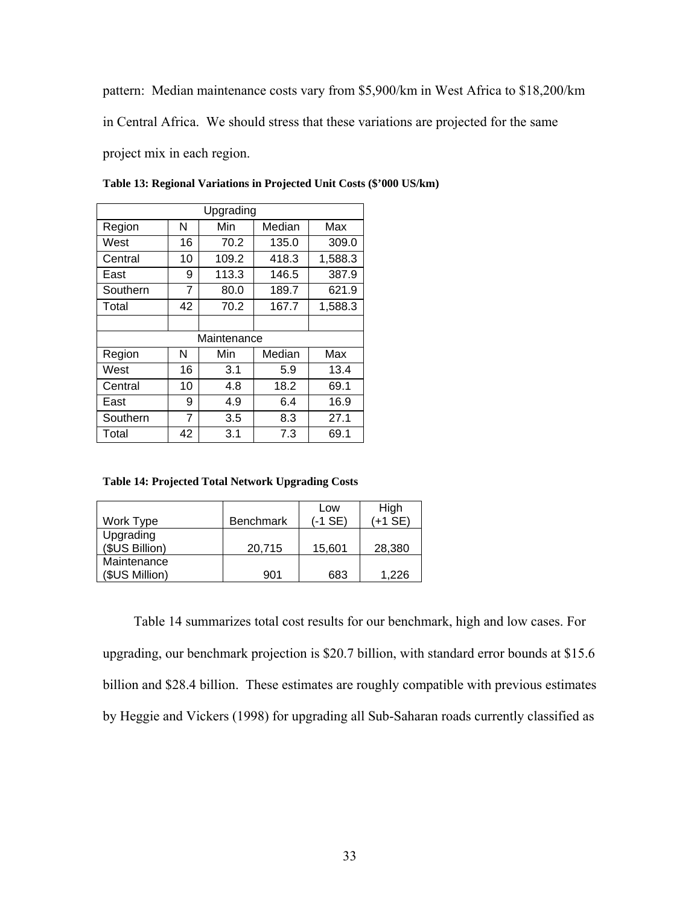pattern: Median maintenance costs vary from $5,900/km in West Africa to $18,200/km in Central Africa. We should stress that these variations are projected for the same project mix in each region.

**Table 13: Regional Variations in Projected Unit Costs ($'000 US/km)**

| Upgrading | | | | |
|---|---|---|---|---|
| Region | N | Min | Median | Max |
| West | 16 | 70.2 | 135.0 | 309.0 |
| Central | 10 | 109.2 | 418.3 | 1,588.3 |
| East | 9 | 113.3 | 146.5 | 387.9 |
| Southern | 7 | 80.0 | 189.7 | 621.9 |
| Total | 42 | 70.2 | 167.7 | 1,588.3 |
| | | | | |
| Maintenance | | | | |
| Region | N | Min | Median | Max |
| West | 16 | 3.1 | 5.9 | 13.4 |
| Central | 10 | 4.8 | 18.2 | 69.1 |
| East | 9 | 4.9 | 6.4 | 16.9 |
| Southern | 7 | 3.5 | 8.3 | 27.1 |
| Total | 42 | 3.1 | 7.3 | 69.1 |

**Table 14: Projected Total Network Upgrading Costs**

| Work Type | Benchmark | Low (-1 SE) | High (+1 SE) |
|---|---|---|---|
| Upgrading ($US Billion) | 20,715 | 15,601 | 28,380 |
| Maintenance ($US Million) | 901 | 683 | 1,226 |

Table 14 summarizes total cost results for our benchmark, high and low cases. For upgrading, our benchmark projection is $20.7 billion, with standard error bounds at $15.6 billion and $28.4 billion. These estimates are roughly compatible with previous estimates by Heggie and Vickers (1998) for upgrading all Sub-Saharan roads currently classified as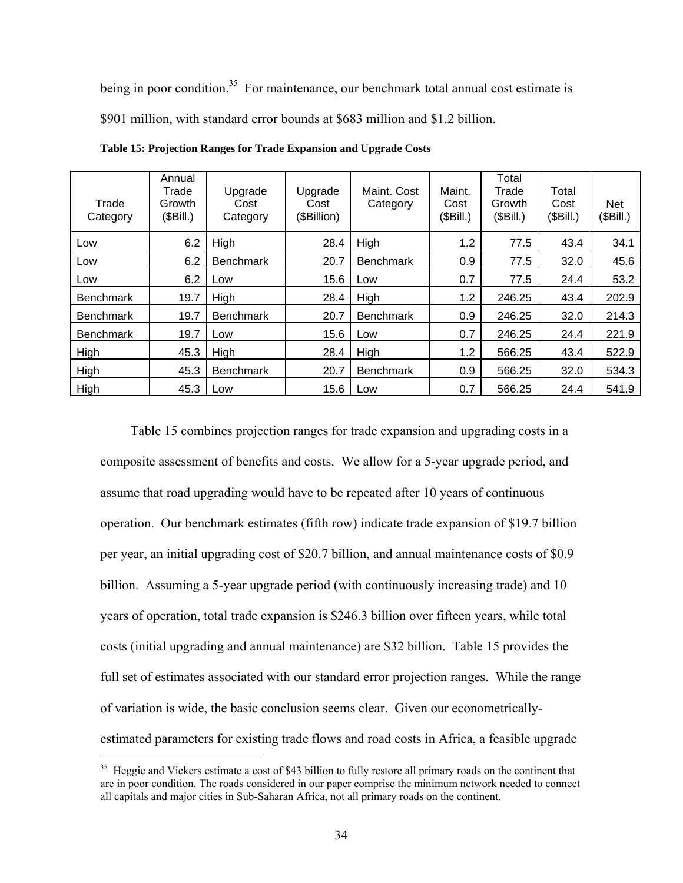being in poor condition.[35] For maintenance, our benchmark total annual cost estimate is $901 million, with standard error bounds at $683 million and $1.2 billion.

**Table 15: Projection Ranges for Trade Expansion and Upgrade Costs**

| Trade Category | Annual Trade Growth ($Bill.) | Upgrade Cost Category | Upgrade Cost ($Billion) | Maint. Cost Category | Maint. Cost ($Bill.) | Total Trade Growth ($Bill.) | Total Cost ($Bill.) | Net ($Bill.) |
|---|---|---|---|---|---|---|---|---|
| Low | 6.2 | High | 28.4 | High | 1.2 | 77.5 | 43.4 | 34.1 |
| Low | 6.2 | Benchmark | 20.7 | Benchmark | 0.9 | 77.5 | 32.0 | 45.6 |
| Low | 6.2 | Low | 15.6 | Low | 0.7 | 77.5 | 24.4 | 53.2 |
| Benchmark | 19.7 | High | 28.4 | High | 1.2 | 246.25 | 43.4 | 202.9 |
| Benchmark | 19.7 | Benchmark | 20.7 | Benchmark | 0.9 | 246.25 | 32.0 | 214.3 |
| Benchmark | 19.7 | Low | 15.6 | Low | 0.7 | 246.25 | 24.4 | 221.9 |
| High | 45.3 | High | 28.4 | High | 1.2 | 566.25 | 43.4 | 522.9 |
| High | 45.3 | Benchmark | 20.7 | Benchmark | 0.9 | 566.25 | 32.0 | 534.3 |
| High | 45.3 | Low | 15.6 | Low | 0.7 | 566.25 | 24.4 | 541.9 |

Table 15 combines projection ranges for trade expansion and upgrading costs in a composite assessment of benefits and costs. We allow for a 5-year upgrade period, and assume that road upgrading would have to be repeated after 10 years of continuous operation. Our benchmark estimates (fifth row) indicate trade expansion of $19.7 billion per year, an initial upgrading cost of $20.7 billion, and annual maintenance costs of $0.9 billion. Assuming a 5-year upgrade period (with continuously increasing trade) and 10 years of operation, total trade expansion is $246.3 billion over fifteen years, while total costs (initial upgrading and annual maintenance) are $32 billion. Table 15 provides the full set of estimates associated with our standard error projection ranges. While the range of variation is wide, the basic conclusion seems clear. Given our econometrically-estimated parameters for existing trade flows and road costs in Africa, a feasible upgrade

[35] Heggie and Vickers estimate a cost of $43 billion to fully restore all primary roads on the continent that are in poor condition. The roads considered in our paper comprise the minimum network needed to connect all capitals and major cities in Sub-Saharan Africa, not all primary roads on the continent.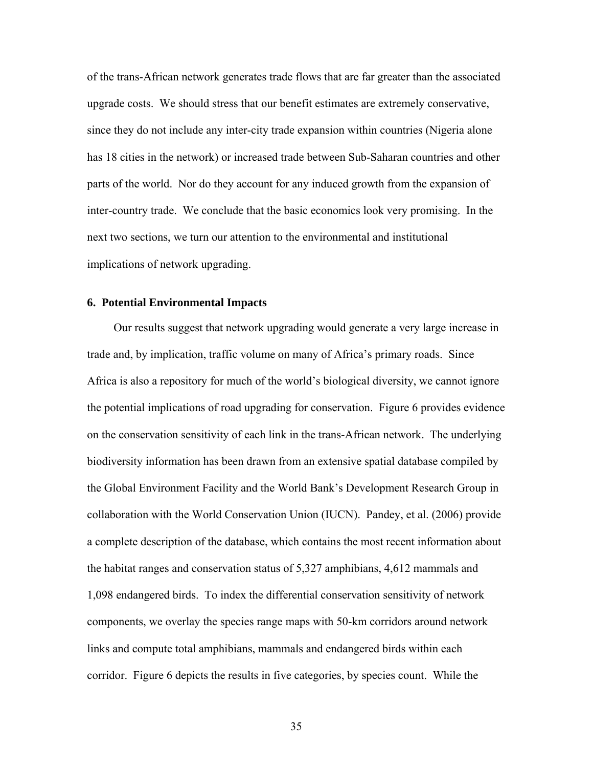of the trans-African network generates trade flows that are far greater than the associated upgrade costs. We should stress that our benefit estimates are extremely conservative, since they do not include any inter-city trade expansion within countries (Nigeria alone has 18 cities in the network) or increased trade between Sub-Saharan countries and other parts of the world. Nor do they account for any induced growth from the expansion of inter-country trade. We conclude that the basic economics look very promising. In the next two sections, we turn our attention to the environmental and institutional implications of network upgrading.

## 6. Potential Environmental Impacts

Our results suggest that network upgrading would generate a very large increase in trade and, by implication, traffic volume on many of Africa's primary roads. Since Africa is also a repository for much of the world's biological diversity, we cannot ignore the potential implications of road upgrading for conservation. Figure 6 provides evidence on the conservation sensitivity of each link in the trans-African network. The underlying biodiversity information has been drawn from an extensive spatial database compiled by the Global Environment Facility and the World Bank's Development Research Group in collaboration with the World Conservation Union (IUCN). Pandey, et al. (2006) provide a complete description of the database, which contains the most recent information about the habitat ranges and conservation status of 5,327 amphibians, 4,612 mammals and 1,098 endangered birds. To index the differential conservation sensitivity of network components, we overlay the species range maps with 50-km corridors around network links and compute total amphibians, mammals and endangered birds within each corridor. Figure 6 depicts the results in five categories, by species count. While the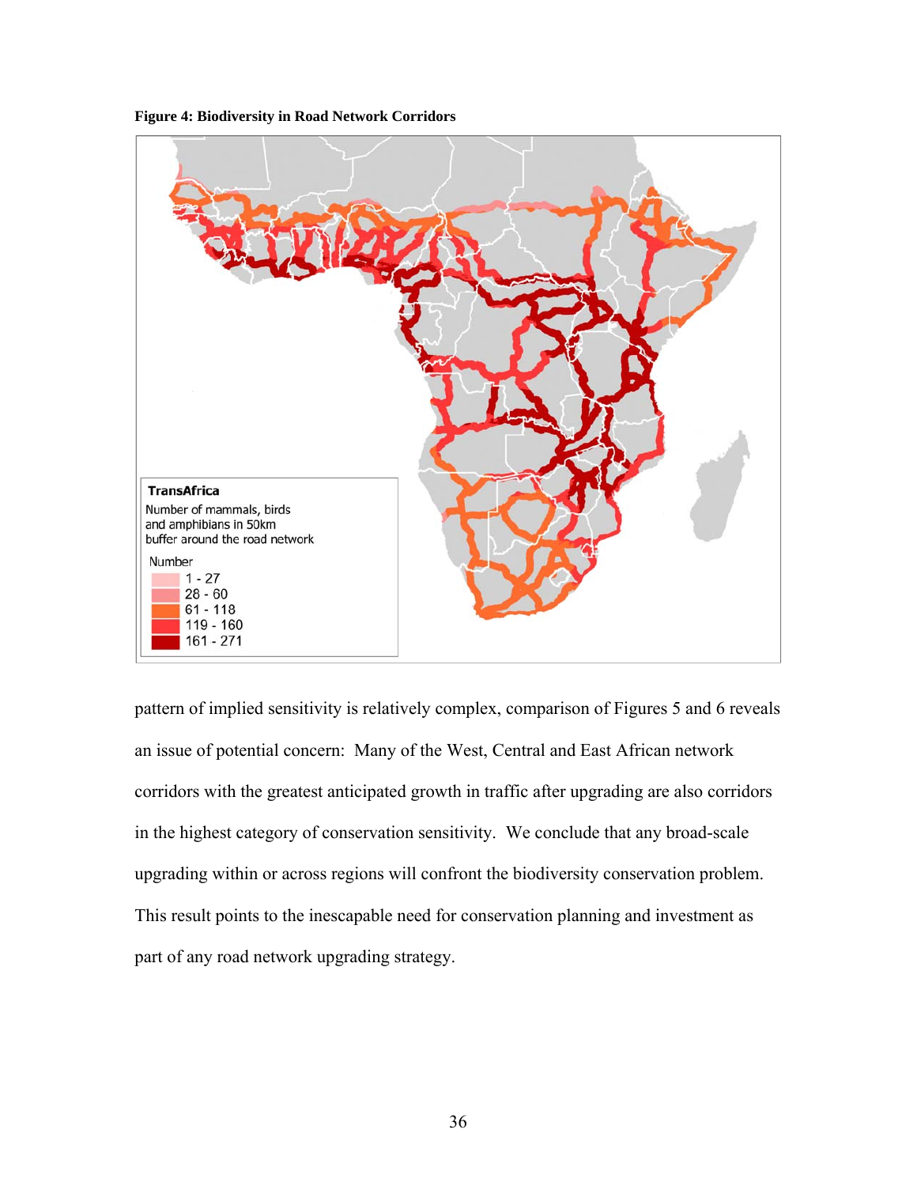**Figure 4: Biodiversity in Road Network Corridors**

pattern of implied sensitivity is relatively complex, comparison of Figures 5 and 6 reveals an issue of potential concern: Many of the West, Central and East African network corridors with the greatest anticipated growth in traffic after upgrading are also corridors in the highest category of conservation sensitivity. We conclude that any broad-scale upgrading within or across regions will confront the biodiversity conservation problem. This result points to the inescapable need for conservation planning and investment as part of any road network upgrading strategy.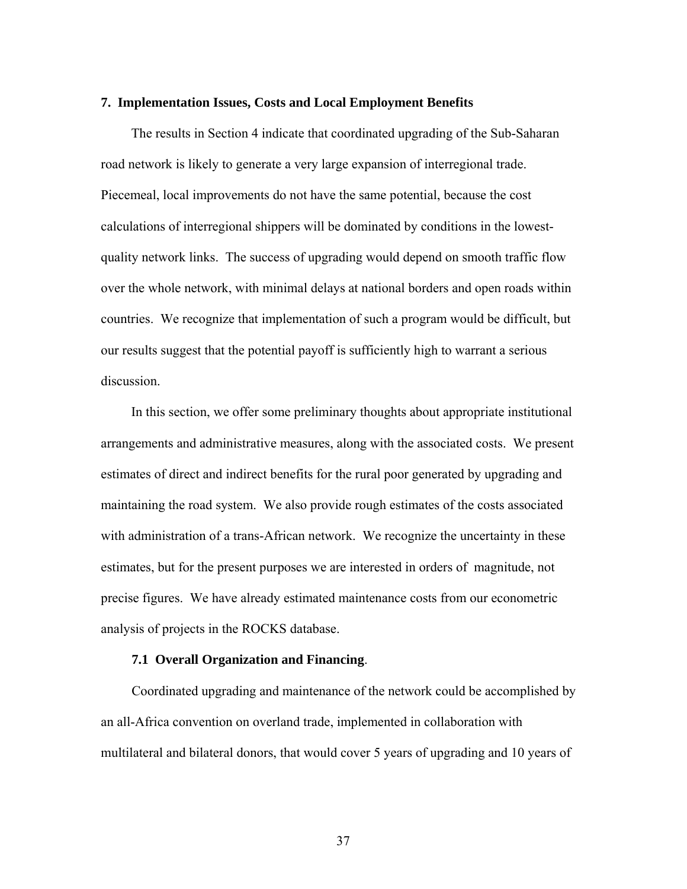## 7. Implementation Issues, Costs and Local Employment Benefits

The results in Section 4 indicate that coordinated upgrading of the Sub-Saharan road network is likely to generate a very large expansion of interregional trade. Piecemeal, local improvements do not have the same potential, because the cost calculations of interregional shippers will be dominated by conditions in the lowest-quality network links. The success of upgrading would depend on smooth traffic flow over the whole network, with minimal delays at national borders and open roads within countries. We recognize that implementation of such a program would be difficult, but our results suggest that the potential payoff is sufficiently high to warrant a serious discussion.

In this section, we offer some preliminary thoughts about appropriate institutional arrangements and administrative measures, along with the associated costs. We present estimates of direct and indirect benefits for the rural poor generated by upgrading and maintaining the road system. We also provide rough estimates of the costs associated with administration of a trans-African network. We recognize the uncertainty in these estimates, but for the present purposes we are interested in orders of magnitude, not precise figures. We have already estimated maintenance costs from our econometric analysis of projects in the ROCKS database.

### 7.1 Overall Organization and Financing.

Coordinated upgrading and maintenance of the network could be accomplished by an all-Africa convention on overland trade, implemented in collaboration with multilateral and bilateral donors, that would cover 5 years of upgrading and 10 years of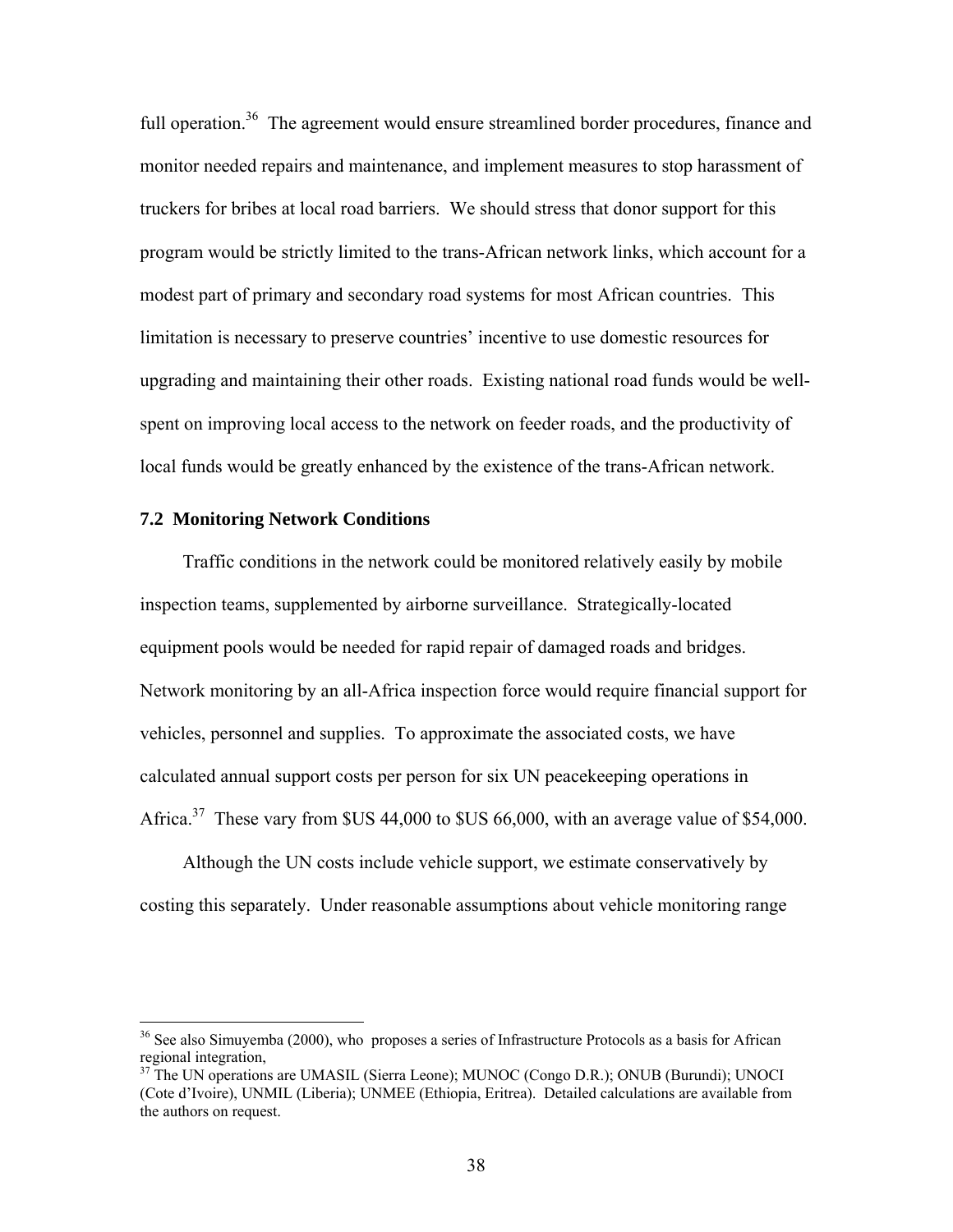full operation.[36] The agreement would ensure streamlined border procedures, finance and monitor needed repairs and maintenance, and implement measures to stop harassment of truckers for bribes at local road barriers. We should stress that donor support for this program would be strictly limited to the trans-African network links, which account for a modest part of primary and secondary road systems for most African countries. This limitation is necessary to preserve countries' incentive to use domestic resources for upgrading and maintaining their other roads. Existing national road funds would be well-spent on improving local access to the network on feeder roads, and the productivity of local funds would be greatly enhanced by the existence of the trans-African network.

### 7.2 Monitoring Network Conditions

Traffic conditions in the network could be monitored relatively easily by mobile inspection teams, supplemented by airborne surveillance. Strategically-located equipment pools would be needed for rapid repair of damaged roads and bridges. Network monitoring by an all-Africa inspection force would require financial support for vehicles, personnel and supplies. To approximate the associated costs, we have calculated annual support costs per person for six UN peacekeeping operations in Africa.[37] These vary from $US 44,000 to $US 66,000, with an average value of $54,000.

Although the UN costs include vehicle support, we estimate conservatively by costing this separately. Under reasonable assumptions about vehicle monitoring range

---

[36] See also Simuyemba (2000), who proposes a series of Infrastructure Protocols as a basis for African regional integration,

[37] The UN operations are UMASIL (Sierra Leone); MUNOC (Congo D.R.); ONUB (Burundi); UNOCI (Cote d'Ivoire), UNMIL (Liberia); UNMEE (Ethiopia, Eritrea). Detailed calculations are available from the authors on request.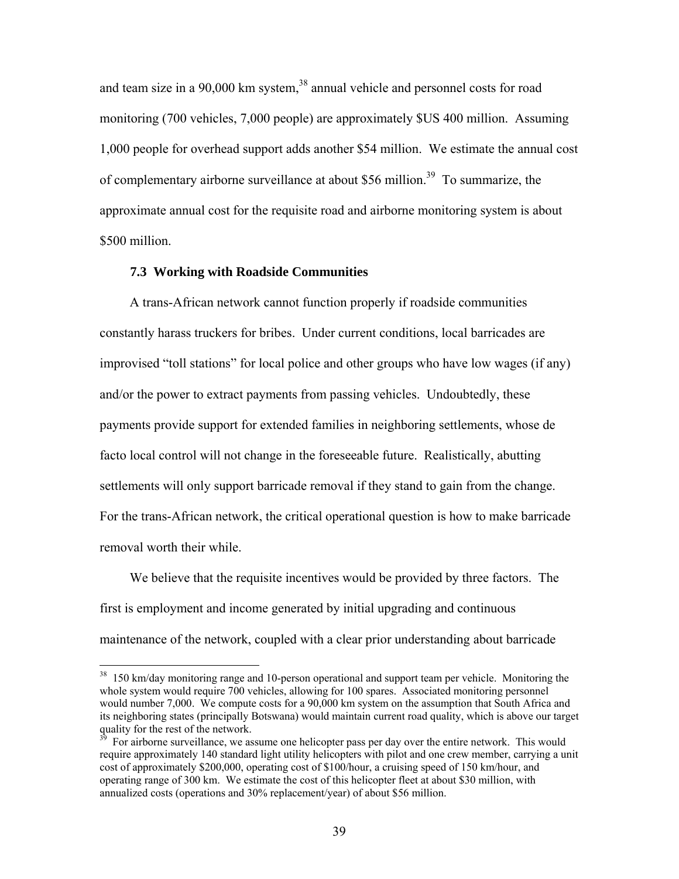and team size in a 90,000 km system,[38] annual vehicle and personnel costs for road monitoring (700 vehicles, 7,000 people) are approximately $US 400 million. Assuming 1,000 people for overhead support adds another $54 million. We estimate the annual cost of complementary airborne surveillance at about $56 million.[39] To summarize, the approximate annual cost for the requisite road and airborne monitoring system is about $500 million.

### 7.3 Working with Roadside Communities

A trans-African network cannot function properly if roadside communities constantly harass truckers for bribes. Under current conditions, local barricades are improvised "toll stations" for local police and other groups who have low wages (if any) and/or the power to extract payments from passing vehicles. Undoubtedly, these payments provide support for extended families in neighboring settlements, whose de facto local control will not change in the foreseeable future. Realistically, abutting settlements will only support barricade removal if they stand to gain from the change. For the trans-African network, the critical operational question is how to make barricade removal worth their while.

We believe that the requisite incentives would be provided by three factors. The first is employment and income generated by initial upgrading and continuous maintenance of the network, coupled with a clear prior understanding about barricade

---

[38] 150 km/day monitoring range and 10-person operational and support team per vehicle. Monitoring the whole system would require 700 vehicles, allowing for 100 spares. Associated monitoring personnel would number 7,000. We compute costs for a 90,000 km system on the assumption that South Africa and its neighboring states (principally Botswana) would maintain current road quality, which is above our target quality for the rest of the network.

[39] For airborne surveillance, we assume one helicopter pass per day over the entire network. This would require approximately 140 standard light utility helicopters with pilot and one crew member, carrying a unit cost of approximately $200,000, operating cost of $100/hour, a cruising speed of 150 km/hour, and operating range of 300 km. We estimate the cost of this helicopter fleet at about $30 million, with annualized costs (operations and 30% replacement/year) of about $56 million.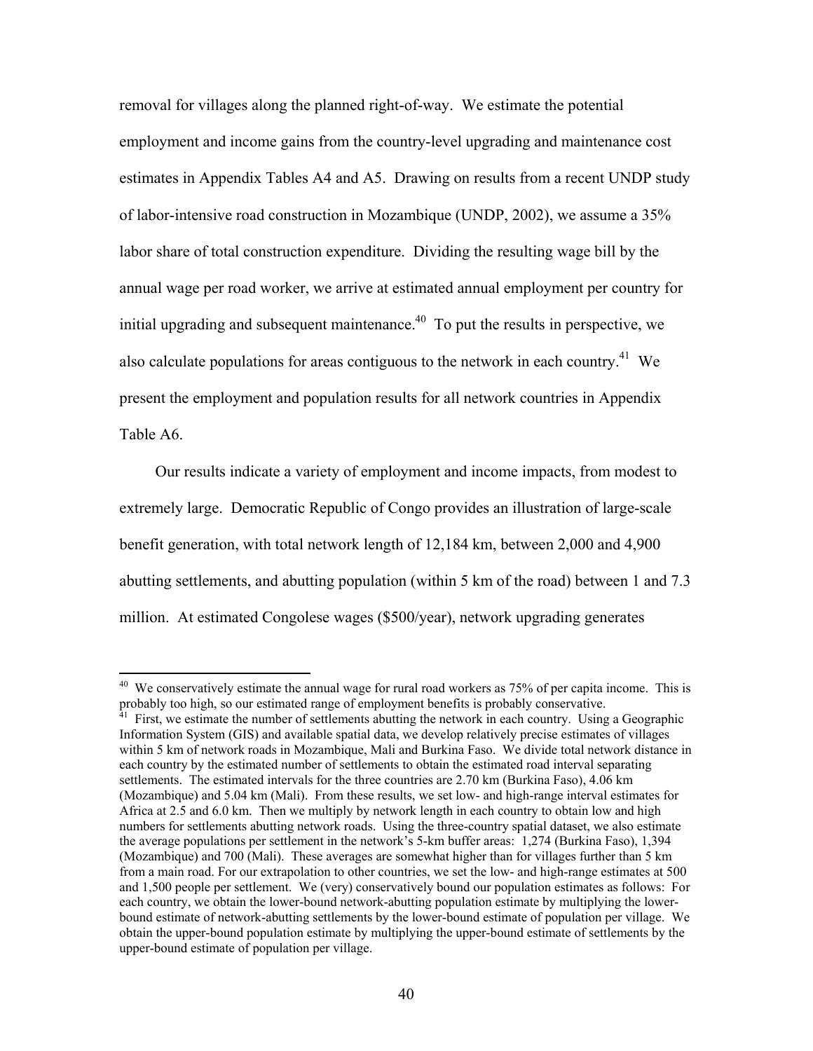removal for villages along the planned right-of-way. We estimate the potential employment and income gains from the country-level upgrading and maintenance cost estimates in Appendix Tables A4 and A5. Drawing on results from a recent UNDP study of labor-intensive road construction in Mozambique (UNDP, 2002), we assume a 35% labor share of total construction expenditure. Dividing the resulting wage bill by the annual wage per road worker, we arrive at estimated annual employment per country for initial upgrading and subsequent maintenance.[40] To put the results in perspective, we also calculate populations for areas contiguous to the network in each country.[41] We present the employment and population results for all network countries in Appendix Table A6.

Our results indicate a variety of employment and income impacts, from modest to extremely large. Democratic Republic of Congo provides an illustration of large-scale benefit generation, with total network length of 12,184 km, between 2,000 and 4,900 abutting settlements, and abutting population (within 5 km of the road) between 1 and 7.3 million. At estimated Congolese wages ($500/year), network upgrading generates

---

[40] We conservatively estimate the annual wage for rural road workers as 75% of per capita income. This is probably too high, so our estimated range of employment benefits is probably conservative.

[41] First, we estimate the number of settlements abutting the network in each country. Using a Geographic Information System (GIS) and available spatial data, we develop relatively precise estimates of villages within 5 km of network roads in Mozambique, Mali and Burkina Faso. We divide total network distance in each country by the estimated number of settlements to obtain the estimated road interval separating settlements. The estimated intervals for the three countries are 2.70 km (Burkina Faso), 4.06 km (Mozambique) and 5.04 km (Mali). From these results, we set low- and high-range interval estimates for Africa at 2.5 and 6.0 km. Then we multiply by network length in each country to obtain low and high numbers for settlements abutting network roads. Using the three-country spatial dataset, we also estimate the average populations per settlement in the network's 5-km buffer areas: 1,274 (Burkina Faso), 1,394 (Mozambique) and 700 (Mali). These averages are somewhat higher than for villages further than 5 km from a main road. For our extrapolation to other countries, we set the low- and high-range estimates at 500 and 1,500 people per settlement. We (very) conservatively bound our population estimates as follows: For each country, we obtain the lower-bound network-abutting population estimate by multiplying the lower-bound estimate of network-abutting settlements by the lower-bound estimate of population per village. We obtain the upper-bound population estimate by multiplying the upper-bound estimate of settlements by the upper-bound estimate of population per village.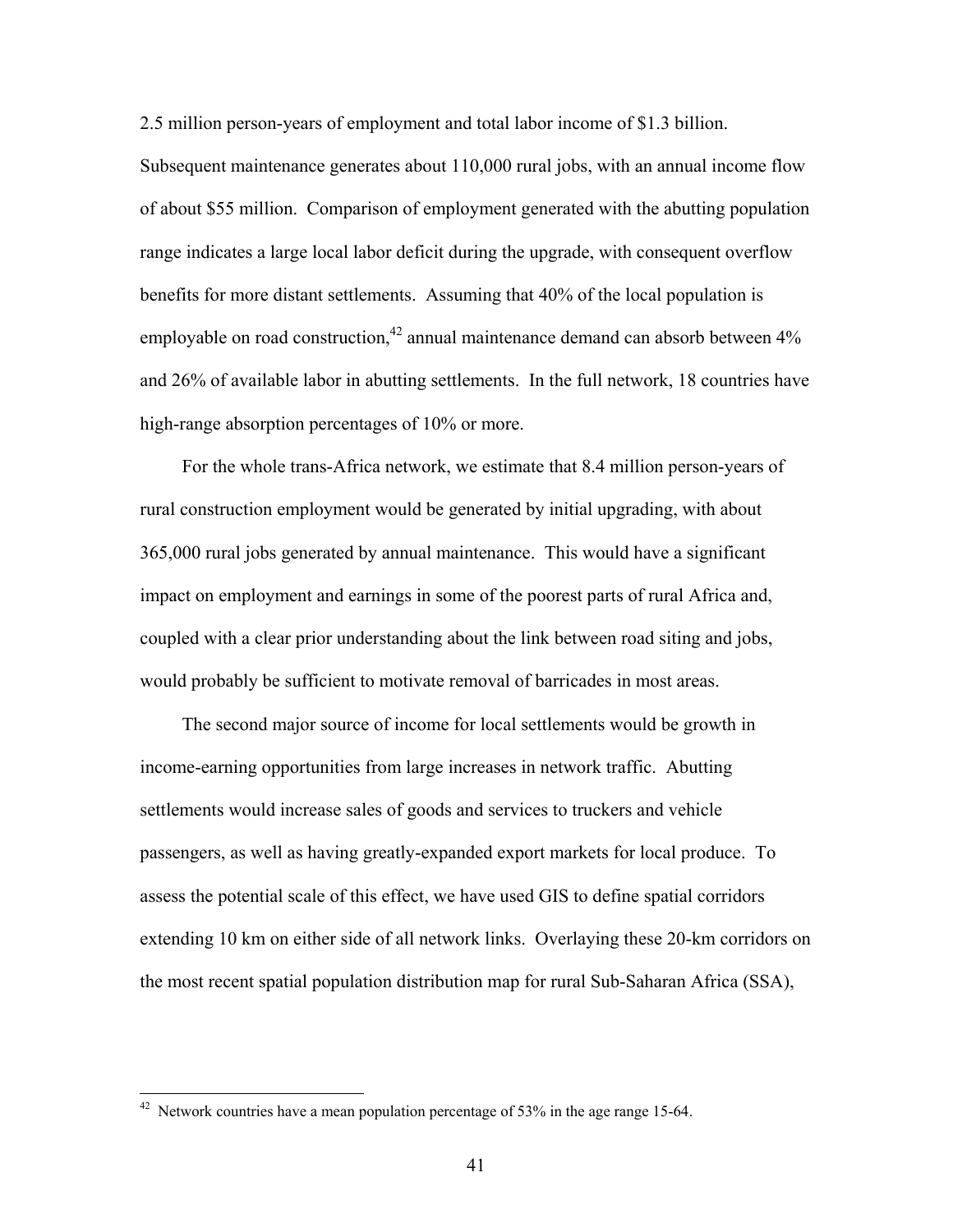2.5 million person-years of employment and total labor income of $1.3 billion. Subsequent maintenance generates about 110,000 rural jobs, with an annual income flow of about $55 million. Comparison of employment generated with the abutting population range indicates a large local labor deficit during the upgrade, with consequent overflow benefits for more distant settlements. Assuming that 40% of the local population is employable on road construction,[42] annual maintenance demand can absorb between 4% and 26% of available labor in abutting settlements. In the full network, 18 countries have high-range absorption percentages of 10% or more.

For the whole trans-Africa network, we estimate that 8.4 million person-years of rural construction employment would be generated by initial upgrading, with about 365,000 rural jobs generated by annual maintenance. This would have a significant impact on employment and earnings in some of the poorest parts of rural Africa and, coupled with a clear prior understanding about the link between road siting and jobs, would probably be sufficient to motivate removal of barricades in most areas.

The second major source of income for local settlements would be growth in income-earning opportunities from large increases in network traffic. Abutting settlements would increase sales of goods and services to truckers and vehicle passengers, as well as having greatly-expanded export markets for local produce. To assess the potential scale of this effect, we have used GIS to define spatial corridors extending 10 km on either side of all network links. Overlaying these 20-km corridors on the most recent spatial population distribution map for rural Sub-Saharan Africa (SSA),

---

[42] Network countries have a mean population percentage of 53% in the age range 15-64.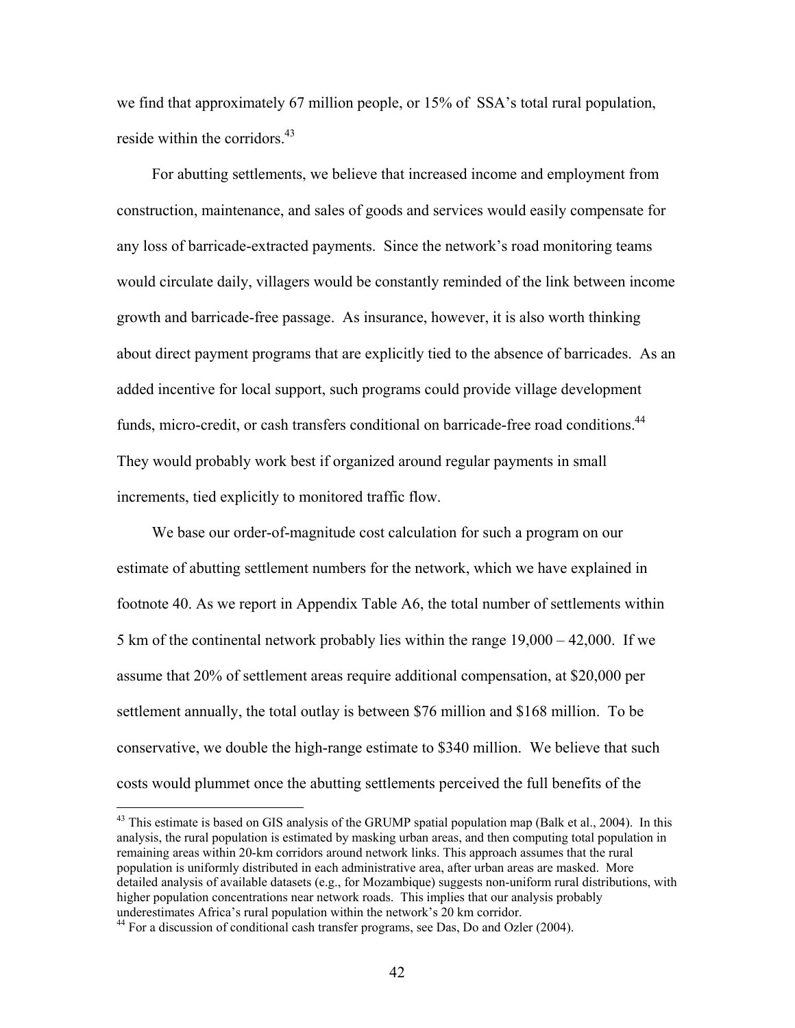we find that approximately 67 million people, or 15% of SSA's total rural population, reside within the corridors.[43]

For abutting settlements, we believe that increased income and employment from construction, maintenance, and sales of goods and services would easily compensate for any loss of barricade-extracted payments. Since the network's road monitoring teams would circulate daily, villagers would be constantly reminded of the link between income growth and barricade-free passage. As insurance, however, it is also worth thinking about direct payment programs that are explicitly tied to the absence of barricades. As an added incentive for local support, such programs could provide village development funds, micro-credit, or cash transfers conditional on barricade-free road conditions.[44] They would probably work best if organized around regular payments in small increments, tied explicitly to monitored traffic flow.

We base our order-of-magnitude cost calculation for such a program on our estimate of abutting settlement numbers for the network, which we have explained in footnote 40. As we report in Appendix Table A6, the total number of settlements within 5 km of the continental network probably lies within the range 19,000 – 42,000. If we assume that 20% of settlement areas require additional compensation, at $20,000 per settlement annually, the total outlay is between $76 million and $168 million. To be conservative, we double the high-range estimate to $340 million. We believe that such costs would plummet once the abutting settlements perceived the full benefits of the

---

[43] This estimate is based on GIS analysis of the GRUMP spatial population map (Balk et al., 2004). In this analysis, the rural population is estimated by masking urban areas, and then computing total population in remaining areas within 20-km corridors around network links. This approach assumes that the rural population is uniformly distributed in each administrative area, after urban areas are masked. More detailed analysis of available datasets (e.g., for Mozambique) suggests non-uniform rural distributions, with higher population concentrations near network roads. This implies that our analysis probably underestimates Africa's rural population within the network's 20 km corridor.

[44] For a discussion of conditional cash transfer programs, see Das, Do and Ozler (2004).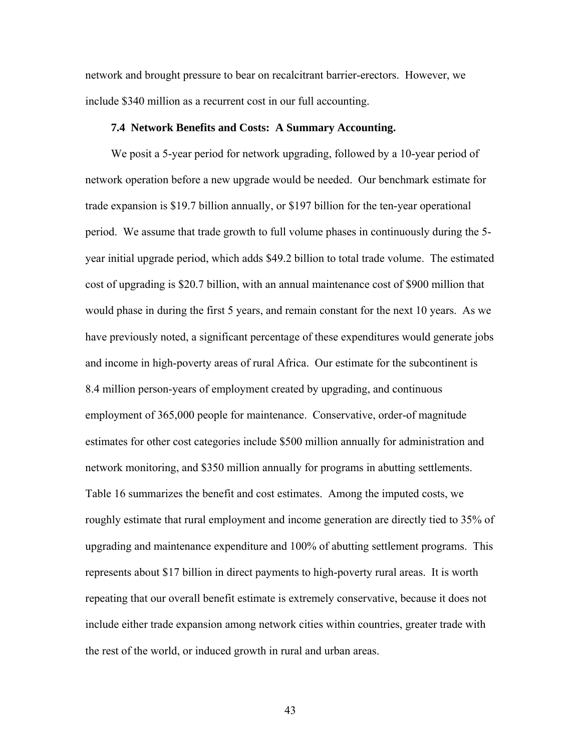network and brought pressure to bear on recalcitrant barrier-erectors. However, we include $340 million as a recurrent cost in our full accounting.

### 7.4 Network Benefits and Costs: A Summary Accounting.

We posit a 5-year period for network upgrading, followed by a 10-year period of network operation before a new upgrade would be needed. Our benchmark estimate for trade expansion is $19.7 billion annually, or $197 billion for the ten-year operational period. We assume that trade growth to full volume phases in continuously during the 5-year initial upgrade period, which adds $49.2 billion to total trade volume. The estimated cost of upgrading is $20.7 billion, with an annual maintenance cost of $900 million that would phase in during the first 5 years, and remain constant for the next 10 years. As we have previously noted, a significant percentage of these expenditures would generate jobs and income in high-poverty areas of rural Africa. Our estimate for the subcontinent is 8.4 million person-years of employment created by upgrading, and continuous employment of 365,000 people for maintenance. Conservative, order-of magnitude estimates for other cost categories include $500 million annually for administration and network monitoring, and $350 million annually for programs in abutting settlements. Table 16 summarizes the benefit and cost estimates. Among the imputed costs, we roughly estimate that rural employment and income generation are directly tied to 35% of upgrading and maintenance expenditure and 100% of abutting settlement programs. This represents about $17 billion in direct payments to high-poverty rural areas. It is worth repeating that our overall benefit estimate is extremely conservative, because it does not include either trade expansion among network cities within countries, greater trade with the rest of the world, or induced growth in rural and urban areas.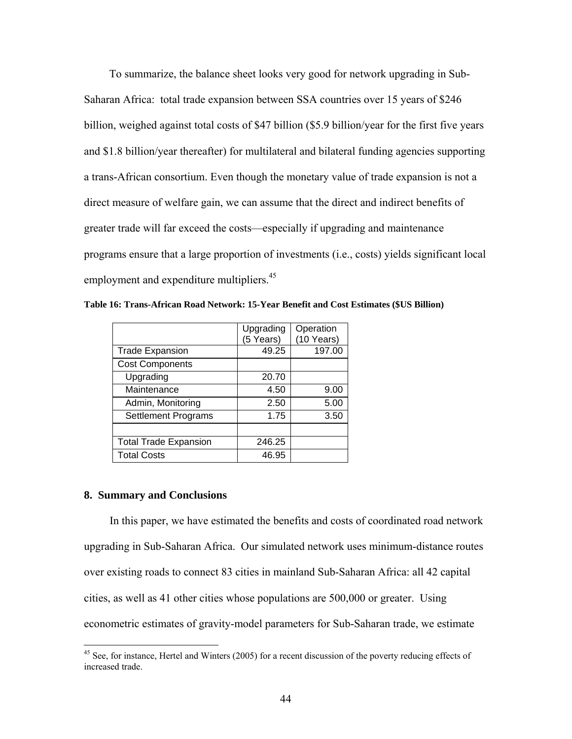To summarize, the balance sheet looks very good for network upgrading in Sub-Saharan Africa: total trade expansion between SSA countries over 15 years of $246 billion, weighed against total costs of $47 billion ($5.9 billion/year for the first five years and $1.8 billion/year thereafter) for multilateral and bilateral funding agencies supporting a trans-African consortium. Even though the monetary value of trade expansion is not a direct measure of welfare gain, we can assume that the direct and indirect benefits of greater trade will far exceed the costs—especially if upgrading and maintenance programs ensure that a large proportion of investments (i.e., costs) yields significant local employment and expenditure multipliers.[45]

**Table 16: Trans-African Road Network: 15-Year Benefit and Cost Estimates ($US Billion)**

| | Upgrading (5 Years) | Operation (10 Years) |
|---|---|---|
| Trade Expansion | 49.25 | 197.00 |
| Cost Components | | |
| Upgrading | 20.70 | |
| Maintenance | 4.50 | 9.00 |
| Admin, Monitoring | 2.50 | 5.00 |
| Settlement Programs | 1.75 | 3.50 |
| | | |
| Total Trade Expansion | 246.25 | |
| Total Costs | 46.95 | |

## 8. Summary and Conclusions

In this paper, we have estimated the benefits and costs of coordinated road network upgrading in Sub-Saharan Africa. Our simulated network uses minimum-distance routes over existing roads to connect 83 cities in mainland Sub-Saharan Africa: all 42 capital cities, as well as 41 other cities whose populations are 500,000 or greater. Using econometric estimates of gravity-model parameters for Sub-Saharan trade, we estimate

[45] See, for instance, Hertel and Winters (2005) for a recent discussion of the poverty reducing effects of increased trade.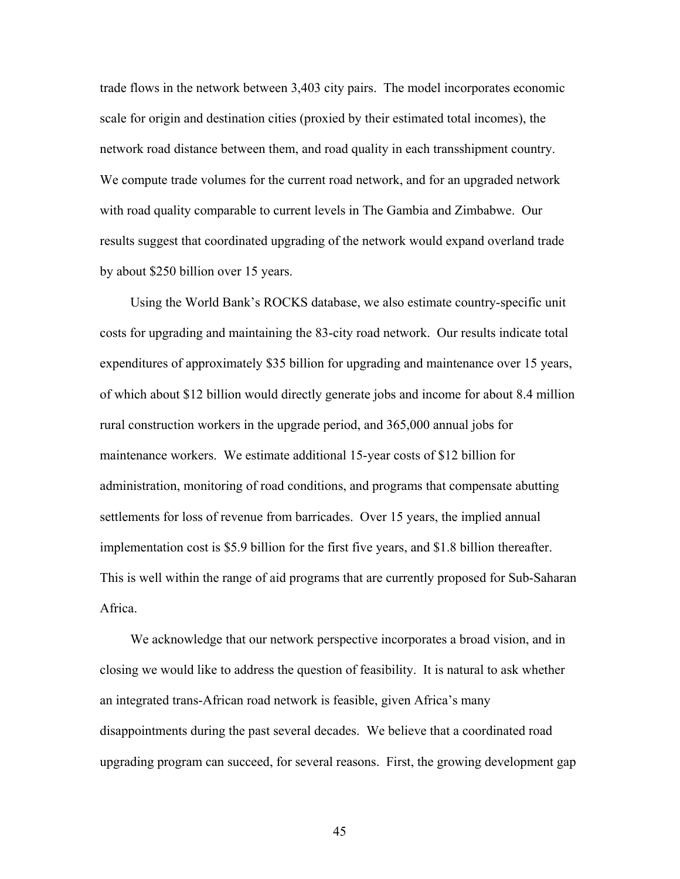trade flows in the network between 3,403 city pairs. The model incorporates economic scale for origin and destination cities (proxied by their estimated total incomes), the network road distance between them, and road quality in each transshipment country. We compute trade volumes for the current road network, and for an upgraded network with road quality comparable to current levels in The Gambia and Zimbabwe. Our results suggest that coordinated upgrading of the network would expand overland trade by about $250 billion over 15 years.

Using the World Bank's ROCKS database, we also estimate country-specific unit costs for upgrading and maintaining the 83-city road network. Our results indicate total expenditures of approximately $35 billion for upgrading and maintenance over 15 years, of which about $12 billion would directly generate jobs and income for about 8.4 million rural construction workers in the upgrade period, and 365,000 annual jobs for maintenance workers. We estimate additional 15-year costs of $12 billion for administration, monitoring of road conditions, and programs that compensate abutting settlements for loss of revenue from barricades. Over 15 years, the implied annual implementation cost is $5.9 billion for the first five years, and $1.8 billion thereafter. This is well within the range of aid programs that are currently proposed for Sub-Saharan Africa.

We acknowledge that our network perspective incorporates a broad vision, and in closing we would like to address the question of feasibility. It is natural to ask whether an integrated trans-African road network is feasible, given Africa's many disappointments during the past several decades. We believe that a coordinated road upgrading program can succeed, for several reasons. First, the growing development gap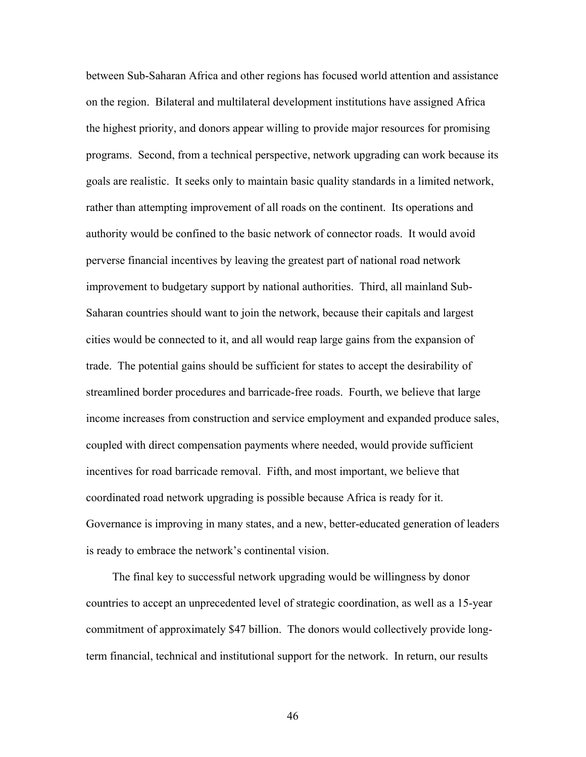between Sub-Saharan Africa and other regions has focused world attention and assistance on the region. Bilateral and multilateral development institutions have assigned Africa the highest priority, and donors appear willing to provide major resources for promising programs. Second, from a technical perspective, network upgrading can work because its goals are realistic. It seeks only to maintain basic quality standards in a limited network, rather than attempting improvement of all roads on the continent. Its operations and authority would be confined to the basic network of connector roads. It would avoid perverse financial incentives by leaving the greatest part of national road network improvement to budgetary support by national authorities. Third, all mainland Sub-Saharan countries should want to join the network, because their capitals and largest cities would be connected to it, and all would reap large gains from the expansion of trade. The potential gains should be sufficient for states to accept the desirability of streamlined border procedures and barricade-free roads. Fourth, we believe that large income increases from construction and service employment and expanded produce sales, coupled with direct compensation payments where needed, would provide sufficient incentives for road barricade removal. Fifth, and most important, we believe that coordinated road network upgrading is possible because Africa is ready for it. Governance is improving in many states, and a new, better-educated generation of leaders is ready to embrace the network's continental vision.

The final key to successful network upgrading would be willingness by donor countries to accept an unprecedented level of strategic coordination, as well as a 15-year commitment of approximately $47 billion. The donors would collectively provide long-term financial, technical and institutional support for the network. In return, our results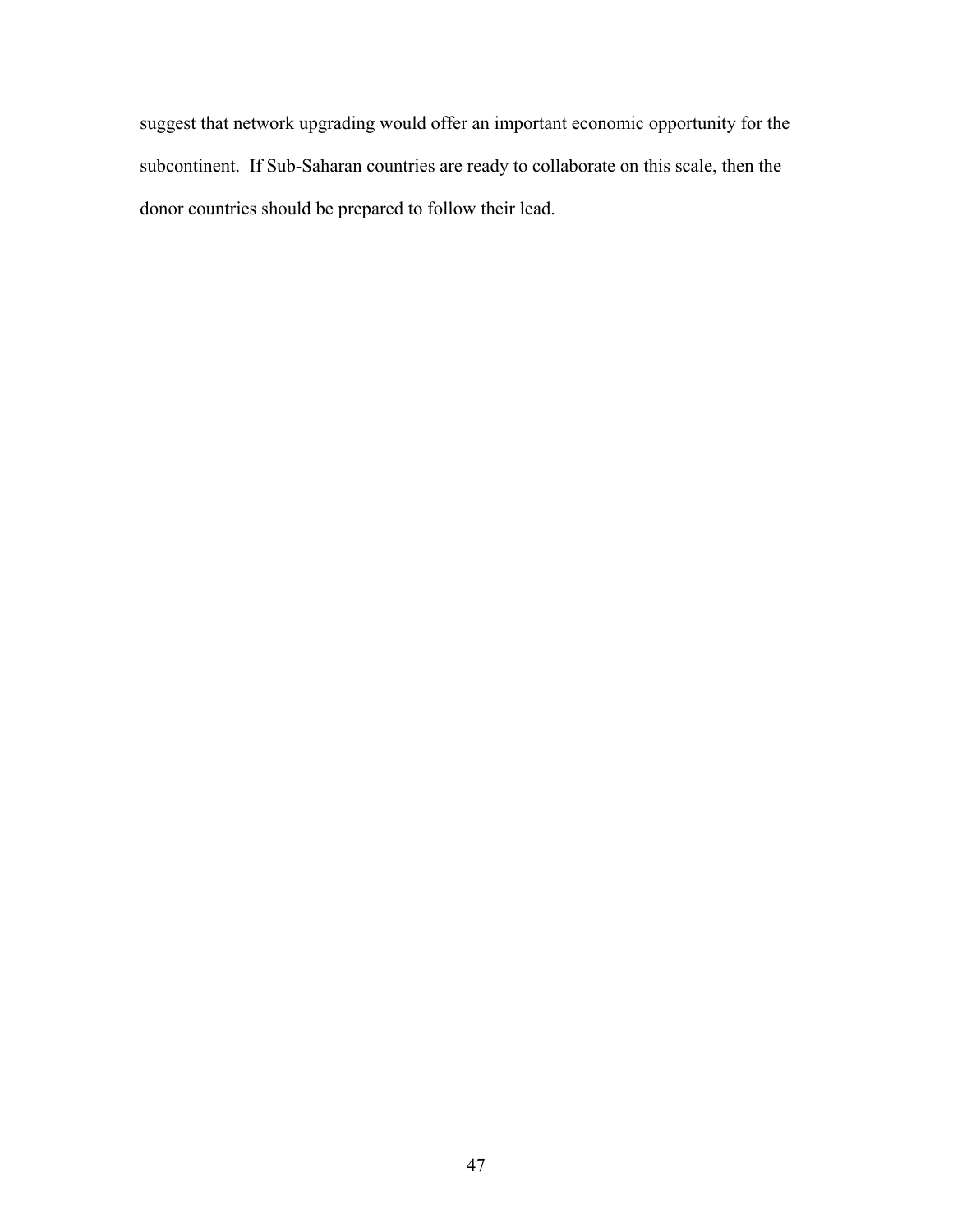suggest that network upgrading would offer an important economic opportunity for the subcontinent.  If Sub-Saharan countries are ready to collaborate on this scale, then the donor countries should be prepared to follow their lead.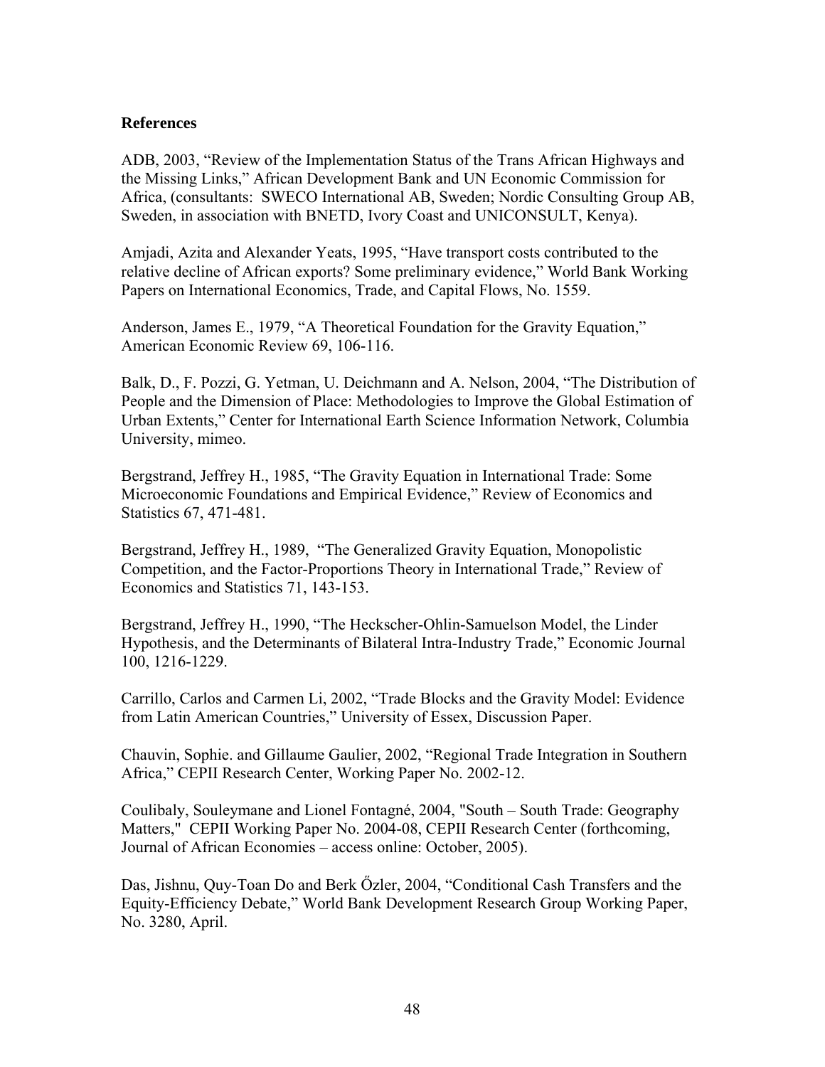**References**

ADB, 2003, “Review of the Implementation Status of the Trans African Highways and the Missing Links,” African Development Bank and UN Economic Commission for Africa, (consultants: SWECO International AB, Sweden; Nordic Consulting Group AB, Sweden, in association with BNETD, Ivory Coast and UNICONSULT, Kenya).

Amjadi, Azita and Alexander Yeats, 1995, “Have transport costs contributed to the relative decline of African exports? Some preliminary evidence,” World Bank Working Papers on International Economics, Trade, and Capital Flows, No. 1559.

Anderson, James E., 1979, “A Theoretical Foundation for the Gravity Equation,” American Economic Review 69, 106-116.

Balk, D., F. Pozzi, G. Yetman, U. Deichmann and A. Nelson, 2004, “The Distribution of People and the Dimension of Place: Methodologies to Improve the Global Estimation of Urban Extents,” Center for International Earth Science Information Network, Columbia University, mimeo.

Bergstrand, Jeffrey H., 1985, “The Gravity Equation in International Trade: Some Microeconomic Foundations and Empirical Evidence,” Review of Economics and Statistics 67, 471-481.

Bergstrand, Jeffrey H., 1989, “The Generalized Gravity Equation, Monopolistic Competition, and the Factor-Proportions Theory in International Trade,” Review of Economics and Statistics 71, 143-153.

Bergstrand, Jeffrey H., 1990, “The Heckscher-Ohlin-Samuelson Model, the Linder Hypothesis, and the Determinants of Bilateral Intra-Industry Trade,” Economic Journal 100, 1216-1229.

Carrillo, Carlos and Carmen Li, 2002, “Trade Blocks and the Gravity Model: Evidence from Latin American Countries,” University of Essex, Discussion Paper.

Chauvin, Sophie. and Gillaume Gaulier, 2002, “Regional Trade Integration in Southern Africa,” CEPII Research Center, Working Paper No. 2002-12.

Coulibaly, Souleymane and Lionel Fontagné, 2004, "South – South Trade: Geography Matters," CEPII Working Paper No. 2004-08, CEPII Research Center (forthcoming, Journal of African Economies – access online: October, 2005).

Das, Jishnu, Quy-Toan Do and Berk Őzler, 2004, “Conditional Cash Transfers and the Equity-Efficiency Debate,” World Bank Development Research Group Working Paper, No. 3280, April.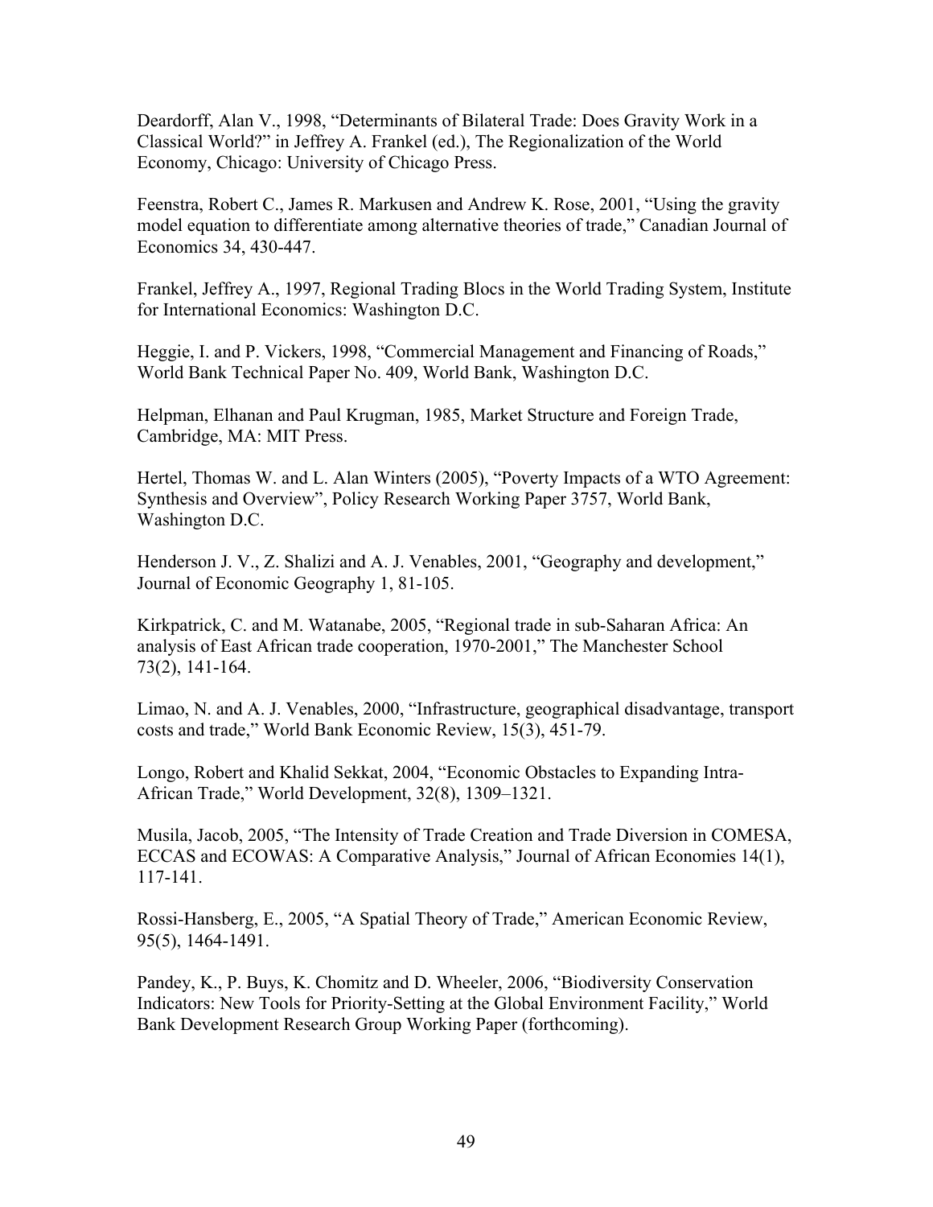Deardorff, Alan V., 1998, "Determinants of Bilateral Trade: Does Gravity Work in a Classical World?" in Jeffrey A. Frankel (ed.), The Regionalization of the World Economy, Chicago: University of Chicago Press.

Feenstra, Robert C., James R. Markusen and Andrew K. Rose, 2001, "Using the gravity model equation to differentiate among alternative theories of trade," Canadian Journal of Economics 34, 430-447.

Frankel, Jeffrey A., 1997, Regional Trading Blocs in the World Trading System, Institute for International Economics: Washington D.C.

Heggie, I. and P. Vickers, 1998, "Commercial Management and Financing of Roads," World Bank Technical Paper No. 409, World Bank, Washington D.C.

Helpman, Elhanan and Paul Krugman, 1985, Market Structure and Foreign Trade, Cambridge, MA: MIT Press.

Hertel, Thomas W. and L. Alan Winters (2005), "Poverty Impacts of a WTO Agreement: Synthesis and Overview", Policy Research Working Paper 3757, World Bank, Washington D.C.

Henderson J. V., Z. Shalizi and A. J. Venables, 2001, "Geography and development," Journal of Economic Geography 1, 81-105.

Kirkpatrick, C. and M. Watanabe, 2005, "Regional trade in sub-Saharan Africa: An analysis of East African trade cooperation, 1970-2001," The Manchester School 73(2), 141-164.

Limao, N. and A. J. Venables, 2000, "Infrastructure, geographical disadvantage, transport costs and trade," World Bank Economic Review, 15(3), 451-79.

Longo, Robert and Khalid Sekkat, 2004, "Economic Obstacles to Expanding Intra-African Trade," World Development, 32(8), 1309–1321.

Musila, Jacob, 2005, "The Intensity of Trade Creation and Trade Diversion in COMESA, ECCAS and ECOWAS: A Comparative Analysis," Journal of African Economies 14(1), 117-141.

Rossi-Hansberg, E., 2005, "A Spatial Theory of Trade," American Economic Review, 95(5), 1464-1491.

Pandey, K., P. Buys, K. Chomitz and D. Wheeler, 2006, "Biodiversity Conservation Indicators: New Tools for Priority-Setting at the Global Environment Facility," World Bank Development Research Group Working Paper (forthcoming).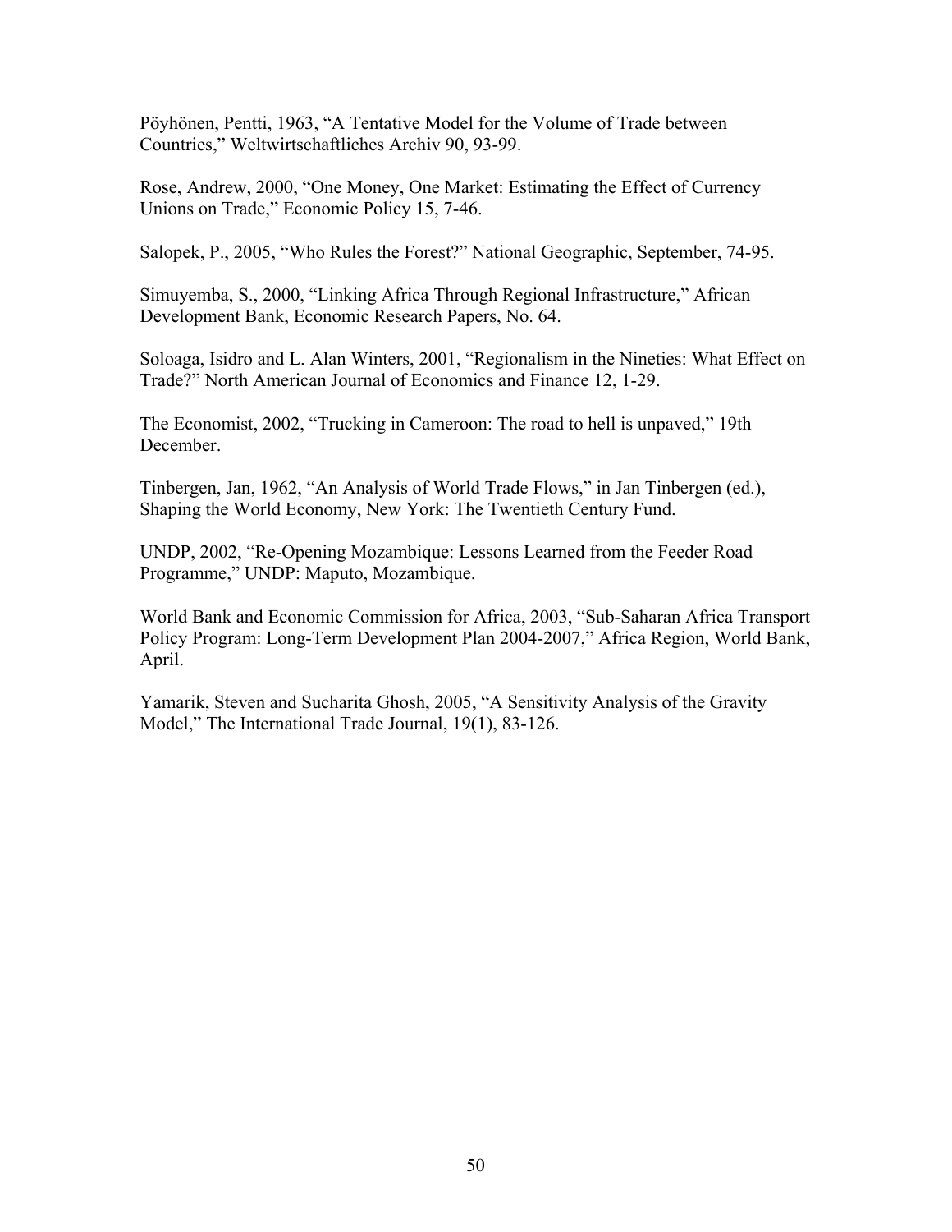Pöyhönen, Pentti, 1963, "A Tentative Model for the Volume of Trade between Countries," Weltwirtschaftliches Archiv 90, 93-99.

Rose, Andrew, 2000, "One Money, One Market: Estimating the Effect of Currency Unions on Trade," Economic Policy 15, 7-46.

Salopek, P., 2005, "Who Rules the Forest?" National Geographic, September, 74-95.

Simuyemba, S., 2000, "Linking Africa Through Regional Infrastructure," African Development Bank, Economic Research Papers, No. 64.

Soloaga, Isidro and L. Alan Winters, 2001, "Regionalism in the Nineties: What Effect on Trade?" North American Journal of Economics and Finance 12, 1-29.

The Economist, 2002, "Trucking in Cameroon: The road to hell is unpaved," 19th December.

Tinbergen, Jan, 1962, "An Analysis of World Trade Flows," in Jan Tinbergen (ed.), Shaping the World Economy, New York: The Twentieth Century Fund.

UNDP, 2002, "Re-Opening Mozambique: Lessons Learned from the Feeder Road Programme," UNDP: Maputo, Mozambique.

World Bank and Economic Commission for Africa, 2003, "Sub-Saharan Africa Transport Policy Program: Long-Term Development Plan 2004-2007," Africa Region, World Bank, April.

Yamarik, Steven and Sucharita Ghosh, 2005, "A Sensitivity Analysis of the Gravity Model," The International Trade Journal, 19(1), 83-126.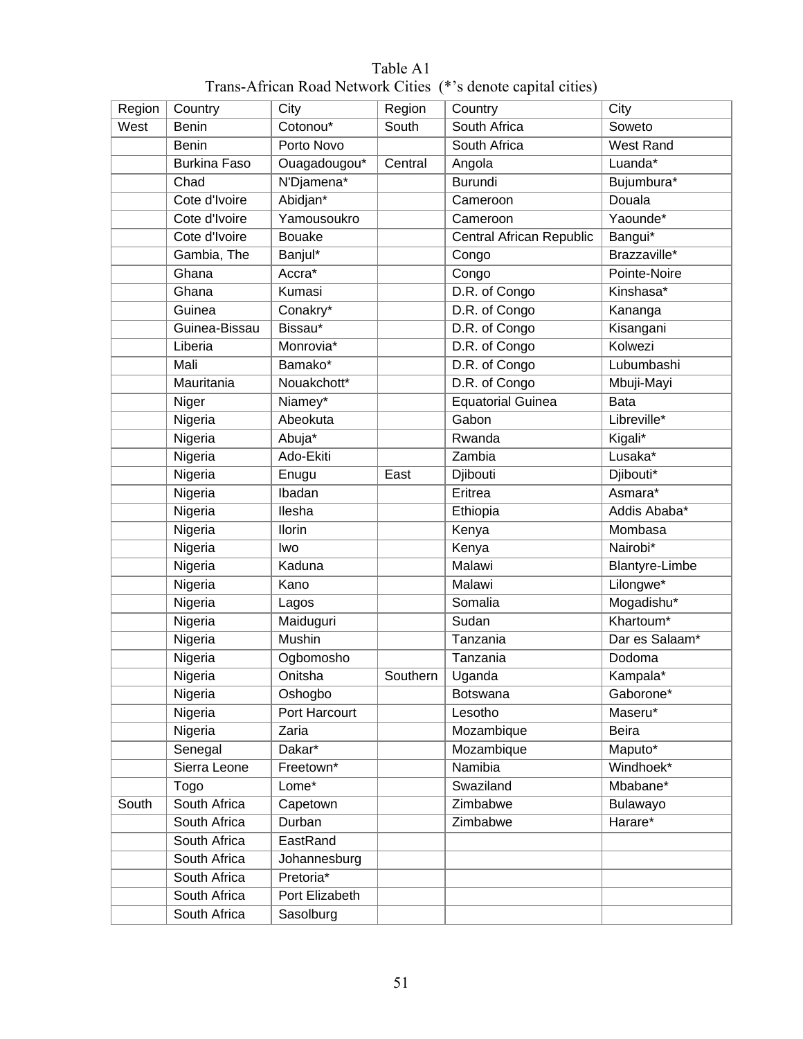Table A1

Trans-African Road Network Cities (*'s denote capital cities)

| Region | Country | City | Region | Country | City |
|---|---|---|---|---|---|
| West | Benin | Cotonou* | South | South Africa | Soweto |
| | Benin | Porto Novo | | South Africa | West Rand |
| | Burkina Faso | Ouagadougou* | Central | Angola | Luanda* |
| | Chad | N'Djamena* | | Burundi | Bujumbura* |
| | Cote d'Ivoire | Abidjan* | | Cameroon | Douala |
| | Cote d'Ivoire | Yamousoukro | | Cameroon | Yaounde* |
| | Cote d'Ivoire | Bouake | | Central African Republic | Bangui* |
| | Gambia, The | Banjul* | | Congo | Brazzaville* |
| | Ghana | Accra* | | Congo | Pointe-Noire |
| | Ghana | Kumasi | | D.R. of Congo | Kinshasa* |
| | Guinea | Conakry* | | D.R. of Congo | Kananga |
| | Guinea-Bissau | Bissau* | | D.R. of Congo | Kisangani |
| | Liberia | Monrovia* | | D.R. of Congo | Kolwezi |
| | Mali | Bamako* | | D.R. of Congo | Lubumbashi |
| | Mauritania | Nouakchott* | | D.R. of Congo | Mbuji-Mayi |
| | Niger | Niamey* | | Equatorial Guinea | Bata |
| | Nigeria | Abeokuta | | Gabon | Libreville* |
| | Nigeria | Abuja* | | Rwanda | Kigali* |
| | Nigeria | Ado-Ekiti | | Zambia | Lusaka* |
| | Nigeria | Enugu | East | Djibouti | Djibouti* |
| | Nigeria | Ibadan | | Eritrea | Asmara* |
| | Nigeria | Ilesha | | Ethiopia | Addis Ababa* |
| | Nigeria | Ilorin | | Kenya | Mombasa |
| | Nigeria | Iwo | | Kenya | Nairobi* |
| | Nigeria | Kaduna | | Malawi | Blantyre-Limbe |
| | Nigeria | Kano | | Malawi | Lilongwe* |
| | Nigeria | Lagos | | Somalia | Mogadishu* |
| | Nigeria | Maiduguri | | Sudan | Khartoum* |
| | Nigeria | Mushin | | Tanzania | Dar es Salaam* |
| | Nigeria | Ogbomosho | | Tanzania | Dodoma |
| | Nigeria | Onitsha | Southern | Uganda | Kampala* |
| | Nigeria | Oshogbo | | Botswana | Gaborone* |
| | Nigeria | Port Harcourt | | Lesotho | Maseru* |
| | Nigeria | Zaria | | Mozambique | Beira |
| | Senegal | Dakar* | | Mozambique | Maputo* |
| | Sierra Leone | Freetown* | | Namibia | Windhoek* |
| | Togo | Lome* | | Swaziland | Mbabane* |
| South | South Africa | Capetown | | Zimbabwe | Bulawayo |
| | South Africa | Durban | | Zimbabwe | Harare* |
| | South Africa | EastRand | | | |
| | South Africa | Johannesburg | | | |
| | South Africa | Pretoria* | | | |
| | South Africa | Port Elizabeth | | | |
| | South Africa | Sasolburg | | | |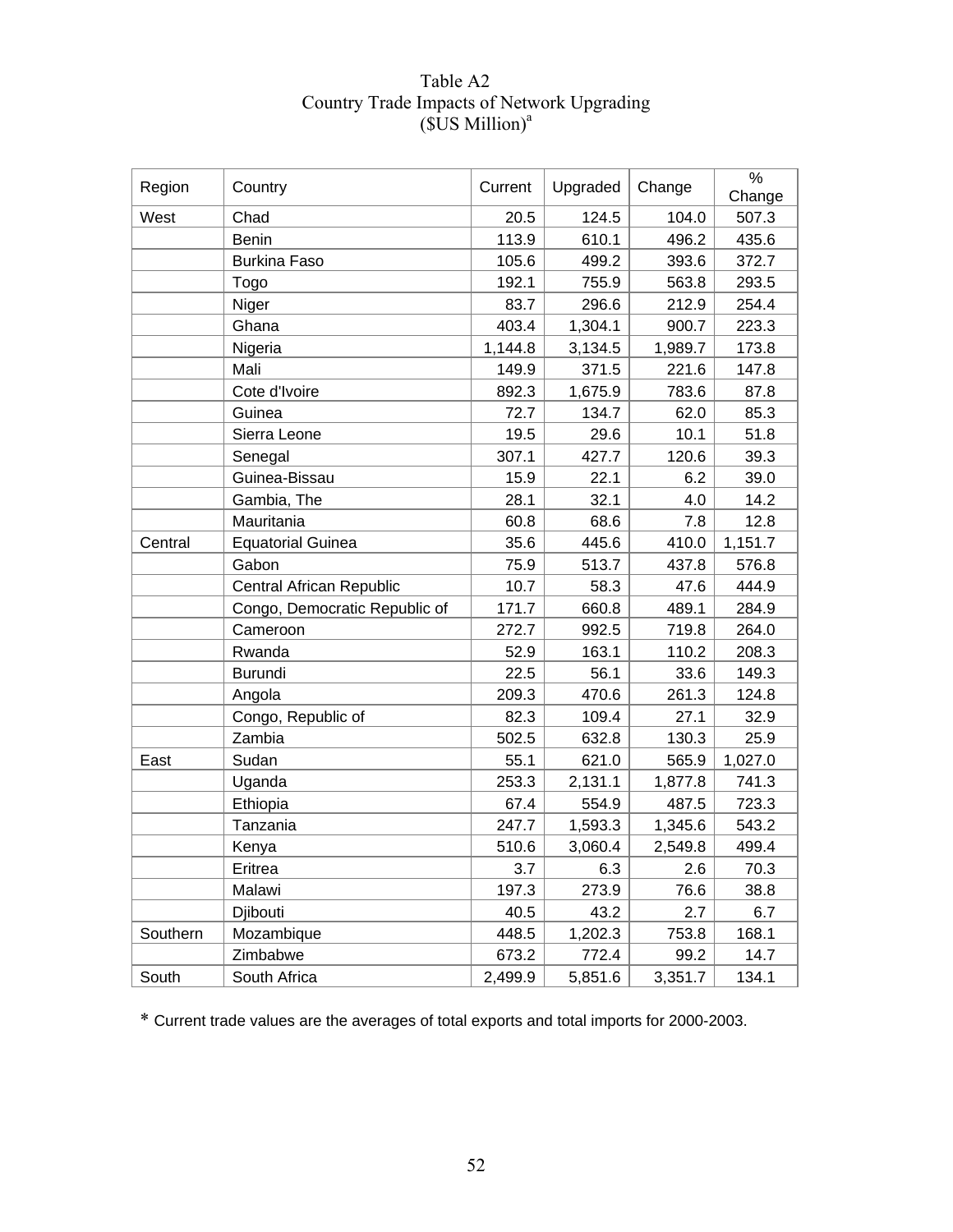Table A2
Country Trade Impacts of Network Upgrading
($US Million)[a]

| Region | Country | Current | Upgraded | Change | % Change |
|---|---|---|---|---|---|
| West | Chad | 20.5 | 124.5 | 104.0 | 507.3 |
| | Benin | 113.9 | 610.1 | 496.2 | 435.6 |
| | Burkina Faso | 105.6 | 499.2 | 393.6 | 372.7 |
| | Togo | 192.1 | 755.9 | 563.8 | 293.5 |
| | Niger | 83.7 | 296.6 | 212.9 | 254.4 |
| | Ghana | 403.4 | 1,304.1 | 900.7 | 223.3 |
| | Nigeria | 1,144.8 | 3,134.5 | 1,989.7 | 173.8 |
| | Mali | 149.9 | 371.5 | 221.6 | 147.8 |
| | Cote d'Ivoire | 892.3 | 1,675.9 | 783.6 | 87.8 |
| | Guinea | 72.7 | 134.7 | 62.0 | 85.3 |
| | Sierra Leone | 19.5 | 29.6 | 10.1 | 51.8 |
| | Senegal | 307.1 | 427.7 | 120.6 | 39.3 |
| | Guinea-Bissau | 15.9 | 22.1 | 6.2 | 39.0 |
| | Gambia, The | 28.1 | 32.1 | 4.0 | 14.2 |
| | Mauritania | 60.8 | 68.6 | 7.8 | 12.8 |
| Central | Equatorial Guinea | 35.6 | 445.6 | 410.0 | 1,151.7 |
| | Gabon | 75.9 | 513.7 | 437.8 | 576.8 |
| | Central African Republic | 10.7 | 58.3 | 47.6 | 444.9 |
| | Congo, Democratic Republic of | 171.7 | 660.8 | 489.1 | 284.9 |
| | Cameroon | 272.7 | 992.5 | 719.8 | 264.0 |
| | Rwanda | 52.9 | 163.1 | 110.2 | 208.3 |
| | Burundi | 22.5 | 56.1 | 33.6 | 149.3 |
| | Angola | 209.3 | 470.6 | 261.3 | 124.8 |
| | Congo, Republic of | 82.3 | 109.4 | 27.1 | 32.9 |
| | Zambia | 502.5 | 632.8 | 130.3 | 25.9 |
| East | Sudan | 55.1 | 621.0 | 565.9 | 1,027.0 |
| | Uganda | 253.3 | 2,131.1 | 1,877.8 | 741.3 |
| | Ethiopia | 67.4 | 554.9 | 487.5 | 723.3 |
| | Tanzania | 247.7 | 1,593.3 | 1,345.6 | 543.2 |
| | Kenya | 510.6 | 3,060.4 | 2,549.8 | 499.4 |
| | Eritrea | 3.7 | 6.3 | 2.6 | 70.3 |
| | Malawi | 197.3 | 273.9 | 76.6 | 38.8 |
| | Djibouti | 40.5 | 43.2 | 2.7 | 6.7 |
| Southern | Mozambique | 448.5 | 1,202.3 | 753.8 | 168.1 |
| | Zimbabwe | 673.2 | 772.4 | 99.2 | 14.7 |
| South | South Africa | 2,499.9 | 5,851.6 | 3,351.7 | 134.1 |

* Current trade values are the averages of total exports and total imports for 2000-2003.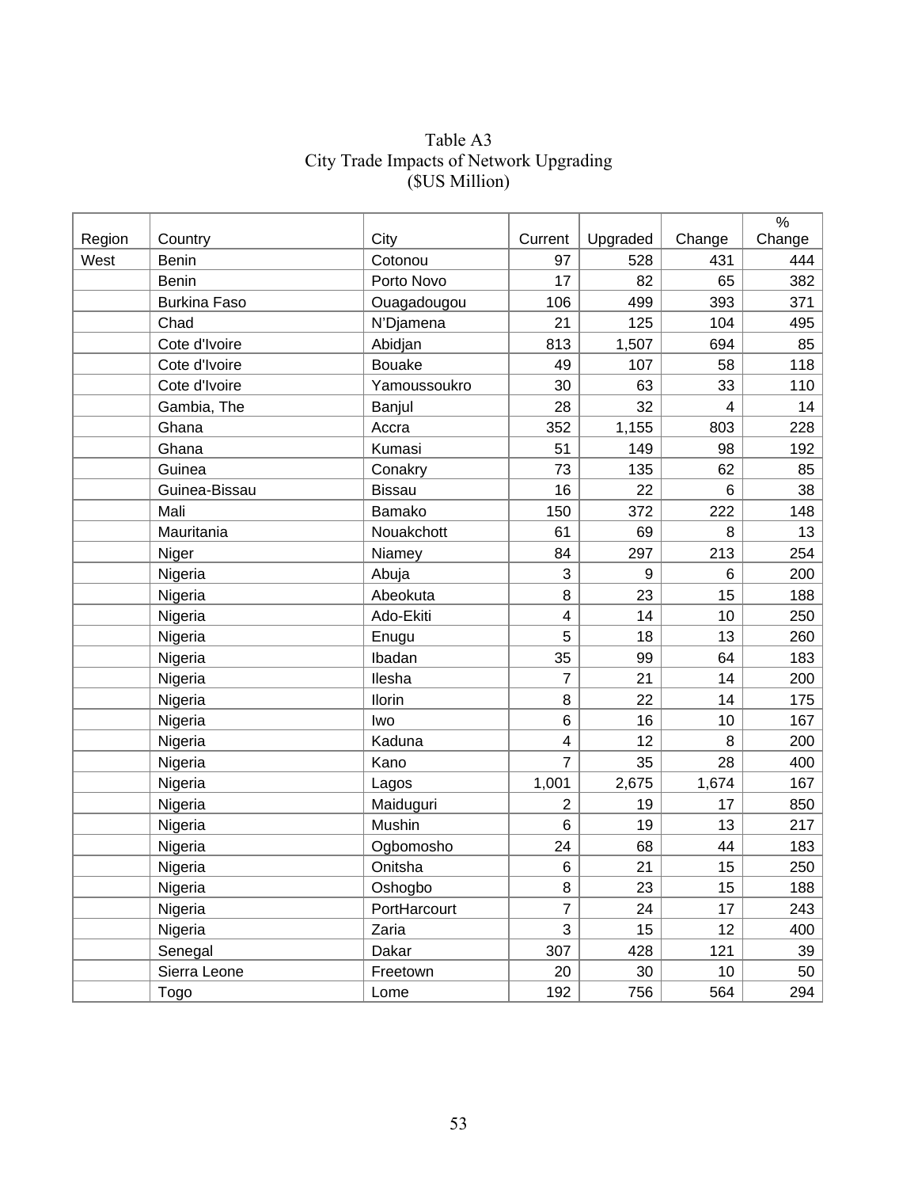Table A3

City Trade Impacts of Network Upgrading

($US Million)

| Region | Country | City | Current | Upgraded | Change | % Change |
|---|---|---|---|---|---|---|
| West | Benin | Cotonou | 97 | 528 | 431 | 444 |
| | Benin | Porto Novo | 17 | 82 | 65 | 382 |
| | Burkina Faso | Ouagadougou | 106 | 499 | 393 | 371 |
| | Chad | N'Djamena | 21 | 125 | 104 | 495 |
| | Cote d'Ivoire | Abidjan | 813 | 1,507 | 694 | 85 |
| | Cote d'Ivoire | Bouake | 49 | 107 | 58 | 118 |
| | Cote d'Ivoire | Yamoussoukro | 30 | 63 | 33 | 110 |
| | Gambia, The | Banjul | 28 | 32 | 4 | 14 |
| | Ghana | Accra | 352 | 1,155 | 803 | 228 |
| | Ghana | Kumasi | 51 | 149 | 98 | 192 |
| | Guinea | Conakry | 73 | 135 | 62 | 85 |
| | Guinea-Bissau | Bissau | 16 | 22 | 6 | 38 |
| | Mali | Bamako | 150 | 372 | 222 | 148 |
| | Mauritania | Nouakchott | 61 | 69 | 8 | 13 |
| | Niger | Niamey | 84 | 297 | 213 | 254 |
| | Nigeria | Abuja | 3 | 9 | 6 | 200 |
| | Nigeria | Abeokuta | 8 | 23 | 15 | 188 |
| | Nigeria | Ado-Ekiti | 4 | 14 | 10 | 250 |
| | Nigeria | Enugu | 5 | 18 | 13 | 260 |
| | Nigeria | Ibadan | 35 | 99 | 64 | 183 |
| | Nigeria | Ilesha | 7 | 21 | 14 | 200 |
| | Nigeria | Ilorin | 8 | 22 | 14 | 175 |
| | Nigeria | Iwo | 6 | 16 | 10 | 167 |
| | Nigeria | Kaduna | 4 | 12 | 8 | 200 |
| | Nigeria | Kano | 7 | 35 | 28 | 400 |
| | Nigeria | Lagos | 1,001 | 2,675 | 1,674 | 167 |
| | Nigeria | Maiduguri | 2 | 19 | 17 | 850 |
| | Nigeria | Mushin | 6 | 19 | 13 | 217 |
| | Nigeria | Ogbomosho | 24 | 68 | 44 | 183 |
| | Nigeria | Onitsha | 6 | 21 | 15 | 250 |
| | Nigeria | Oshogbo | 8 | 23 | 15 | 188 |
| | Nigeria | PortHarcourt | 7 | 24 | 17 | 243 |
| | Nigeria | Zaria | 3 | 15 | 12 | 400 |
| | Senegal | Dakar | 307 | 428 | 121 | 39 |
| | Sierra Leone | Freetown | 20 | 30 | 10 | 50 |
| | Togo | Lome | 192 | 756 | 564 | 294 |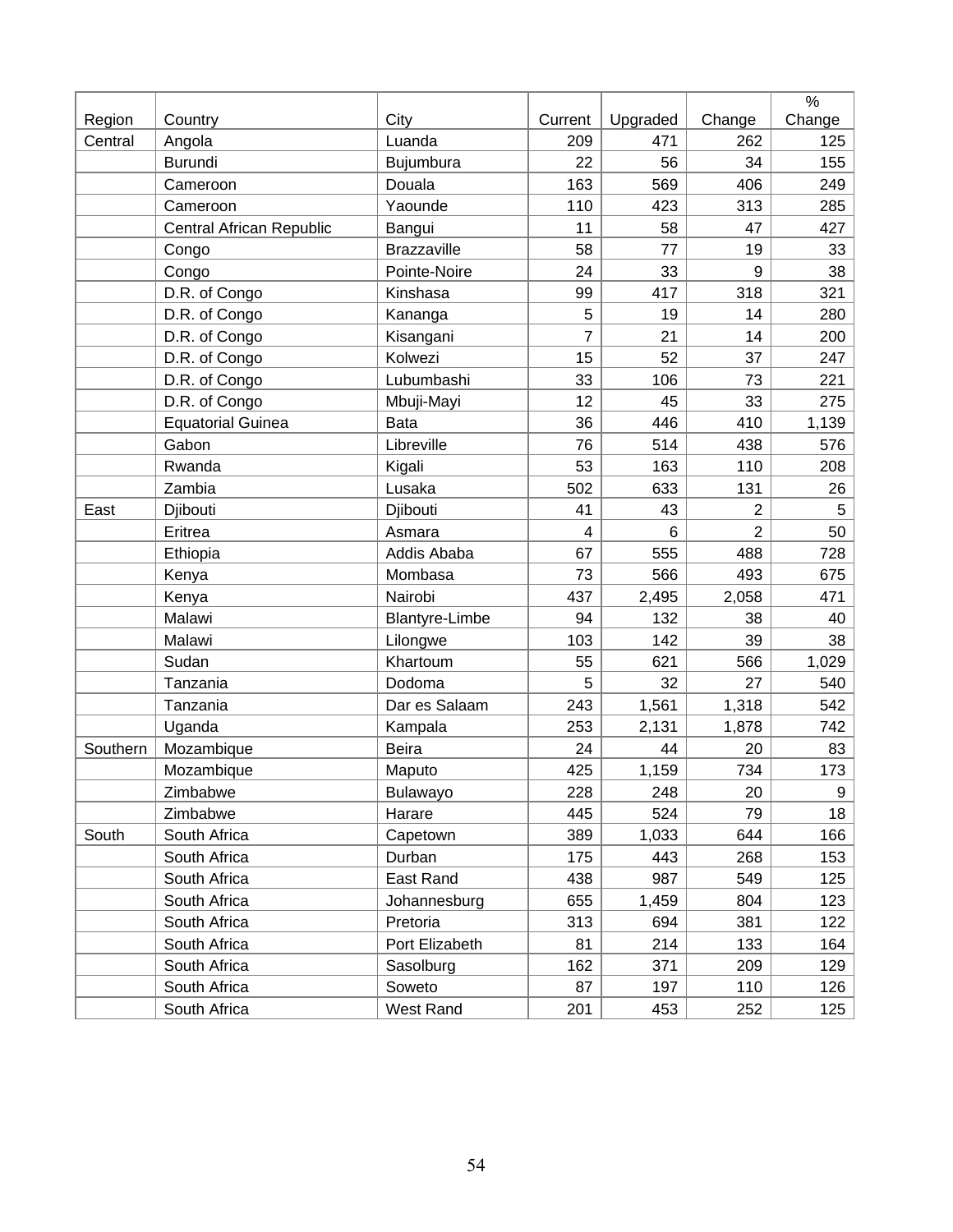| Region | Country | City | Current | Upgraded | Change | % Change |
|---|---|---|---|---|---|---|
| Central | Angola | Luanda | 209 | 471 | 262 | 125 |
| | Burundi | Bujumbura | 22 | 56 | 34 | 155 |
| | Cameroon | Douala | 163 | 569 | 406 | 249 |
| | Cameroon | Yaounde | 110 | 423 | 313 | 285 |
| | Central African Republic | Bangui | 11 | 58 | 47 | 427 |
| | Congo | Brazzaville | 58 | 77 | 19 | 33 |
| | Congo | Pointe-Noire | 24 | 33 | 9 | 38 |
| | D.R. of Congo | Kinshasa | 99 | 417 | 318 | 321 |
| | D.R. of Congo | Kananga | 5 | 19 | 14 | 280 |
| | D.R. of Congo | Kisangani | 7 | 21 | 14 | 200 |
| | D.R. of Congo | Kolwezi | 15 | 52 | 37 | 247 |
| | D.R. of Congo | Lubumbashi | 33 | 106 | 73 | 221 |
| | D.R. of Congo | Mbuji-Mayi | 12 | 45 | 33 | 275 |
| | Equatorial Guinea | Bata | 36 | 446 | 410 | 1,139 |
| | Gabon | Libreville | 76 | 514 | 438 | 576 |
| | Rwanda | Kigali | 53 | 163 | 110 | 208 |
| | Zambia | Lusaka | 502 | 633 | 131 | 26 |
| East | Djibouti | Djibouti | 41 | 43 | 2 | 5 |
| | Eritrea | Asmara | 4 | 6 | 2 | 50 |
| | Ethiopia | Addis Ababa | 67 | 555 | 488 | 728 |
| | Kenya | Mombasa | 73 | 566 | 493 | 675 |
| | Kenya | Nairobi | 437 | 2,495 | 2,058 | 471 |
| | Malawi | Blantyre-Limbe | 94 | 132 | 38 | 40 |
| | Malawi | Lilongwe | 103 | 142 | 39 | 38 |
| | Sudan | Khartoum | 55 | 621 | 566 | 1,029 |
| | Tanzania | Dodoma | 5 | 32 | 27 | 540 |
| | Tanzania | Dar es Salaam | 243 | 1,561 | 1,318 | 542 |
| | Uganda | Kampala | 253 | 2,131 | 1,878 | 742 |
| Southern | Mozambique | Beira | 24 | 44 | 20 | 83 |
| | Mozambique | Maputo | 425 | 1,159 | 734 | 173 |
| | Zimbabwe | Bulawayo | 228 | 248 | 20 | 9 |
| | Zimbabwe | Harare | 445 | 524 | 79 | 18 |
| South | South Africa | Capetown | 389 | 1,033 | 644 | 166 |
| | South Africa | Durban | 175 | 443 | 268 | 153 |
| | South Africa | East Rand | 438 | 987 | 549 | 125 |
| | South Africa | Johannesburg | 655 | 1,459 | 804 | 123 |
| | South Africa | Pretoria | 313 | 694 | 381 | 122 |
| | South Africa | Port Elizabeth | 81 | 214 | 133 | 164 |
| | South Africa | Sasolburg | 162 | 371 | 209 | 129 |
| | South Africa | Soweto | 87 | 197 | 110 | 126 |
| | South Africa | West Rand | 201 | 453 | 252 | 125 |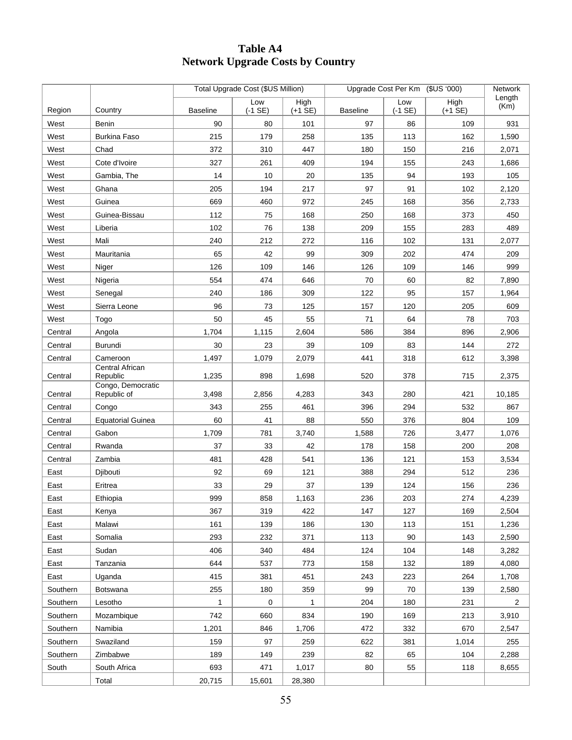# Table A4
## Network Upgrade Costs by Country

| Region | Country | Total Upgrade Cost ($US Million) | | | Upgrade Cost Per Km ($US '000) | | | Network Length (Km) |
|---|---|---|---|---|---|---|---|---|
| | | Baseline | Low (-1 SE) | High (+1 SE) | Baseline | Low (-1 SE) | High (+1 SE) | |
| West | Benin | 90 | 80 | 101 | 97 | 86 | 109 | 931 |
| West | Burkina Faso | 215 | 179 | 258 | 135 | 113 | 162 | 1,590 |
| West | Chad | 372 | 310 | 447 | 180 | 150 | 216 | 2,071 |
| West | Cote d'Ivoire | 327 | 261 | 409 | 194 | 155 | 243 | 1,686 |
| West | Gambia, The | 14 | 10 | 20 | 135 | 94 | 193 | 105 |
| West | Ghana | 205 | 194 | 217 | 97 | 91 | 102 | 2,120 |
| West | Guinea | 669 | 460 | 972 | 245 | 168 | 356 | 2,733 |
| West | Guinea-Bissau | 112 | 75 | 168 | 250 | 168 | 373 | 450 |
| West | Liberia | 102 | 76 | 138 | 209 | 155 | 283 | 489 |
| West | Mali | 240 | 212 | 272 | 116 | 102 | 131 | 2,077 |
| West | Mauritania | 65 | 42 | 99 | 309 | 202 | 474 | 209 |
| West | Niger | 126 | 109 | 146 | 126 | 109 | 146 | 999 |
| West | Nigeria | 554 | 474 | 646 | 70 | 60 | 82 | 7,890 |
| West | Senegal | 240 | 186 | 309 | 122 | 95 | 157 | 1,964 |
| West | Sierra Leone | 96 | 73 | 125 | 157 | 120 | 205 | 609 |
| West | Togo | 50 | 45 | 55 | 71 | 64 | 78 | 703 |
| Central | Angola | 1,704 | 1,115 | 2,604 | 586 | 384 | 896 | 2,906 |
| Central | Burundi | 30 | 23 | 39 | 109 | 83 | 144 | 272 |
| Central | Cameroon | 1,497 | 1,079 | 2,079 | 441 | 318 | 612 | 3,398 |
| Central | Central African Republic | 1,235 | 898 | 1,698 | 520 | 378 | 715 | 2,375 |
| Central | Congo, Democratic Republic of | 3,498 | 2,856 | 4,283 | 343 | 280 | 421 | 10,185 |
| Central | Congo | 343 | 255 | 461 | 396 | 294 | 532 | 867 |
| Central | Equatorial Guinea | 60 | 41 | 88 | 550 | 376 | 804 | 109 |
| Central | Gabon | 1,709 | 781 | 3,740 | 1,588 | 726 | 3,477 | 1,076 |
| Central | Rwanda | 37 | 33 | 42 | 178 | 158 | 200 | 208 |
| Central | Zambia | 481 | 428 | 541 | 136 | 121 | 153 | 3,534 |
| East | Djibouti | 92 | 69 | 121 | 388 | 294 | 512 | 236 |
| East | Eritrea | 33 | 29 | 37 | 139 | 124 | 156 | 236 |
| East | Ethiopia | 999 | 858 | 1,163 | 236 | 203 | 274 | 4,239 |
| East | Kenya | 367 | 319 | 422 | 147 | 127 | 169 | 2,504 |
| East | Malawi | 161 | 139 | 186 | 130 | 113 | 151 | 1,236 |
| East | Somalia | 293 | 232 | 371 | 113 | 90 | 143 | 2,590 |
| East | Sudan | 406 | 340 | 484 | 124 | 104 | 148 | 3,282 |
| East | Tanzania | 644 | 537 | 773 | 158 | 132 | 189 | 4,080 |
| East | Uganda | 415 | 381 | 451 | 243 | 223 | 264 | 1,708 |
| Southern | Botswana | 255 | 180 | 359 | 99 | 70 | 139 | 2,580 |
| Southern | Lesotho | 1 | 0 | 1 | 204 | 180 | 231 | 2 |
| Southern | Mozambique | 742 | 660 | 834 | 190 | 169 | 213 | 3,910 |
| Southern | Namibia | 1,201 | 846 | 1,706 | 472 | 332 | 670 | 2,547 |
| Southern | Swaziland | 159 | 97 | 259 | 622 | 381 | 1,014 | 255 |
| Southern | Zimbabwe | 189 | 149 | 239 | 82 | 65 | 104 | 2,288 |
| South | South Africa | 693 | 471 | 1,017 | 80 | 55 | 118 | 8,655 |
| | Total | 20,715 | 15,601 | 28,380 | | | | |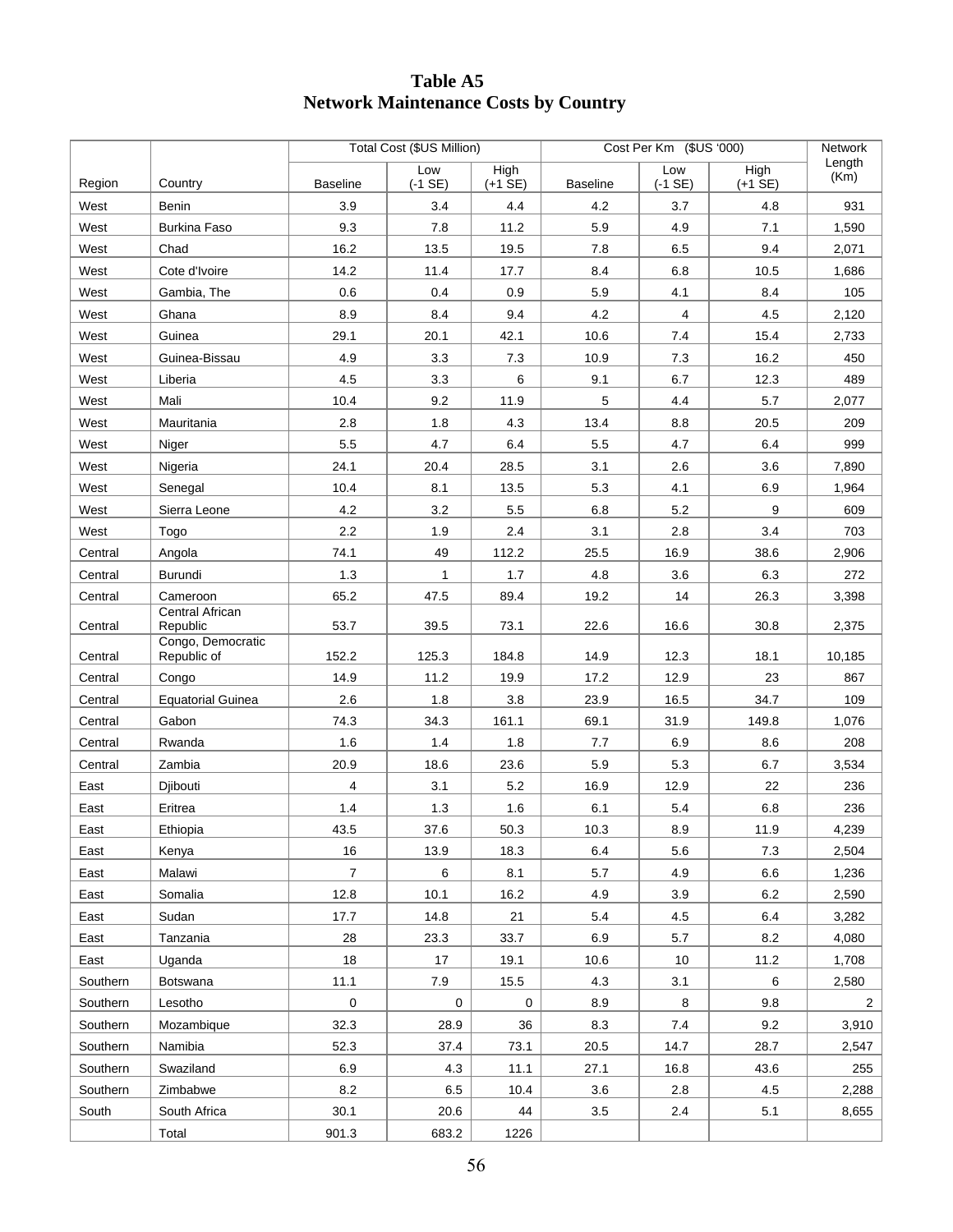# Table A5
## Network Maintenance Costs by Country

| Region | Country | Total Cost ($US Million) | | | Cost Per Km ($US '000) | | | Network Length (Km) |
|---|---|---|---|---|---|---|---|---|
| | | Baseline | Low (-1 SE) | High (+1 SE) | Baseline | Low (-1 SE) | High (+1 SE) | |
| West | Benin | 3.9 | 3.4 | 4.4 | 4.2 | 3.7 | 4.8 | 931 |
| West | Burkina Faso | 9.3 | 7.8 | 11.2 | 5.9 | 4.9 | 7.1 | 1,590 |
| West | Chad | 16.2 | 13.5 | 19.5 | 7.8 | 6.5 | 9.4 | 2,071 |
| West | Cote d'Ivoire | 14.2 | 11.4 | 17.7 | 8.4 | 6.8 | 10.5 | 1,686 |
| West | Gambia, The | 0.6 | 0.4 | 0.9 | 5.9 | 4.1 | 8.4 | 105 |
| West | Ghana | 8.9 | 8.4 | 9.4 | 4.2 | 4 | 4.5 | 2,120 |
| West | Guinea | 29.1 | 20.1 | 42.1 | 10.6 | 7.4 | 15.4 | 2,733 |
| West | Guinea-Bissau | 4.9 | 3.3 | 7.3 | 10.9 | 7.3 | 16.2 | 450 |
| West | Liberia | 4.5 | 3.3 | 6 | 9.1 | 6.7 | 12.3 | 489 |
| West | Mali | 10.4 | 9.2 | 11.9 | 5 | 4.4 | 5.7 | 2,077 |
| West | Mauritania | 2.8 | 1.8 | 4.3 | 13.4 | 8.8 | 20.5 | 209 |
| West | Niger | 5.5 | 4.7 | 6.4 | 5.5 | 4.7 | 6.4 | 999 |
| West | Nigeria | 24.1 | 20.4 | 28.5 | 3.1 | 2.6 | 3.6 | 7,890 |
| West | Senegal | 10.4 | 8.1 | 13.5 | 5.3 | 4.1 | 6.9 | 1,964 |
| West | Sierra Leone | 4.2 | 3.2 | 5.5 | 6.8 | 5.2 | 9 | 609 |
| West | Togo | 2.2 | 1.9 | 2.4 | 3.1 | 2.8 | 3.4 | 703 |
| Central | Angola | 74.1 | 49 | 112.2 | 25.5 | 16.9 | 38.6 | 2,906 |
| Central | Burundi | 1.3 | 1 | 1.7 | 4.8 | 3.6 | 6.3 | 272 |
| Central | Cameroon | 65.2 | 47.5 | 89.4 | 19.2 | 14 | 26.3 | 3,398 |
| Central | Central African Republic | 53.7 | 39.5 | 73.1 | 22.6 | 16.6 | 30.8 | 2,375 |
| Central | Congo, Democratic Republic of | 152.2 | 125.3 | 184.8 | 14.9 | 12.3 | 18.1 | 10,185 |
| Central | Congo | 14.9 | 11.2 | 19.9 | 17.2 | 12.9 | 23 | 867 |
| Central | Equatorial Guinea | 2.6 | 1.8 | 3.8 | 23.9 | 16.5 | 34.7 | 109 |
| Central | Gabon | 74.3 | 34.3 | 161.1 | 69.1 | 31.9 | 149.8 | 1,076 |
| Central | Rwanda | 1.6 | 1.4 | 1.8 | 7.7 | 6.9 | 8.6 | 208 |
| Central | Zambia | 20.9 | 18.6 | 23.6 | 5.9 | 5.3 | 6.7 | 3,534 |
| East | Djibouti | 4 | 3.1 | 5.2 | 16.9 | 12.9 | 22 | 236 |
| East | Eritrea | 1.4 | 1.3 | 1.6 | 6.1 | 5.4 | 6.8 | 236 |
| East | Ethiopia | 43.5 | 37.6 | 50.3 | 10.3 | 8.9 | 11.9 | 4,239 |
| East | Kenya | 16 | 13.9 | 18.3 | 6.4 | 5.6 | 7.3 | 2,504 |
| East | Malawi | 7 | 6 | 8.1 | 5.7 | 4.9 | 6.6 | 1,236 |
| East | Somalia | 12.8 | 10.1 | 16.2 | 4.9 | 3.9 | 6.2 | 2,590 |
| East | Sudan | 17.7 | 14.8 | 21 | 5.4 | 4.5 | 6.4 | 3,282 |
| East | Tanzania | 28 | 23.3 | 33.7 | 6.9 | 5.7 | 8.2 | 4,080 |
| East | Uganda | 18 | 17 | 19.1 | 10.6 | 10 | 11.2 | 1,708 |
| Southern | Botswana | 11.1 | 7.9 | 15.5 | 4.3 | 3.1 | 6 | 2,580 |
| Southern | Lesotho | 0 | 0 | 0 | 8.9 | 8 | 9.8 | 2 |
| Southern | Mozambique | 32.3 | 28.9 | 36 | 8.3 | 7.4 | 9.2 | 3,910 |
| Southern | Namibia | 52.3 | 37.4 | 73.1 | 20.5 | 14.7 | 28.7 | 2,547 |
| Southern | Swaziland | 6.9 | 4.3 | 11.1 | 27.1 | 16.8 | 43.6 | 255 |
| Southern | Zimbabwe | 8.2 | 6.5 | 10.4 | 3.6 | 2.8 | 4.5 | 2,288 |
| South | South Africa | 30.1 | 20.6 | 44 | 3.5 | 2.4 | 5.1 | 8,655 |
| | Total | 901.3 | 683.2 | 1226 | | | | |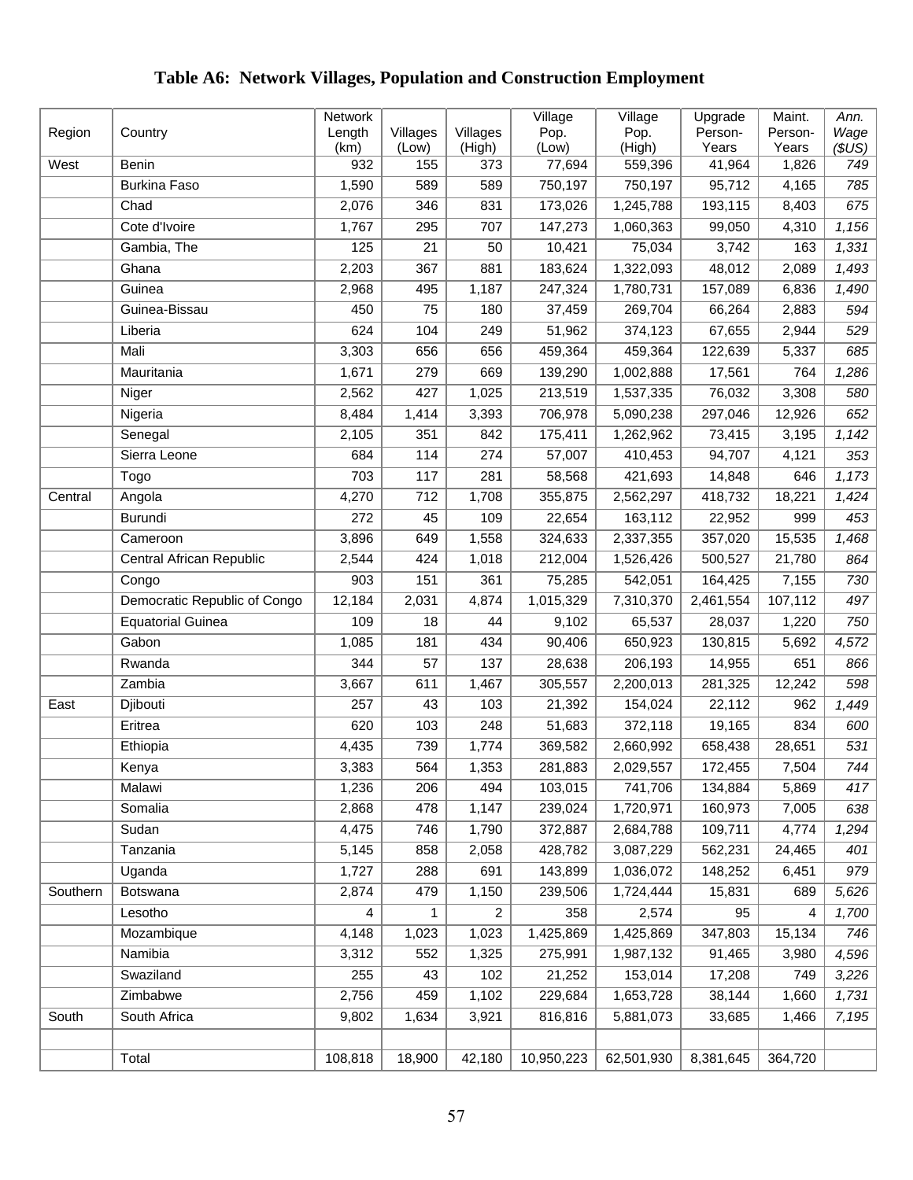# Table A6: Network Villages, Population and Construction Employment

| Region | Country | Network Length (km) | Villages (Low) | Villages (High) | Village Pop. (Low) | Village Pop. (High) | Upgrade Person-Years | Maint. Person-Years | *Ann. Wage ($US)* |
|---|---|---|---|---|---|---|---|---|---|
| West | Benin | 932 | 155 | 373 | 77,694 | 559,396 | 41,964 | 1,826 | *749* |
| | Burkina Faso | 1,590 | 589 | 589 | 750,197 | 750,197 | 95,712 | 4,165 | *785* |
| | Chad | 2,076 | 346 | 831 | 173,026 | 1,245,788 | 193,115 | 8,403 | *675* |
| | Cote d'Ivoire | 1,767 | 295 | 707 | 147,273 | 1,060,363 | 99,050 | 4,310 | *1,156* |
| | Gambia, The | 125 | 21 | 50 | 10,421 | 75,034 | 3,742 | 163 | *1,331* |
| | Ghana | 2,203 | 367 | 881 | 183,624 | 1,322,093 | 48,012 | 2,089 | *1,493* |
| | Guinea | 2,968 | 495 | 1,187 | 247,324 | 1,780,731 | 157,089 | 6,836 | *1,490* |
| | Guinea-Bissau | 450 | 75 | 180 | 37,459 | 269,704 | 66,264 | 2,883 | *594* |
| | Liberia | 624 | 104 | 249 | 51,962 | 374,123 | 67,655 | 2,944 | *529* |
| | Mali | 3,303 | 656 | 656 | 459,364 | 459,364 | 122,639 | 5,337 | *685* |
| | Mauritania | 1,671 | 279 | 669 | 139,290 | 1,002,888 | 17,561 | 764 | *1,286* |
| | Niger | 2,562 | 427 | 1,025 | 213,519 | 1,537,335 | 76,032 | 3,308 | *580* |
| | Nigeria | 8,484 | 1,414 | 3,393 | 706,978 | 5,090,238 | 297,046 | 12,926 | *652* |
| | Senegal | 2,105 | 351 | 842 | 175,411 | 1,262,962 | 73,415 | 3,195 | *1,142* |
| | Sierra Leone | 684 | 114 | 274 | 57,007 | 410,453 | 94,707 | 4,121 | *353* |
| | Togo | 703 | 117 | 281 | 58,568 | 421,693 | 14,848 | 646 | *1,173* |
| Central | Angola | 4,270 | 712 | 1,708 | 355,875 | 2,562,297 | 418,732 | 18,221 | *1,424* |
| | Burundi | 272 | 45 | 109 | 22,654 | 163,112 | 22,952 | 999 | *453* |
| | Cameroon | 3,896 | 649 | 1,558 | 324,633 | 2,337,355 | 357,020 | 15,535 | *1,468* |
| | Central African Republic | 2,544 | 424 | 1,018 | 212,004 | 1,526,426 | 500,527 | 21,780 | *864* |
| | Congo | 903 | 151 | 361 | 75,285 | 542,051 | 164,425 | 7,155 | *730* |
| | Democratic Republic of Congo | 12,184 | 2,031 | 4,874 | 1,015,329 | 7,310,370 | 2,461,554 | 107,112 | *497* |
| | Equatorial Guinea | 109 | 18 | 44 | 9,102 | 65,537 | 28,037 | 1,220 | *750* |
| | Gabon | 1,085 | 181 | 434 | 90,406 | 650,923 | 130,815 | 5,692 | *4,572* |
| | Rwanda | 344 | 57 | 137 | 28,638 | 206,193 | 14,955 | 651 | *866* |
| | Zambia | 3,667 | 611 | 1,467 | 305,557 | 2,200,013 | 281,325 | 12,242 | *598* |
| East | Djibouti | 257 | 43 | 103 | 21,392 | 154,024 | 22,112 | 962 | *1,449* |
| | Eritrea | 620 | 103 | 248 | 51,683 | 372,118 | 19,165 | 834 | *600* |
| | Ethiopia | 4,435 | 739 | 1,774 | 369,582 | 2,660,992 | 658,438 | 28,651 | *531* |
| | Kenya | 3,383 | 564 | 1,353 | 281,883 | 2,029,557 | 172,455 | 7,504 | *744* |
| | Malawi | 1,236 | 206 | 494 | 103,015 | 741,706 | 134,884 | 5,869 | *417* |
| | Somalia | 2,868 | 478 | 1,147 | 239,024 | 1,720,971 | 160,973 | 7,005 | *638* |
| | Sudan | 4,475 | 746 | 1,790 | 372,887 | 2,684,788 | 109,711 | 4,774 | *1,294* |
| | Tanzania | 5,145 | 858 | 2,058 | 428,782 | 3,087,229 | 562,231 | 24,465 | *401* |
| | Uganda | 1,727 | 288 | 691 | 143,899 | 1,036,072 | 148,252 | 6,451 | *979* |
| Southern | Botswana | 2,874 | 479 | 1,150 | 239,506 | 1,724,444 | 15,831 | 689 | *5,626* |
| | Lesotho | 4 | 1 | 2 | 358 | 2,574 | 95 | 4 | *1,700* |
| | Mozambique | 4,148 | 1,023 | 1,023 | 1,425,869 | 1,425,869 | 347,803 | 15,134 | *746* |
| | Namibia | 3,312 | 552 | 1,325 | 275,991 | 1,987,132 | 91,465 | 3,980 | *4,596* |
| | Swaziland | 255 | 43 | 102 | 21,252 | 153,014 | 17,208 | 749 | *3,226* |
| | Zimbabwe | 2,756 | 459 | 1,102 | 229,684 | 1,653,728 | 38,144 | 1,660 | *1,731* |
| South | South Africa | 9,802 | 1,634 | 3,921 | 816,816 | 5,881,073 | 33,685 | 1,466 | *7,195* |
| | | | | | | | | | |
| | Total | 108,818 | 18,900 | 42,180 | 10,950,223 | 62,501,930 | 8,381,645 | 364,720 | |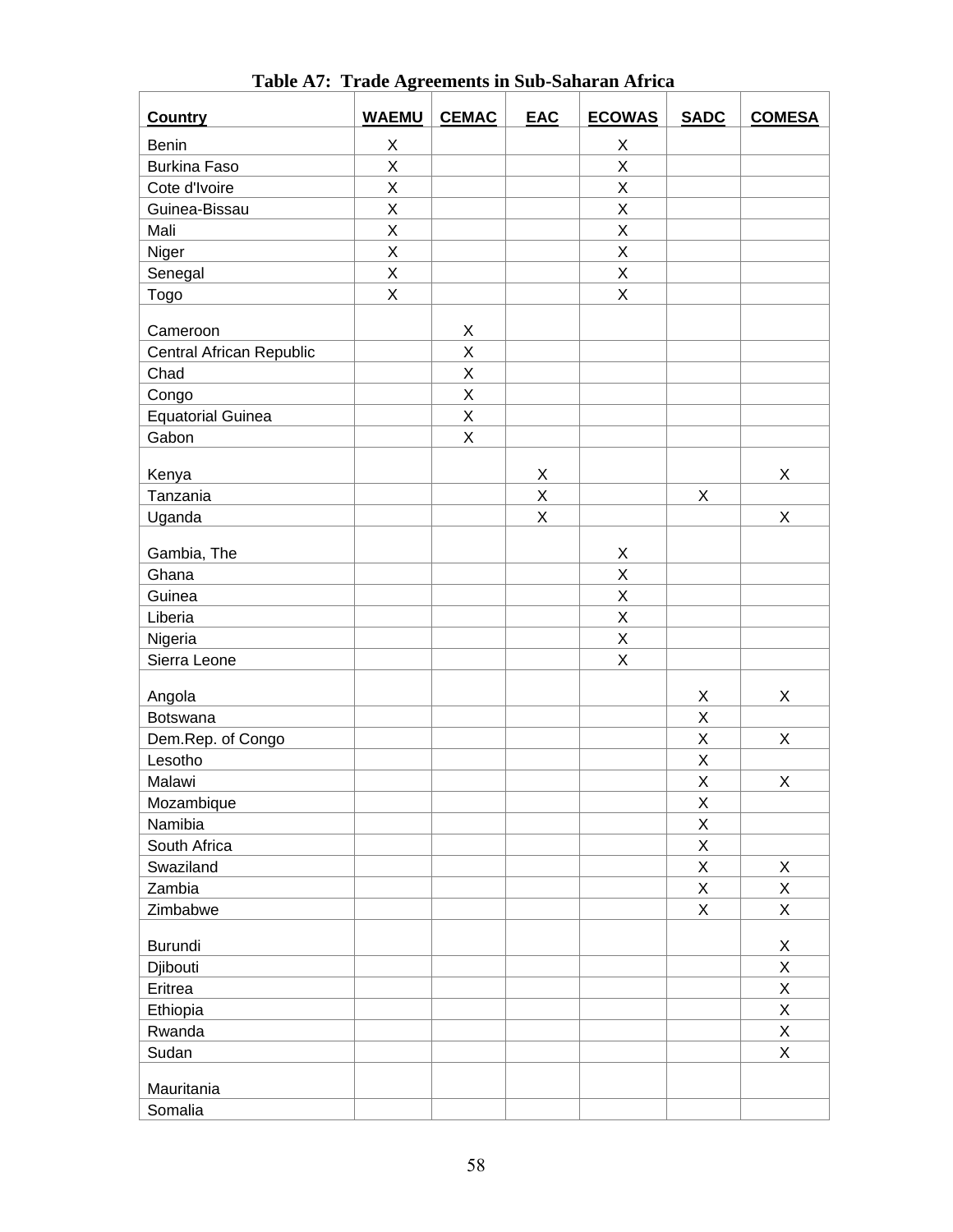**Table A7: Trade Agreements in Sub-Saharan Africa**

| Country | WAEMU | CEMAC | EAC | ECOWAS | SADC | COMESA |
|---|---|---|---|---|---|---|
| Benin | X | | | X | | |
| Burkina Faso | X | | | X | | |
| Cote d'Ivoire | X | | | X | | |
| Guinea-Bissau | X | | | X | | |
| Mali | X | | | X | | |
| Niger | X | | | X | | |
| Senegal | X | | | X | | |
| Togo | X | | | X | | |
| | | | | | | |
| Cameroon | | X | | | | |
| Central African Republic | | X | | | | |
| Chad | | X | | | | |
| Congo | | X | | | | |
| Equatorial Guinea | | X | | | | |
| Gabon | | X | | | | |
| | | | | | | |
| Kenya | | | X | | | X |
| Tanzania | | | X | | X | |
| Uganda | | | X | | | X |
| | | | | | | |
| Gambia, The | | | | X | | |
| Ghana | | | | X | | |
| Guinea | | | | X | | |
| Liberia | | | | X | | |
| Nigeria | | | | X | | |
| Sierra Leone | | | | X | | |
| | | | | | | |
| Angola | | | | | X | X |
| Botswana | | | | | X | |
| Dem.Rep. of Congo | | | | | X | X |
| Lesotho | | | | | X | |
| Malawi | | | | | X | X |
| Mozambique | | | | | X | |
| Namibia | | | | | X | |
| South Africa | | | | | X | |
| Swaziland | | | | | X | X |
| Zambia | | | | | X | X |
| Zimbabwe | | | | | X | X |
| | | | | | | |
| Burundi | | | | | | X |
| Djibouti | | | | | | X |
| Eritrea | | | | | | X |
| Ethiopia | | | | | | X |
| Rwanda | | | | | | X |
| Sudan | | | | | | X |
| | | | | | | |
| Mauritania | | | | | | |
| Somalia | | | | | | |